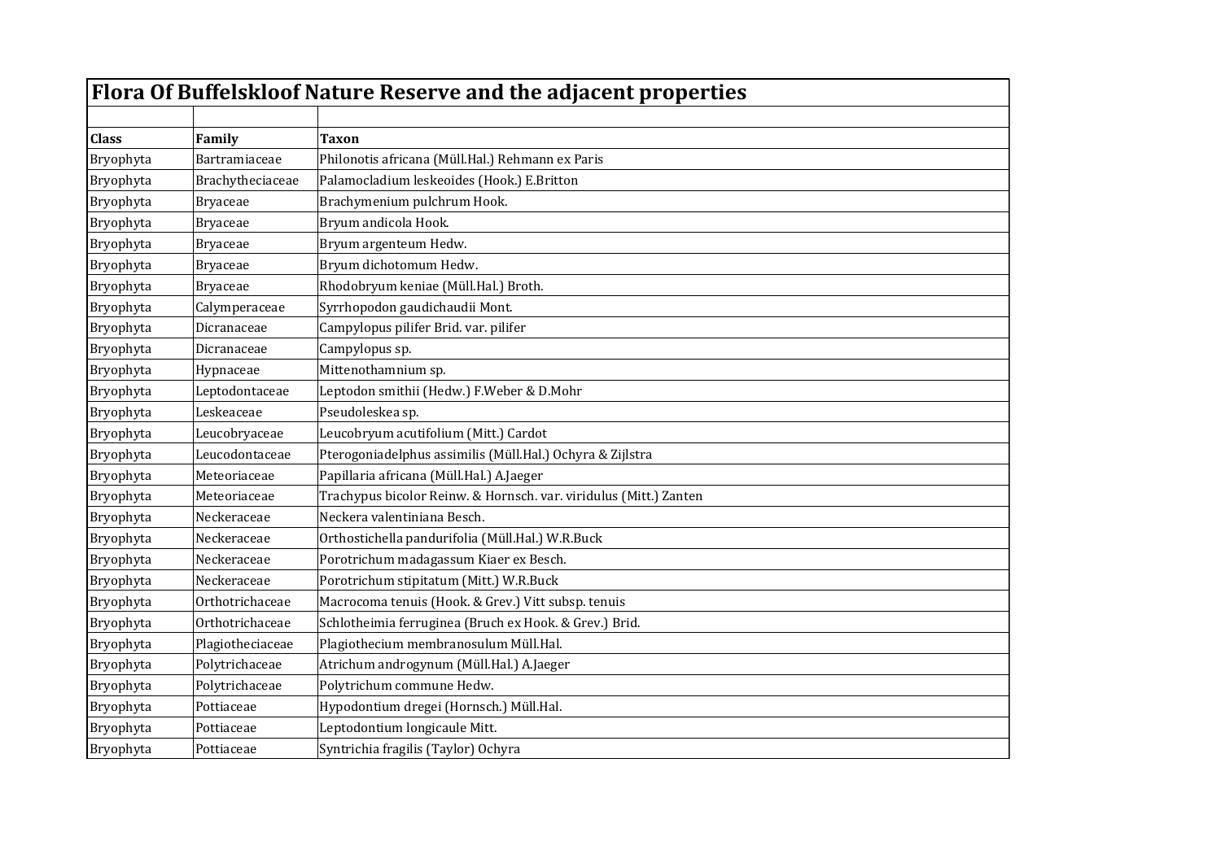# Flora Of Buffelskloof Nature Reserve and the adjacent properties

| Class | Family | Taxon |
|---|---|---|
| Bryophyta | Bartramiaceae | Philonotis africana (Müll.Hal.) Rehmann ex Paris |
| Bryophyta | Brachytheciaceae | Palamocladium leskeoides (Hook.) E.Britton |
| Bryophyta | Bryaceae | Brachymenium pulchrum Hook. |
| Bryophyta | Bryaceae | Bryum andicola Hook. |
| Bryophyta | Bryaceae | Bryum argenteum Hedw. |
| Bryophyta | Bryaceae | Bryum dichotomum Hedw. |
| Bryophyta | Bryaceae | Rhodobryum keniae (Müll.Hal.) Broth. |
| Bryophyta | Calymperaceae | Syrrhopodon gaudichaudii Mont. |
| Bryophyta | Dicranaceae | Campylopus pilifer Brid. var. pilifer |
| Bryophyta | Dicranaceae | Campylopus sp. |
| Bryophyta | Hypnaceae | Mittenothamnium sp. |
| Bryophyta | Leptodontaceae | Leptodon smithii (Hedw.) F.Weber & D.Mohr |
| Bryophyta | Leskeaceae | Pseudoleskea sp. |
| Bryophyta | Leucobryaceae | Leucobryum acutifolium (Mitt.) Cardot |
| Bryophyta | Leucodontaceae | Pterogoniadelphus assimilis (Müll.Hal.) Ochyra & Zijlstra |
| Bryophyta | Meteoriaceae | Papillaria africana (Müll.Hal.) A.Jaeger |
| Bryophyta | Meteoriaceae | Trachypus bicolor Reinw. & Hornsch. var. viridulus (Mitt.) Zanten |
| Bryophyta | Neckeraceae | Neckera valentiniana Besch. |
| Bryophyta | Neckeraceae | Orthostichella pandurifolia (Müll.Hal.) W.R.Buck |
| Bryophyta | Neckeraceae | Porotrichum madagassum Kiaer ex Besch. |
| Bryophyta | Neckeraceae | Porotrichum stipitatum (Mitt.) W.R.Buck |
| Bryophyta | Orthotrichaceae | Macrocoma tenuis (Hook. & Grev.) Vitt subsp. tenuis |
| Bryophyta | Orthotrichaceae | Schlotheimia ferruginea (Bruch ex Hook. & Grev.) Brid. |
| Bryophyta | Plagiotheciaceae | Plagiothecium membranosulum Müll.Hal. |
| Bryophyta | Polytrichaceae | Atrichum androgynum (Müll.Hal.) A.Jaeger |
| Bryophyta | Polytrichaceae | Polytrichum commune Hedw. |
| Bryophyta | Pottiaceae | Hypodontium dregei (Hornsch.) Müll.Hal. |
| Bryophyta | Pottiaceae | Leptodontium longicaule Mitt. |
| Bryophyta | Pottiaceae | Syntrichia fragilis (Taylor) Ochyra |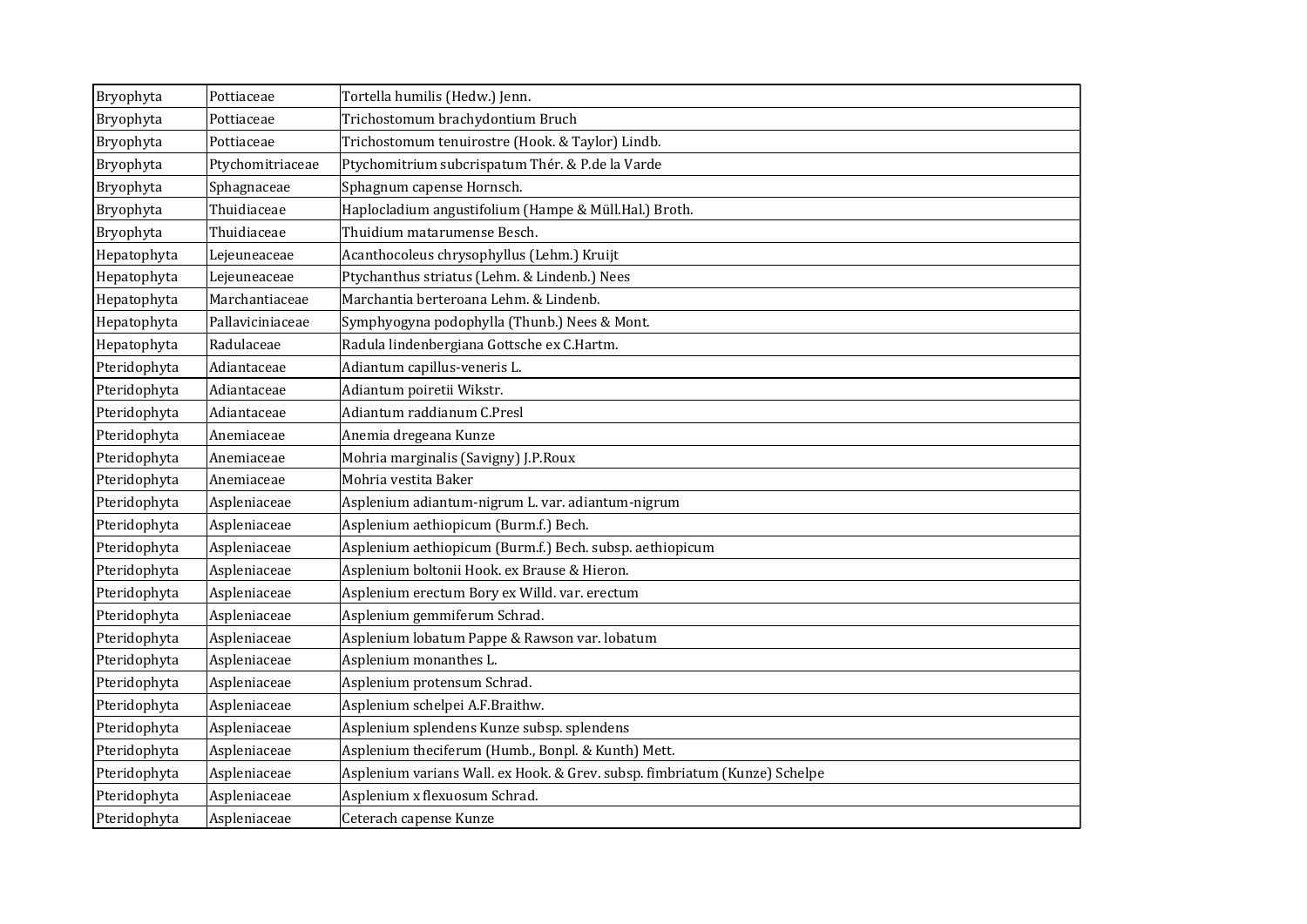| Bryophyta | Pottiaceae | Tortella humilis (Hedw.) Jenn. |
|---|---|---|
| Bryophyta | Pottiaceae | Trichostomum brachydontium Bruch |
| Bryophyta | Pottiaceae | Trichostomum tenuirostre (Hook. & Taylor) Lindb. |
| Bryophyta | Ptychomitriaceae | Ptychomitrium subcrispatum Thér. & P.de la Varde |
| Bryophyta | Sphagnaceae | Sphagnum capense Hornsch. |
| Bryophyta | Thuidiaceae | Haplocladium angustifolium (Hampe & Müll.Hal.) Broth. |
| Bryophyta | Thuidiaceae | Thuidium matarumense Besch. |
| Hepatophyta | Lejeuneaceae | Acanthocoleus chrysophyllus (Lehm.) Kruijt |
| Hepatophyta | Lejeuneaceae | Ptychanthus striatus (Lehm. & Lindenb.) Nees |
| Hepatophyta | Marchantiaceae | Marchantia berteroana Lehm. & Lindenb. |
| Hepatophyta | Pallaviciniaceae | Symphyogyna podophylla (Thunb.) Nees & Mont. |
| Hepatophyta | Radulaceae | Radula lindenbergiana Gottsche ex C.Hartm. |
| Pteridophyta | Adiantaceae | Adiantum capillus-veneris L. |
| Pteridophyta | Adiantaceae | Adiantum poiretii Wikstr. |
| Pteridophyta | Adiantaceae | Adiantum raddianum C.Presl |
| Pteridophyta | Anemiaceae | Anemia dregeana Kunze |
| Pteridophyta | Anemiaceae | Mohria marginalis (Savigny) J.P.Roux |
| Pteridophyta | Anemiaceae | Mohria vestita Baker |
| Pteridophyta | Aspleniaceae | Asplenium adiantum-nigrum L. var. adiantum-nigrum |
| Pteridophyta | Aspleniaceae | Asplenium aethiopicum (Burm.f.) Bech. |
| Pteridophyta | Aspleniaceae | Asplenium aethiopicum (Burm.f.) Bech. subsp. aethiopicum |
| Pteridophyta | Aspleniaceae | Asplenium boltonii Hook. ex Brause & Hieron. |
| Pteridophyta | Aspleniaceae | Asplenium erectum Bory ex Willd. var. erectum |
| Pteridophyta | Aspleniaceae | Asplenium gemmiferum Schrad. |
| Pteridophyta | Aspleniaceae | Asplenium lobatum Pappe & Rawson var. lobatum |
| Pteridophyta | Aspleniaceae | Asplenium monanthes L. |
| Pteridophyta | Aspleniaceae | Asplenium protensum Schrad. |
| Pteridophyta | Aspleniaceae | Asplenium schelpei A.F.Braithw. |
| Pteridophyta | Aspleniaceae | Asplenium splendens Kunze subsp. splendens |
| Pteridophyta | Aspleniaceae | Asplenium theciferum (Humb., Bonpl. & Kunth) Mett. |
| Pteridophyta | Aspleniaceae | Asplenium varians Wall. ex Hook. & Grev. subsp. fimbriatum (Kunze) Schelpe |
| Pteridophyta | Aspleniaceae | Asplenium x flexuosum Schrad. |
| Pteridophyta | Aspleniaceae | Ceterach capense Kunze |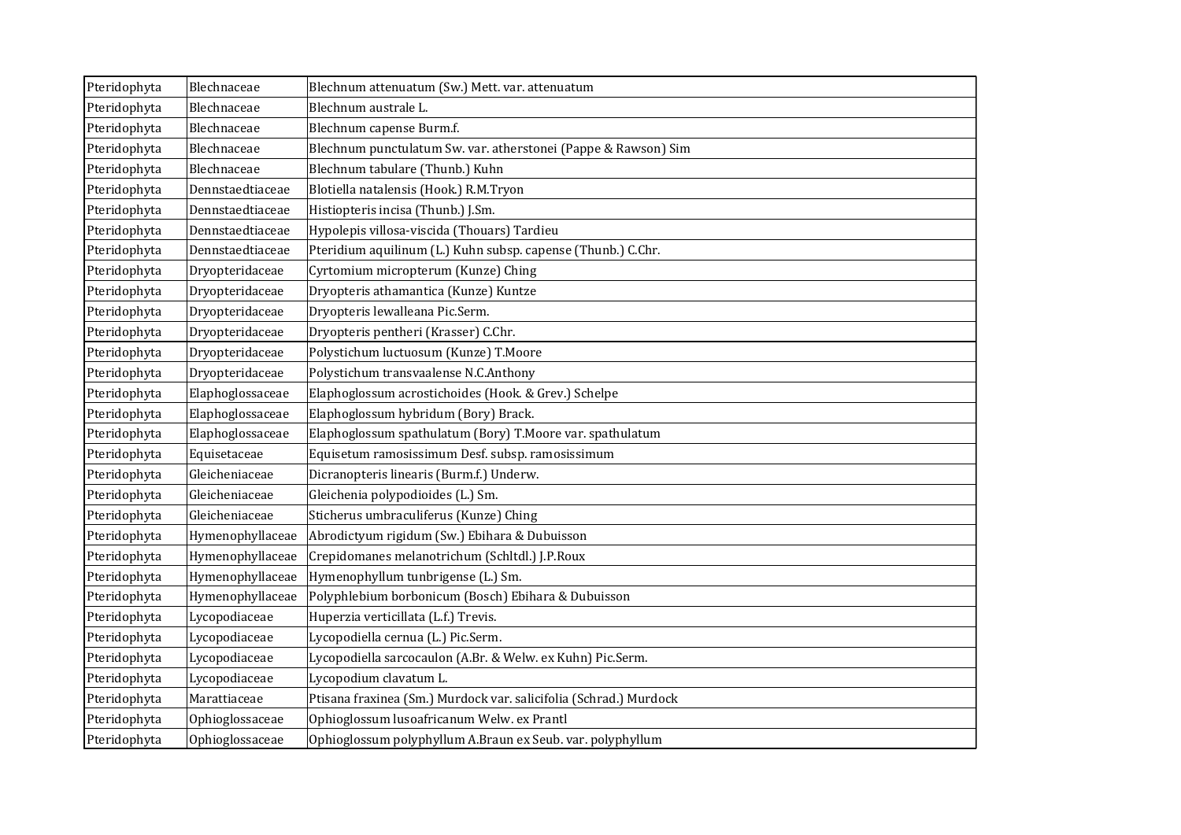| | | |
|---|---|---|
| Pteridophyta | Blechnaceae | Blechnum attenuatum (Sw.) Mett. var. attenuatum |
| Pteridophyta | Blechnaceae | Blechnum australe L. |
| Pteridophyta | Blechnaceae | Blechnum capense Burm.f. |
| Pteridophyta | Blechnaceae | Blechnum punctulatum Sw. var. atherstonei (Pappe & Rawson) Sim |
| Pteridophyta | Blechnaceae | Blechnum tabulare (Thunb.) Kuhn |
| Pteridophyta | Dennstaedtiaceae | Blotiella natalensis (Hook.) R.M.Tryon |
| Pteridophyta | Dennstaedtiaceae | Histiopteris incisa (Thunb.) J.Sm. |
| Pteridophyta | Dennstaedtiaceae | Hypolepis villosa-viscida (Thouars) Tardieu |
| Pteridophyta | Dennstaedtiaceae | Pteridium aquilinum (L.) Kuhn subsp. capense (Thunb.) C.Chr. |
| Pteridophyta | Dryopteridaceae | Cyrtomium micropterum (Kunze) Ching |
| Pteridophyta | Dryopteridaceae | Dryopteris athamantica (Kunze) Kuntze |
| Pteridophyta | Dryopteridaceae | Dryopteris lewalleana Pic.Serm. |
| Pteridophyta | Dryopteridaceae | Dryopteris pentheri (Krasser) C.Chr. |
| Pteridophyta | Dryopteridaceae | Polystichum luctuosum (Kunze) T.Moore |
| Pteridophyta | Dryopteridaceae | Polystichum transvaalense N.C.Anthony |
| Pteridophyta | Elaphoglossaceae | Elaphoglossum acrostichoides (Hook. & Grev.) Schelpe |
| Pteridophyta | Elaphoglossaceae | Elaphoglossum hybridum (Bory) Brack. |
| Pteridophyta | Elaphoglossaceae | Elaphoglossum spathulatum (Bory) T.Moore var. spathulatum |
| Pteridophyta | Equisetaceae | Equisetum ramosissimum Desf. subsp. ramosissimum |
| Pteridophyta | Gleicheniaceae | Dicranopteris linearis (Burm.f.) Underw. |
| Pteridophyta | Gleicheniaceae | Gleichenia polypodioides (L.) Sm. |
| Pteridophyta | Gleicheniaceae | Sticherus umbraculiferus (Kunze) Ching |
| Pteridophyta | Hymenophyllaceae | Abrodictyum rigidum (Sw.) Ebihara & Dubuisson |
| Pteridophyta | Hymenophyllaceae | Crepidomanes melanotrichum (Schltdl.) J.P.Roux |
| Pteridophyta | Hymenophyllaceae | Hymenophyllum tunbrigense (L.) Sm. |
| Pteridophyta | Hymenophyllaceae | Polyphlebium borbonicum (Bosch) Ebihara & Dubuisson |
| Pteridophyta | Lycopodiaceae | Huperzia verticillata (L.f.) Trevis. |
| Pteridophyta | Lycopodiaceae | Lycopodiella cernua (L.) Pic.Serm. |
| Pteridophyta | Lycopodiaceae | Lycopodiella sarcocaulon (A.Br. & Welw. ex Kuhn) Pic.Serm. |
| Pteridophyta | Lycopodiaceae | Lycopodium clavatum L. |
| Pteridophyta | Marattiaceae | Ptisana fraxinea (Sm.) Murdock var. salicifolia (Schrad.) Murdock |
| Pteridophyta | Ophioglossaceae | Ophioglossum lusoafricanum Welw. ex Prantl |
| Pteridophyta | Ophioglossaceae | Ophioglossum polyphyllum A.Braun ex Seub. var. polyphyllum |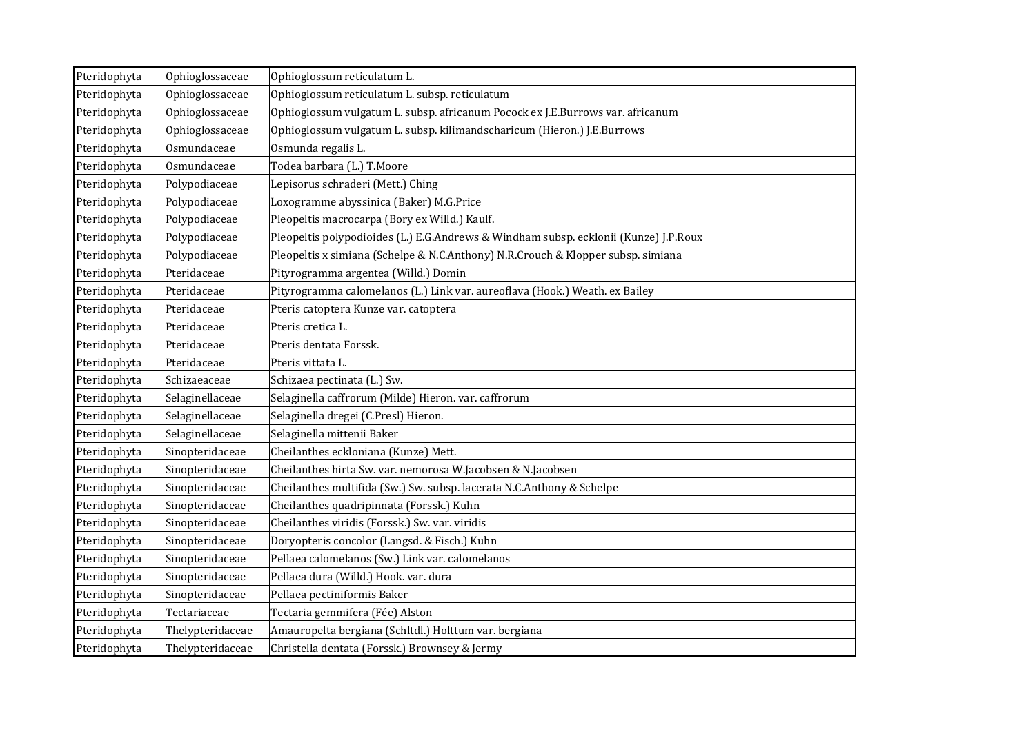| | | |
|---|---|---|
| Pteridophyta | Ophioglossaceae | Ophioglossum reticulatum L. |
| Pteridophyta | Ophioglossaceae | Ophioglossum reticulatum L. subsp. reticulatum |
| Pteridophyta | Ophioglossaceae | Ophioglossum vulgatum L. subsp. africanum Pocock ex J.E.Burrows var. africanum |
| Pteridophyta | Ophioglossaceae | Ophioglossum vulgatum L. subsp. kilimandscharicum (Hieron.) J.E.Burrows |
| Pteridophyta | Osmundaceae | Osmunda regalis L. |
| Pteridophyta | Osmundaceae | Todea barbara (L.) T.Moore |
| Pteridophyta | Polypodiaceae | Lepisorus schraderi (Mett.) Ching |
| Pteridophyta | Polypodiaceae | Loxogramme abyssinica (Baker) M.G.Price |
| Pteridophyta | Polypodiaceae | Pleopeltis macrocarpa (Bory ex Willd.) Kaulf. |
| Pteridophyta | Polypodiaceae | Pleopeltis polypodioides (L.) E.G.Andrews & Windham subsp. ecklonii (Kunze) J.P.Roux |
| Pteridophyta | Polypodiaceae | Pleopeltis x simiana (Schelpe & N.C.Anthony) N.R.Crouch & Klopper subsp. simiana |
| Pteridophyta | Pteridaceae | Pityrogramma argentea (Willd.) Domin |
| Pteridophyta | Pteridaceae | Pityrogramma calomelanos (L.) Link var. aureoflava (Hook.) Weath. ex Bailey |
| Pteridophyta | Pteridaceae | Pteris catoptera Kunze var. catoptera |
| Pteridophyta | Pteridaceae | Pteris cretica L. |
| Pteridophyta | Pteridaceae | Pteris dentata Forssk. |
| Pteridophyta | Pteridaceae | Pteris vittata L. |
| Pteridophyta | Schizaeaceae | Schizaea pectinata (L.) Sw. |
| Pteridophyta | Selaginellaceae | Selaginella caffrorum (Milde) Hieron. var. caffrorum |
| Pteridophyta | Selaginellaceae | Selaginella dregei (C.Presl) Hieron. |
| Pteridophyta | Selaginellaceae | Selaginella mittenii Baker |
| Pteridophyta | Sinopteridaceae | Cheilanthes eckloniana (Kunze) Mett. |
| Pteridophyta | Sinopteridaceae | Cheilanthes hirta Sw. var. nemorosa W.Jacobsen & N.Jacobsen |
| Pteridophyta | Sinopteridaceae | Cheilanthes multifida (Sw.) Sw. subsp. lacerata N.C.Anthony & Schelpe |
| Pteridophyta | Sinopteridaceae | Cheilanthes quadripinnata (Forssk.) Kuhn |
| Pteridophyta | Sinopteridaceae | Cheilanthes viridis (Forssk.) Sw. var. viridis |
| Pteridophyta | Sinopteridaceae | Doryopteris concolor (Langsd. & Fisch.) Kuhn |
| Pteridophyta | Sinopteridaceae | Pellaea calomelanos (Sw.) Link var. calomelanos |
| Pteridophyta | Sinopteridaceae | Pellaea dura (Willd.) Hook. var. dura |
| Pteridophyta | Sinopteridaceae | Pellaea pectiniformis Baker |
| Pteridophyta | Tectariaceae | Tectaria gemmifera (Fée) Alston |
| Pteridophyta | Thelypteridaceae | Amauropelta bergiana (Schltdl.) Holttum var. bergiana |
| Pteridophyta | Thelypteridaceae | Christella dentata (Forssk.) Brownsey & Jermy |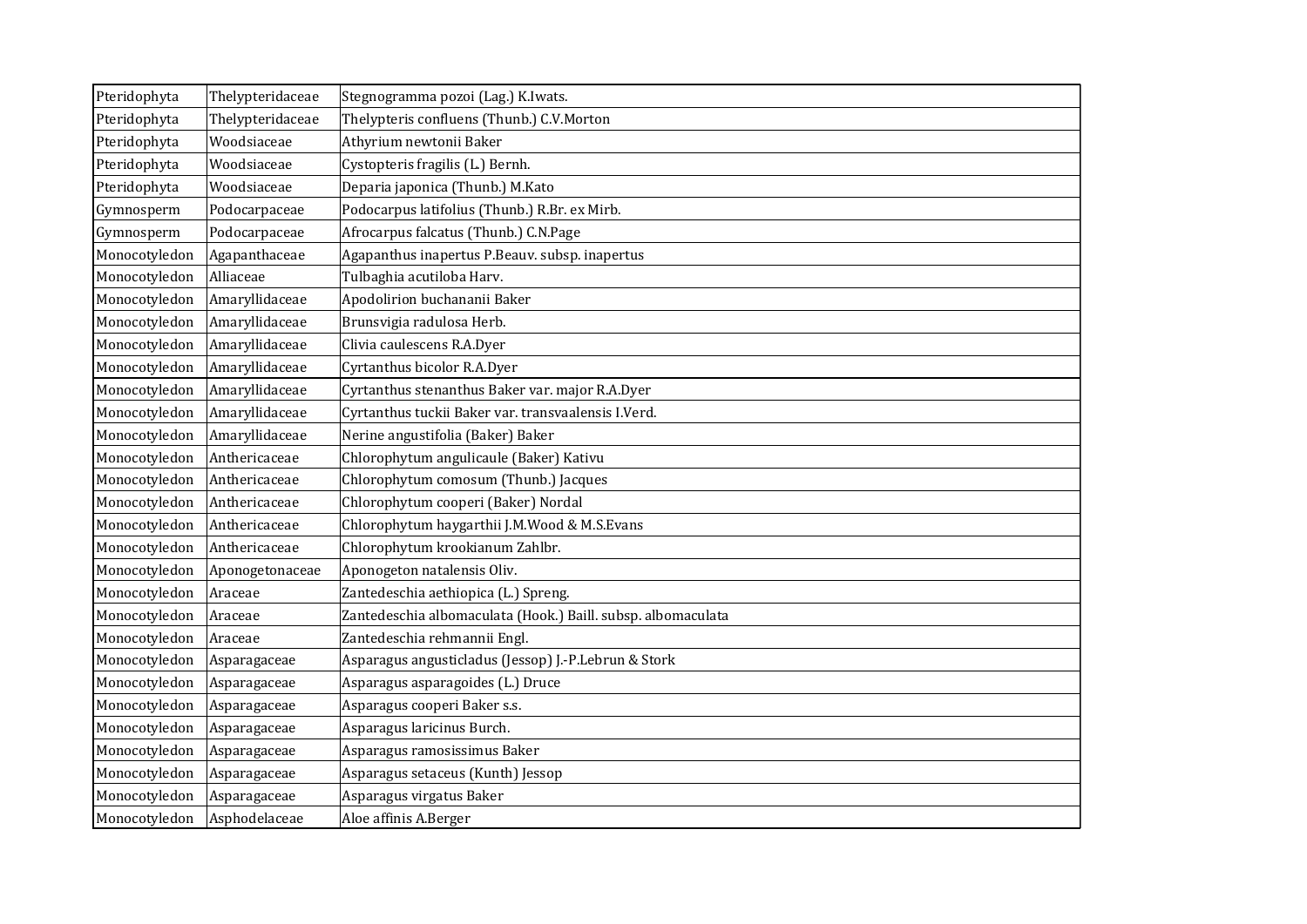| Pteridophyta | Thelypteridaceae | Stegnogramma pozoi (Lag.) K.Iwats. |
|---|---|---|
| Pteridophyta | Thelypteridaceae | Thelypteris confluens (Thunb.) C.V.Morton |
| Pteridophyta | Woodsiaceae | Athyrium newtonii Baker |
| Pteridophyta | Woodsiaceae | Cystopteris fragilis (L.) Bernh. |
| Pteridophyta | Woodsiaceae | Deparia japonica (Thunb.) M.Kato |
| Gymnosperm | Podocarpaceae | Podocarpus latifolius (Thunb.) R.Br. ex Mirb. |
| Gymnosperm | Podocarpaceae | Afrocarpus falcatus (Thunb.) C.N.Page |
| Monocotyledon | Agapanthaceae | Agapanthus inapertus P.Beauv. subsp. inapertus |
| Monocotyledon | Alliaceae | Tulbaghia acutiloba Harv. |
| Monocotyledon | Amaryllidaceae | Apodolirion buchananii Baker |
| Monocotyledon | Amaryllidaceae | Brunsvigia radulosa Herb. |
| Monocotyledon | Amaryllidaceae | Clivia caulescens R.A.Dyer |
| Monocotyledon | Amaryllidaceae | Cyrtanthus bicolor R.A.Dyer |
| Monocotyledon | Amaryllidaceae | Cyrtanthus stenanthus Baker var. major R.A.Dyer |
| Monocotyledon | Amaryllidaceae | Cyrtanthus tuckii Baker var. transvaalensis I.Verd. |
| Monocotyledon | Amaryllidaceae | Nerine angustifolia (Baker) Baker |
| Monocotyledon | Anthericaceae | Chlorophytum angulicaule (Baker) Kativu |
| Monocotyledon | Anthericaceae | Chlorophytum comosum (Thunb.) Jacques |
| Monocotyledon | Anthericaceae | Chlorophytum cooperi (Baker) Nordal |
| Monocotyledon | Anthericaceae | Chlorophytum haygarthii J.M.Wood & M.S.Evans |
| Monocotyledon | Anthericaceae | Chlorophytum krookianum Zahlbr. |
| Monocotyledon | Aponogetonaceae | Aponogeton natalensis Oliv. |
| Monocotyledon | Araceae | Zantedeschia aethiopica (L.) Spreng. |
| Monocotyledon | Araceae | Zantedeschia albomaculata (Hook.) Baill. subsp. albomaculata |
| Monocotyledon | Araceae | Zantedeschia rehmannii Engl. |
| Monocotyledon | Asparagaceae | Asparagus angusticladus (Jessop) J.-P.Lebrun & Stork |
| Monocotyledon | Asparagaceae | Asparagus asparagoides (L.) Druce |
| Monocotyledon | Asparagaceae | Asparagus cooperi Baker s.s. |
| Monocotyledon | Asparagaceae | Asparagus laricinus Burch. |
| Monocotyledon | Asparagaceae | Asparagus ramosissimus Baker |
| Monocotyledon | Asparagaceae | Asparagus setaceus (Kunth) Jessop |
| Monocotyledon | Asparagaceae | Asparagus virgatus Baker |
| Monocotyledon | Asphodelaceae | Aloe affinis A.Berger |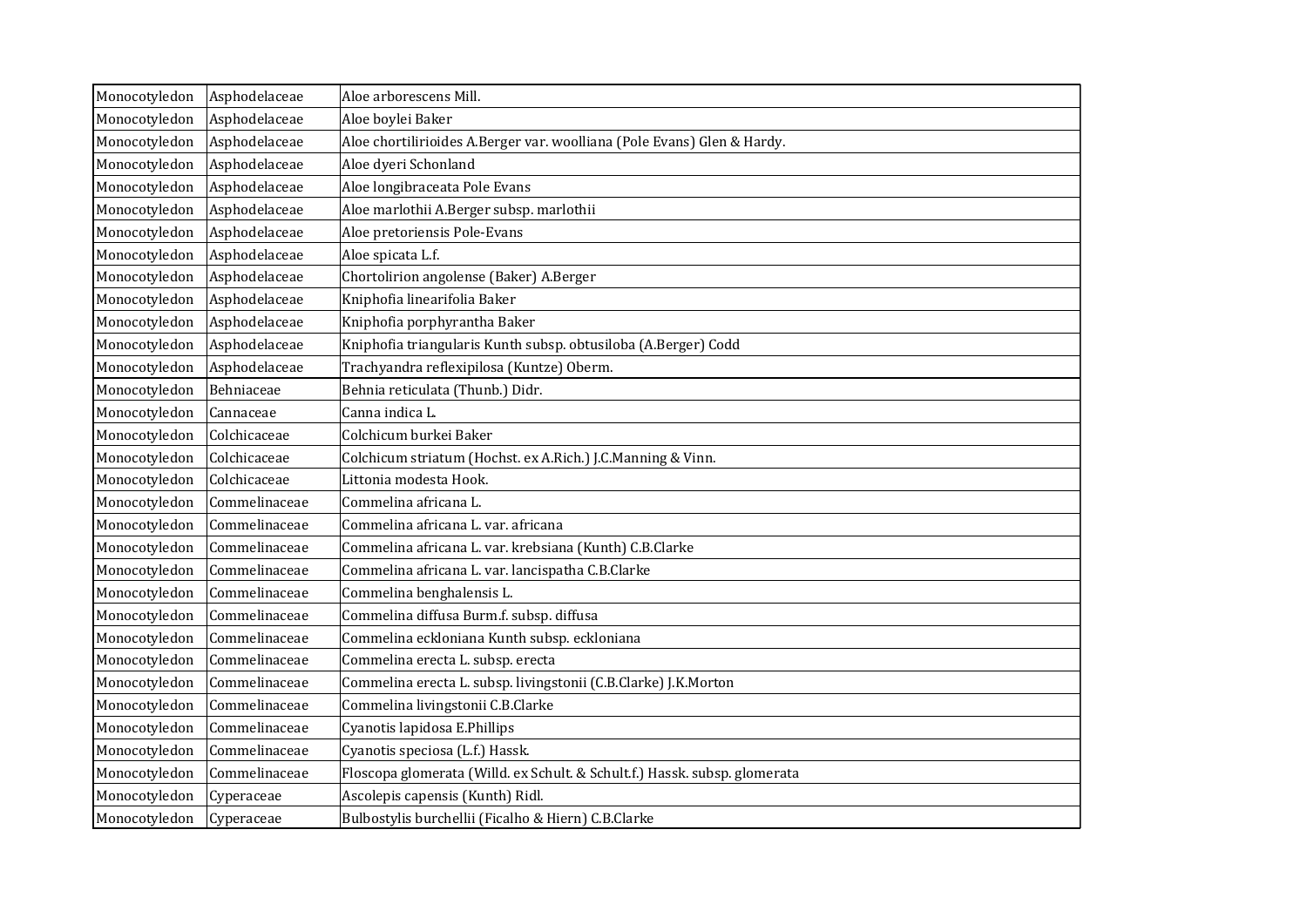| | | |
|---|---|---|
| Monocotyledon | Asphodelaceae | Aloe arborescens Mill. |
| Monocotyledon | Asphodelaceae | Aloe boylei Baker |
| Monocotyledon | Asphodelaceae | Aloe chortilirioides A.Berger var. woolliana (Pole Evans) Glen & Hardy. |
| Monocotyledon | Asphodelaceae | Aloe dyeri Schonland |
| Monocotyledon | Asphodelaceae | Aloe longibraceata Pole Evans |
| Monocotyledon | Asphodelaceae | Aloe marlothii A.Berger subsp. marlothii |
| Monocotyledon | Asphodelaceae | Aloe pretoriensis Pole-Evans |
| Monocotyledon | Asphodelaceae | Aloe spicata L.f. |
| Monocotyledon | Asphodelaceae | Chortolirion angolense (Baker) A.Berger |
| Monocotyledon | Asphodelaceae | Kniphofia linearifolia Baker |
| Monocotyledon | Asphodelaceae | Kniphofia porphyrantha Baker |
| Monocotyledon | Asphodelaceae | Kniphofia triangularis Kunth subsp. obtusiloba (A.Berger) Codd |
| Monocotyledon | Asphodelaceae | Trachyandra reflexipilosa (Kuntze) Oberm. |
| Monocotyledon | Behniaceae | Behnia reticulata (Thunb.) Didr. |
| Monocotyledon | Cannaceae | Canna indica L. |
| Monocotyledon | Colchicaceae | Colchicum burkei Baker |
| Monocotyledon | Colchicaceae | Colchicum striatum (Hochst. ex A.Rich.) J.C.Manning & Vinn. |
| Monocotyledon | Colchicaceae | Littonia modesta Hook. |
| Monocotyledon | Commelinaceae | Commelina africana L. |
| Monocotyledon | Commelinaceae | Commelina africana L. var. africana |
| Monocotyledon | Commelinaceae | Commelina africana L. var. krebsiana (Kunth) C.B.Clarke |
| Monocotyledon | Commelinaceae | Commelina africana L. var. lancispatha C.B.Clarke |
| Monocotyledon | Commelinaceae | Commelina benghalensis L. |
| Monocotyledon | Commelinaceae | Commelina diffusa Burm.f. subsp. diffusa |
| Monocotyledon | Commelinaceae | Commelina eckloniana Kunth subsp. eckloniana |
| Monocotyledon | Commelinaceae | Commelina erecta L. subsp. erecta |
| Monocotyledon | Commelinaceae | Commelina erecta L. subsp. livingstonii (C.B.Clarke) J.K.Morton |
| Monocotyledon | Commelinaceae | Commelina livingstonii C.B.Clarke |
| Monocotyledon | Commelinaceae | Cyanotis lapidosa E.Phillips |
| Monocotyledon | Commelinaceae | Cyanotis speciosa (L.f.) Hassk. |
| Monocotyledon | Commelinaceae | Floscopa glomerata (Willd. ex Schult. & Schult.f.) Hassk. subsp. glomerata |
| Monocotyledon | Cyperaceae | Ascolepis capensis (Kunth) Ridl. |
| Monocotyledon | Cyperaceae | Bulbostylis burchellii (Ficalho & Hiern) C.B.Clarke |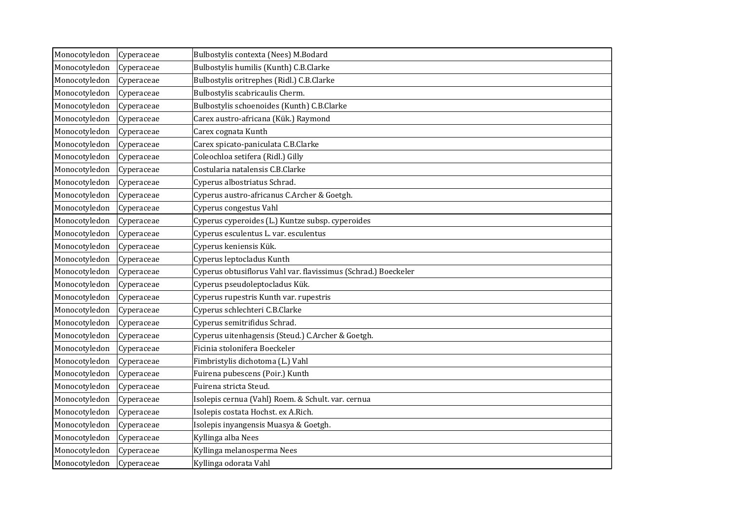| | | |
|---|---|---|
| Monocotyledon | Cyperaceae | Bulbostylis contexta (Nees) M.Bodard |
| Monocotyledon | Cyperaceae | Bulbostylis humilis (Kunth) C.B.Clarke |
| Monocotyledon | Cyperaceae | Bulbostylis oritrephes (Ridl.) C.B.Clarke |
| Monocotyledon | Cyperaceae | Bulbostylis scabricaulis Cherm. |
| Monocotyledon | Cyperaceae | Bulbostylis schoenoides (Kunth) C.B.Clarke |
| Monocotyledon | Cyperaceae | Carex austro-africana (Kük.) Raymond |
| Monocotyledon | Cyperaceae | Carex cognata Kunth |
| Monocotyledon | Cyperaceae | Carex spicato-paniculata C.B.Clarke |
| Monocotyledon | Cyperaceae | Coleochloa setifera (Ridl.) Gilly |
| Monocotyledon | Cyperaceae | Costularia natalensis C.B.Clarke |
| Monocotyledon | Cyperaceae | Cyperus albostriatus Schrad. |
| Monocotyledon | Cyperaceae | Cyperus austro-africanus C.Archer & Goetgh. |
| Monocotyledon | Cyperaceae | Cyperus congestus Vahl |
| Monocotyledon | Cyperaceae | Cyperus cyperoides (L.) Kuntze subsp. cyperoides |
| Monocotyledon | Cyperaceae | Cyperus esculentus L. var. esculentus |
| Monocotyledon | Cyperaceae | Cyperus keniensis Kük. |
| Monocotyledon | Cyperaceae | Cyperus leptocladus Kunth |
| Monocotyledon | Cyperaceae | Cyperus obtusiflorus Vahl var. flavissimus (Schrad.) Boeckeler |
| Monocotyledon | Cyperaceae | Cyperus pseudoleptocladus Kük. |
| Monocotyledon | Cyperaceae | Cyperus rupestris Kunth var. rupestris |
| Monocotyledon | Cyperaceae | Cyperus schlechteri C.B.Clarke |
| Monocotyledon | Cyperaceae | Cyperus semitrifidus Schrad. |
| Monocotyledon | Cyperaceae | Cyperus uitenhagensis (Steud.) C.Archer & Goetgh. |
| Monocotyledon | Cyperaceae | Ficinia stolonifera Boeckeler |
| Monocotyledon | Cyperaceae | Fimbristylis dichotoma (L.) Vahl |
| Monocotyledon | Cyperaceae | Fuirena pubescens (Poir.) Kunth |
| Monocotyledon | Cyperaceae | Fuirena stricta Steud. |
| Monocotyledon | Cyperaceae | Isolepis cernua (Vahl) Roem. & Schult. var. cernua |
| Monocotyledon | Cyperaceae | Isolepis costata Hochst. ex A.Rich. |
| Monocotyledon | Cyperaceae | Isolepis inyangensis Muasya & Goetgh. |
| Monocotyledon | Cyperaceae | Kyllinga alba Nees |
| Monocotyledon | Cyperaceae | Kyllinga melanosperma Nees |
| Monocotyledon | Cyperaceae | Kyllinga odorata Vahl |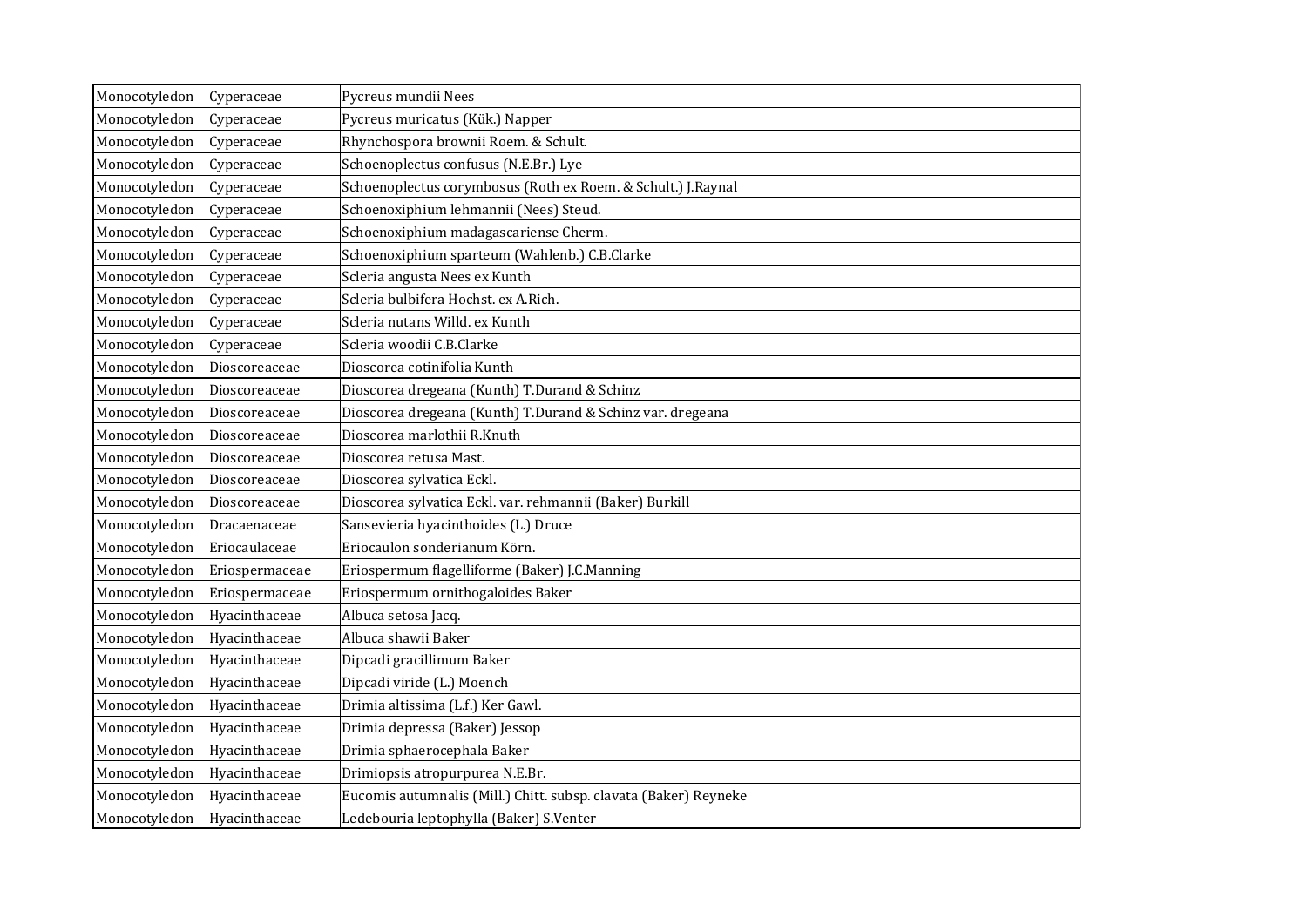| Monocotyledon | Cyperaceae | Pycreus mundii Nees |
|---|---|---|
| Monocotyledon | Cyperaceae | Pycreus muricatus (Kük.) Napper |
| Monocotyledon | Cyperaceae | Rhynchospora brownii Roem. & Schult. |
| Monocotyledon | Cyperaceae | Schoenoplectus confusus (N.E.Br.) Lye |
| Monocotyledon | Cyperaceae | Schoenoplectus corymbosus (Roth ex Roem. & Schult.) J.Raynal |
| Monocotyledon | Cyperaceae | Schoenoxiphium lehmannii (Nees) Steud. |
| Monocotyledon | Cyperaceae | Schoenoxiphium madagascariense Cherm. |
| Monocotyledon | Cyperaceae | Schoenoxiphium sparteum (Wahlenb.) C.B.Clarke |
| Monocotyledon | Cyperaceae | Scleria angusta Nees ex Kunth |
| Monocotyledon | Cyperaceae | Scleria bulbifera Hochst. ex A.Rich. |
| Monocotyledon | Cyperaceae | Scleria nutans Willd. ex Kunth |
| Monocotyledon | Cyperaceae | Scleria woodii C.B.Clarke |
| Monocotyledon | Dioscoreaceae | Dioscorea cotinifolia Kunth |
| Monocotyledon | Dioscoreaceae | Dioscorea dregeana (Kunth) T.Durand & Schinz |
| Monocotyledon | Dioscoreaceae | Dioscorea dregeana (Kunth) T.Durand & Schinz var. dregeana |
| Monocotyledon | Dioscoreaceae | Dioscorea marlothii R.Knuth |
| Monocotyledon | Dioscoreaceae | Dioscorea retusa Mast. |
| Monocotyledon | Dioscoreaceae | Dioscorea sylvatica Eckl. |
| Monocotyledon | Dioscoreaceae | Dioscorea sylvatica Eckl. var. rehmannii (Baker) Burkill |
| Monocotyledon | Dracaenaceae | Sansevieria hyacinthoides (L.) Druce |
| Monocotyledon | Eriocaulaceae | Eriocaulon sonderianum Körn. |
| Monocotyledon | Eriospermaceae | Eriospermum flagelliforme (Baker) J.C.Manning |
| Monocotyledon | Eriospermaceae | Eriospermum ornithogaloides Baker |
| Monocotyledon | Hyacinthaceae | Albuca setosa Jacq. |
| Monocotyledon | Hyacinthaceae | Albuca shawii Baker |
| Monocotyledon | Hyacinthaceae | Dipcadi gracillimum Baker |
| Monocotyledon | Hyacinthaceae | Dipcadi viride (L.) Moench |
| Monocotyledon | Hyacinthaceae | Drimia altissima (L.f.) Ker Gawl. |
| Monocotyledon | Hyacinthaceae | Drimia depressa (Baker) Jessop |
| Monocotyledon | Hyacinthaceae | Drimia sphaerocephala Baker |
| Monocotyledon | Hyacinthaceae | Drimiopsis atropurpurea N.E.Br. |
| Monocotyledon | Hyacinthaceae | Eucomis autumnalis (Mill.) Chitt. subsp. clavata (Baker) Reyneke |
| Monocotyledon | Hyacinthaceae | Ledebouria leptophylla (Baker) S.Venter |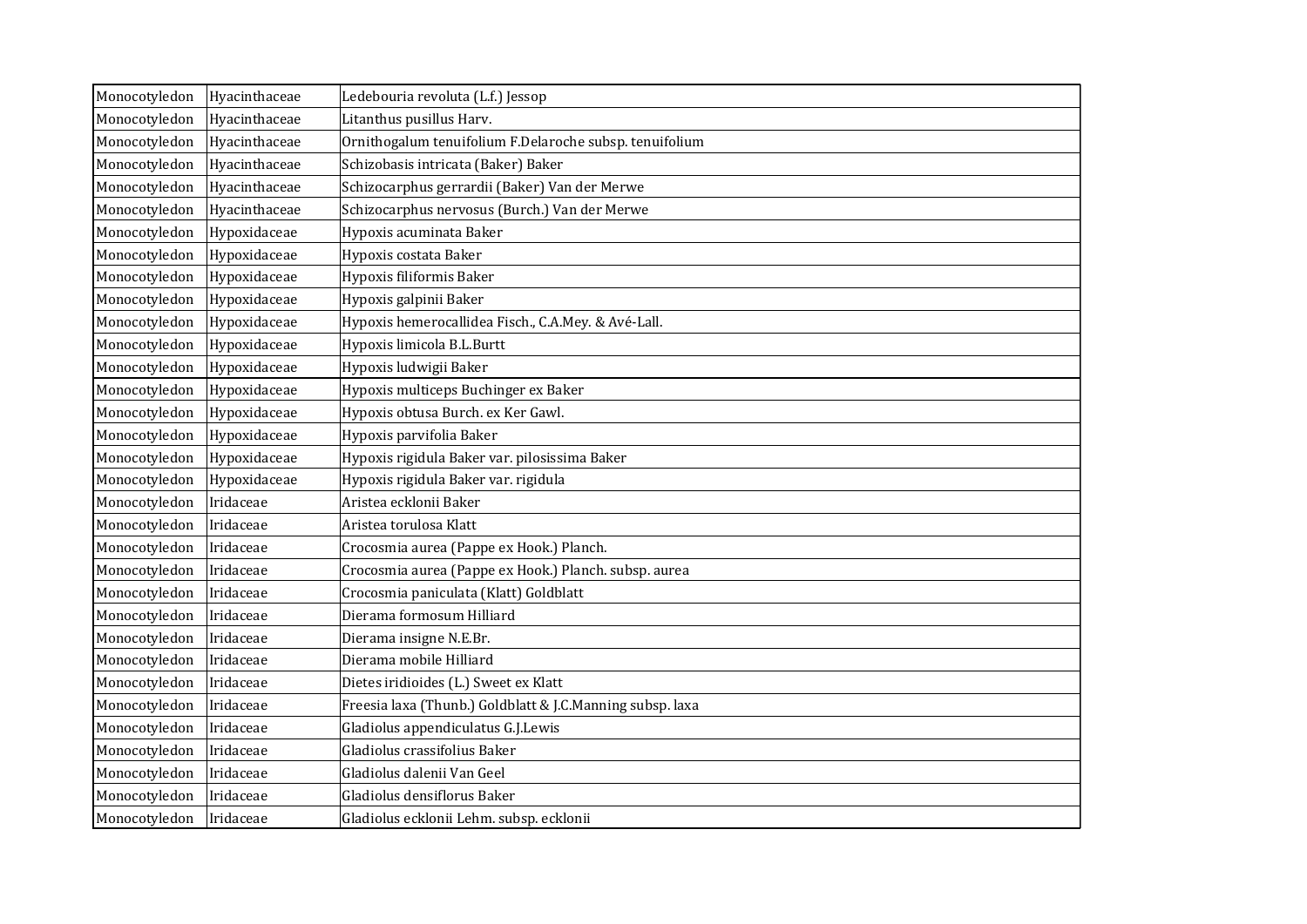| Monocotyledon | Hyacinthaceae | Ledebouria revoluta (L.f.) Jessop |
|---|---|---|
| Monocotyledon | Hyacinthaceae | Litanthus pusillus Harv. |
| Monocotyledon | Hyacinthaceae | Ornithogalum tenuifolium F.Delaroche subsp. tenuifolium |
| Monocotyledon | Hyacinthaceae | Schizobasis intricata (Baker) Baker |
| Monocotyledon | Hyacinthaceae | Schizocarphus gerrardii (Baker) Van der Merwe |
| Monocotyledon | Hyacinthaceae | Schizocarphus nervosus (Burch.) Van der Merwe |
| Monocotyledon | Hypoxidaceae | Hypoxis acuminata Baker |
| Monocotyledon | Hypoxidaceae | Hypoxis costata Baker |
| Monocotyledon | Hypoxidaceae | Hypoxis filiformis Baker |
| Monocotyledon | Hypoxidaceae | Hypoxis galpinii Baker |
| Monocotyledon | Hypoxidaceae | Hypoxis hemerocallidea Fisch., C.A.Mey. & Avé-Lall. |
| Monocotyledon | Hypoxidaceae | Hypoxis limicola B.L.Burtt |
| Monocotyledon | Hypoxidaceae | Hypoxis ludwigii Baker |
| Monocotyledon | Hypoxidaceae | Hypoxis multiceps Buchinger ex Baker |
| Monocotyledon | Hypoxidaceae | Hypoxis obtusa Burch. ex Ker Gawl. |
| Monocotyledon | Hypoxidaceae | Hypoxis parvifolia Baker |
| Monocotyledon | Hypoxidaceae | Hypoxis rigidula Baker var. pilosissima Baker |
| Monocotyledon | Hypoxidaceae | Hypoxis rigidula Baker var. rigidula |
| Monocotyledon | Iridaceae | Aristea ecklonii Baker |
| Monocotyledon | Iridaceae | Aristea torulosa Klatt |
| Monocotyledon | Iridaceae | Crocosmia aurea (Pappe ex Hook.) Planch. |
| Monocotyledon | Iridaceae | Crocosmia aurea (Pappe ex Hook.) Planch. subsp. aurea |
| Monocotyledon | Iridaceae | Crocosmia paniculata (Klatt) Goldblatt |
| Monocotyledon | Iridaceae | Dierama formosum Hilliard |
| Monocotyledon | Iridaceae | Dierama insigne N.E.Br. |
| Monocotyledon | Iridaceae | Dierama mobile Hilliard |
| Monocotyledon | Iridaceae | Dietes iridioides (L.) Sweet ex Klatt |
| Monocotyledon | Iridaceae | Freesia laxa (Thunb.) Goldblatt & J.C.Manning subsp. laxa |
| Monocotyledon | Iridaceae | Gladiolus appendiculatus G.J.Lewis |
| Monocotyledon | Iridaceae | Gladiolus crassifolius Baker |
| Monocotyledon | Iridaceae | Gladiolus dalenii Van Geel |
| Monocotyledon | Iridaceae | Gladiolus densiflorus Baker |
| Monocotyledon | Iridaceae | Gladiolus ecklonii Lehm. subsp. ecklonii |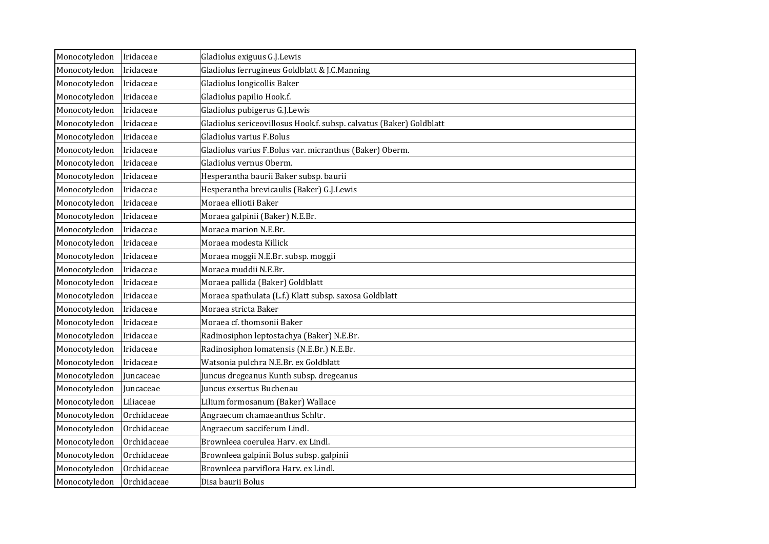| Monocotyledon | Iridaceae | Gladiolus exiguus G.J.Lewis |
|---|---|---|
| Monocotyledon | Iridaceae | Gladiolus ferrugineus Goldblatt & J.C.Manning |
| Monocotyledon | Iridaceae | Gladiolus longicollis Baker |
| Monocotyledon | Iridaceae | Gladiolus papilio Hook.f. |
| Monocotyledon | Iridaceae | Gladiolus pubigerus G.J.Lewis |
| Monocotyledon | Iridaceae | Gladiolus sericeovillosus Hook.f. subsp. calvatus (Baker) Goldblatt |
| Monocotyledon | Iridaceae | Gladiolus varius F.Bolus |
| Monocotyledon | Iridaceae | Gladiolus varius F.Bolus var. micranthus (Baker) Oberm. |
| Monocotyledon | Iridaceae | Gladiolus vernus Oberm. |
| Monocotyledon | Iridaceae | Hesperantha baurii Baker subsp. baurii |
| Monocotyledon | Iridaceae | Hesperantha brevicaulis (Baker) G.J.Lewis |
| Monocotyledon | Iridaceae | Moraea elliotii Baker |
| Monocotyledon | Iridaceae | Moraea galpinii (Baker) N.E.Br. |
| Monocotyledon | Iridaceae | Moraea marion N.E.Br. |
| Monocotyledon | Iridaceae | Moraea modesta Killick |
| Monocotyledon | Iridaceae | Moraea moggii N.E.Br. subsp. moggii |
| Monocotyledon | Iridaceae | Moraea muddii N.E.Br. |
| Monocotyledon | Iridaceae | Moraea pallida (Baker) Goldblatt |
| Monocotyledon | Iridaceae | Moraea spathulata (L.f.) Klatt subsp. saxosa Goldblatt |
| Monocotyledon | Iridaceae | Moraea stricta Baker |
| Monocotyledon | Iridaceae | Moraea cf. thomsonii Baker |
| Monocotyledon | Iridaceae | Radinosiphon leptostachya (Baker) N.E.Br. |
| Monocotyledon | Iridaceae | Radinosiphon lomatensis (N.E.Br.) N.E.Br. |
| Monocotyledon | Iridaceae | Watsonia pulchra N.E.Br. ex Goldblatt |
| Monocotyledon | Juncaceae | Juncus dregeanus Kunth subsp. dregeanus |
| Monocotyledon | Juncaceae | Juncus exsertus Buchenau |
| Monocotyledon | Liliaceae | Lilium formosanum (Baker) Wallace |
| Monocotyledon | Orchidaceae | Angraecum chamaeanthus Schltr. |
| Monocotyledon | Orchidaceae | Angraecum sacciferum Lindl. |
| Monocotyledon | Orchidaceae | Brownleea coerulea Harv. ex Lindl. |
| Monocotyledon | Orchidaceae | Brownleea galpinii Bolus subsp. galpinii |
| Monocotyledon | Orchidaceae | Brownleea parviflora Harv. ex Lindl. |
| Monocotyledon | Orchidaceae | Disa baurii Bolus |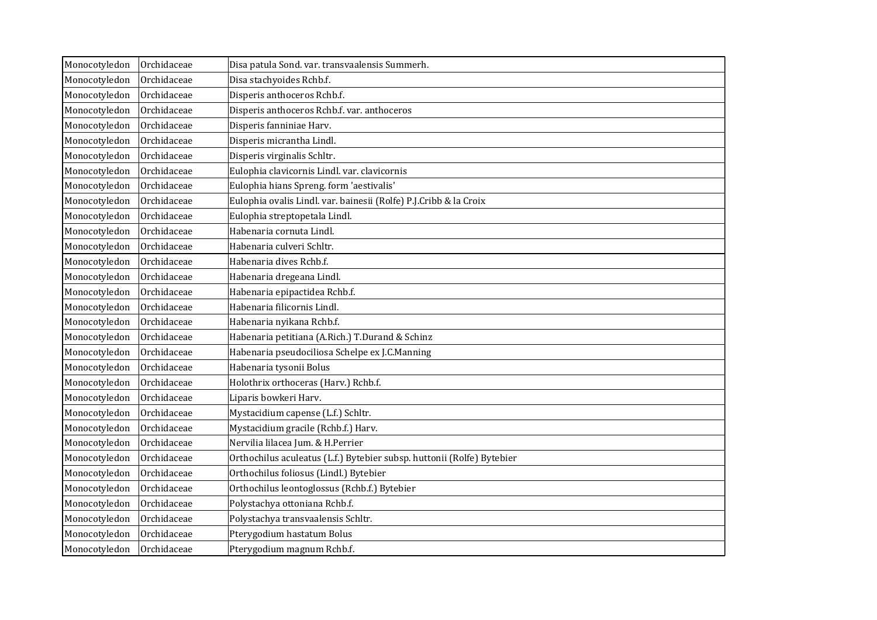| | | |
|---|---|---|
| Monocotyledon | Orchidaceae | Disa patula Sond. var. transvaalensis Summerh. |
| Monocotyledon | Orchidaceae | Disa stachyoides Rchb.f. |
| Monocotyledon | Orchidaceae | Disperis anthoceros Rchb.f. |
| Monocotyledon | Orchidaceae | Disperis anthoceros Rchb.f. var. anthoceros |
| Monocotyledon | Orchidaceae | Disperis fanniniae Harv. |
| Monocotyledon | Orchidaceae | Disperis micrantha Lindl. |
| Monocotyledon | Orchidaceae | Disperis virginalis Schltr. |
| Monocotyledon | Orchidaceae | Eulophia clavicornis Lindl. var. clavicornis |
| Monocotyledon | Orchidaceae | Eulophia hians Spreng. form 'aestivalis' |
| Monocotyledon | Orchidaceae | Eulophia ovalis Lindl. var. bainesii (Rolfe) P.J.Cribb & la Croix |
| Monocotyledon | Orchidaceae | Eulophia streptopetala Lindl. |
| Monocotyledon | Orchidaceae | Habenaria cornuta Lindl. |
| Monocotyledon | Orchidaceae | Habenaria culveri Schltr. |
| Monocotyledon | Orchidaceae | Habenaria dives Rchb.f. |
| Monocotyledon | Orchidaceae | Habenaria dregeana Lindl. |
| Monocotyledon | Orchidaceae | Habenaria epipactidea Rchb.f. |
| Monocotyledon | Orchidaceae | Habenaria filicornis Lindl. |
| Monocotyledon | Orchidaceae | Habenaria nyikana Rchb.f. |
| Monocotyledon | Orchidaceae | Habenaria petitiana (A.Rich.) T.Durand & Schinz |
| Monocotyledon | Orchidaceae | Habenaria pseudociliosa Schelpe ex J.C.Manning |
| Monocotyledon | Orchidaceae | Habenaria tysonii Bolus |
| Monocotyledon | Orchidaceae | Holothrix orthoceras (Harv.) Rchb.f. |
| Monocotyledon | Orchidaceae | Liparis bowkeri Harv. |
| Monocotyledon | Orchidaceae | Mystacidium capense (L.f.) Schltr. |
| Monocotyledon | Orchidaceae | Mystacidium gracile (Rchb.f.) Harv. |
| Monocotyledon | Orchidaceae | Nervilia lilacea Jum. & H.Perrier |
| Monocotyledon | Orchidaceae | Orthochilus aculeatus (L.f.) Bytebier subsp. huttonii (Rolfe) Bytebier |
| Monocotyledon | Orchidaceae | Orthochilus foliosus (Lindl.) Bytebier |
| Monocotyledon | Orchidaceae | Orthochilus leontoglossus (Rchb.f.) Bytebier |
| Monocotyledon | Orchidaceae | Polystachya ottoniana Rchb.f. |
| Monocotyledon | Orchidaceae | Polystachya transvaalensis Schltr. |
| Monocotyledon | Orchidaceae | Pterygodium hastatum Bolus |
| Monocotyledon | Orchidaceae | Pterygodium magnum Rchb.f. |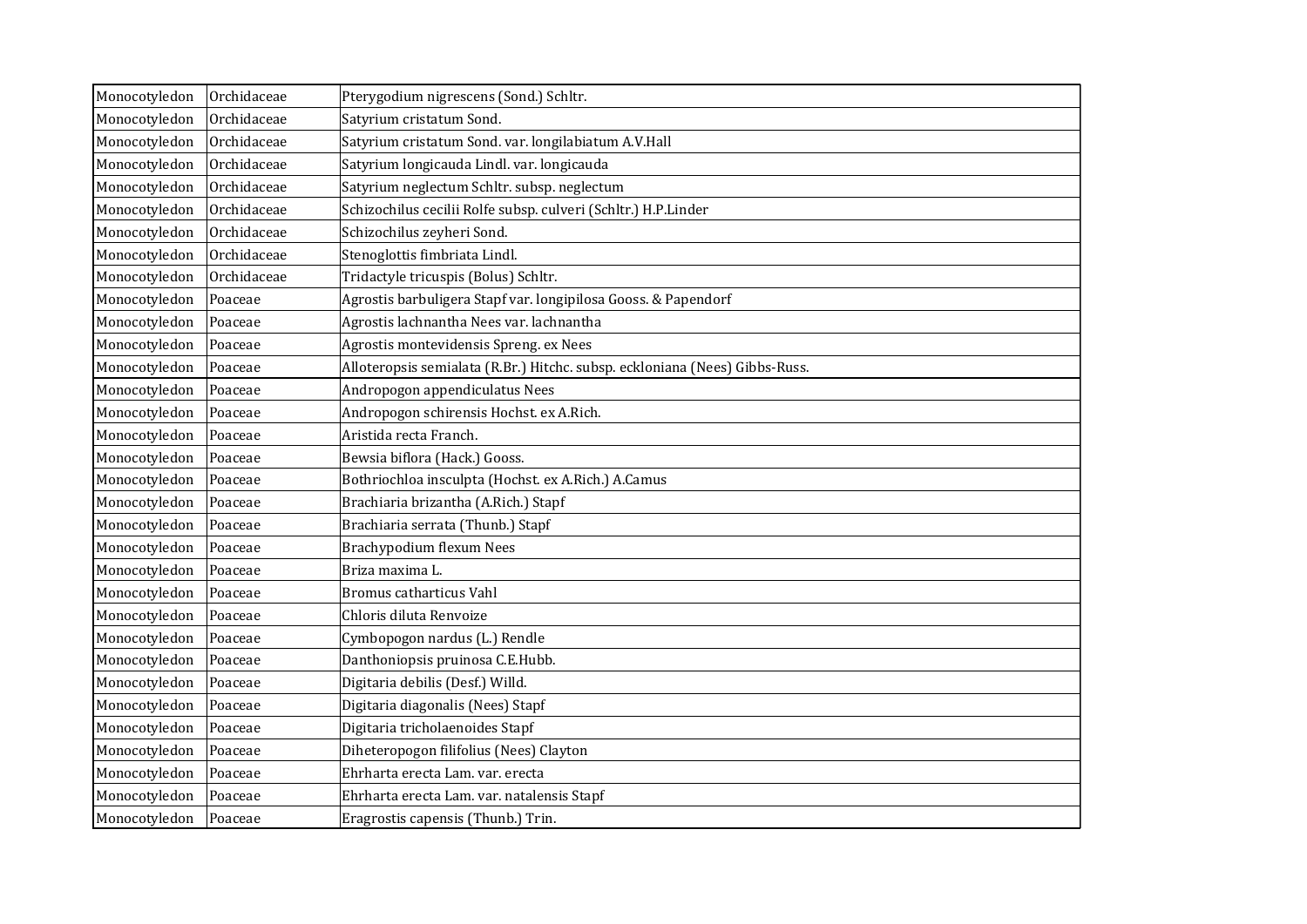| | | |
|---|---|---|
| Monocotyledon | Orchidaceae | Pterygodium nigrescens (Sond.) Schltr. |
| Monocotyledon | Orchidaceae | Satyrium cristatum Sond. |
| Monocotyledon | Orchidaceae | Satyrium cristatum Sond. var. longilabiatum A.V.Hall |
| Monocotyledon | Orchidaceae | Satyrium longicauda Lindl. var. longicauda |
| Monocotyledon | Orchidaceae | Satyrium neglectum Schltr. subsp. neglectum |
| Monocotyledon | Orchidaceae | Schizochilus cecilii Rolfe subsp. culveri (Schltr.) H.P.Linder |
| Monocotyledon | Orchidaceae | Schizochilus zeyheri Sond. |
| Monocotyledon | Orchidaceae | Stenoglottis fimbriata Lindl. |
| Monocotyledon | Orchidaceae | Tridactyle tricuspis (Bolus) Schltr. |
| Monocotyledon | Poaceae | Agrostis barbuligera Stapf var. longipilosa Gooss. & Papendorf |
| Monocotyledon | Poaceae | Agrostis lachnantha Nees var. lachnantha |
| Monocotyledon | Poaceae | Agrostis montevidensis Spreng. ex Nees |
| Monocotyledon | Poaceae | Alloteropsis semialata (R.Br.) Hitchc. subsp. eckloniana (Nees) Gibbs-Russ. |
| Monocotyledon | Poaceae | Andropogon appendiculatus Nees |
| Monocotyledon | Poaceae | Andropogon schirensis Hochst. ex A.Rich. |
| Monocotyledon | Poaceae | Aristida recta Franch. |
| Monocotyledon | Poaceae | Bewsia biflora (Hack.) Gooss. |
| Monocotyledon | Poaceae | Bothriochloa insculpta (Hochst. ex A.Rich.) A.Camus |
| Monocotyledon | Poaceae | Brachiaria brizantha (A.Rich.) Stapf |
| Monocotyledon | Poaceae | Brachiaria serrata (Thunb.) Stapf |
| Monocotyledon | Poaceae | Brachypodium flexum Nees |
| Monocotyledon | Poaceae | Briza maxima L. |
| Monocotyledon | Poaceae | Bromus catharticus Vahl |
| Monocotyledon | Poaceae | Chloris diluta Renvoize |
| Monocotyledon | Poaceae | Cymbopogon nardus (L.) Rendle |
| Monocotyledon | Poaceae | Danthoniopsis pruinosa C.E.Hubb. |
| Monocotyledon | Poaceae | Digitaria debilis (Desf.) Willd. |
| Monocotyledon | Poaceae | Digitaria diagonalis (Nees) Stapf |
| Monocotyledon | Poaceae | Digitaria tricholaenoides Stapf |
| Monocotyledon | Poaceae | Diheteropogon filifolius (Nees) Clayton |
| Monocotyledon | Poaceae | Ehrharta erecta Lam. var. erecta |
| Monocotyledon | Poaceae | Ehrharta erecta Lam. var. natalensis Stapf |
| Monocotyledon | Poaceae | Eragrostis capensis (Thunb.) Trin. |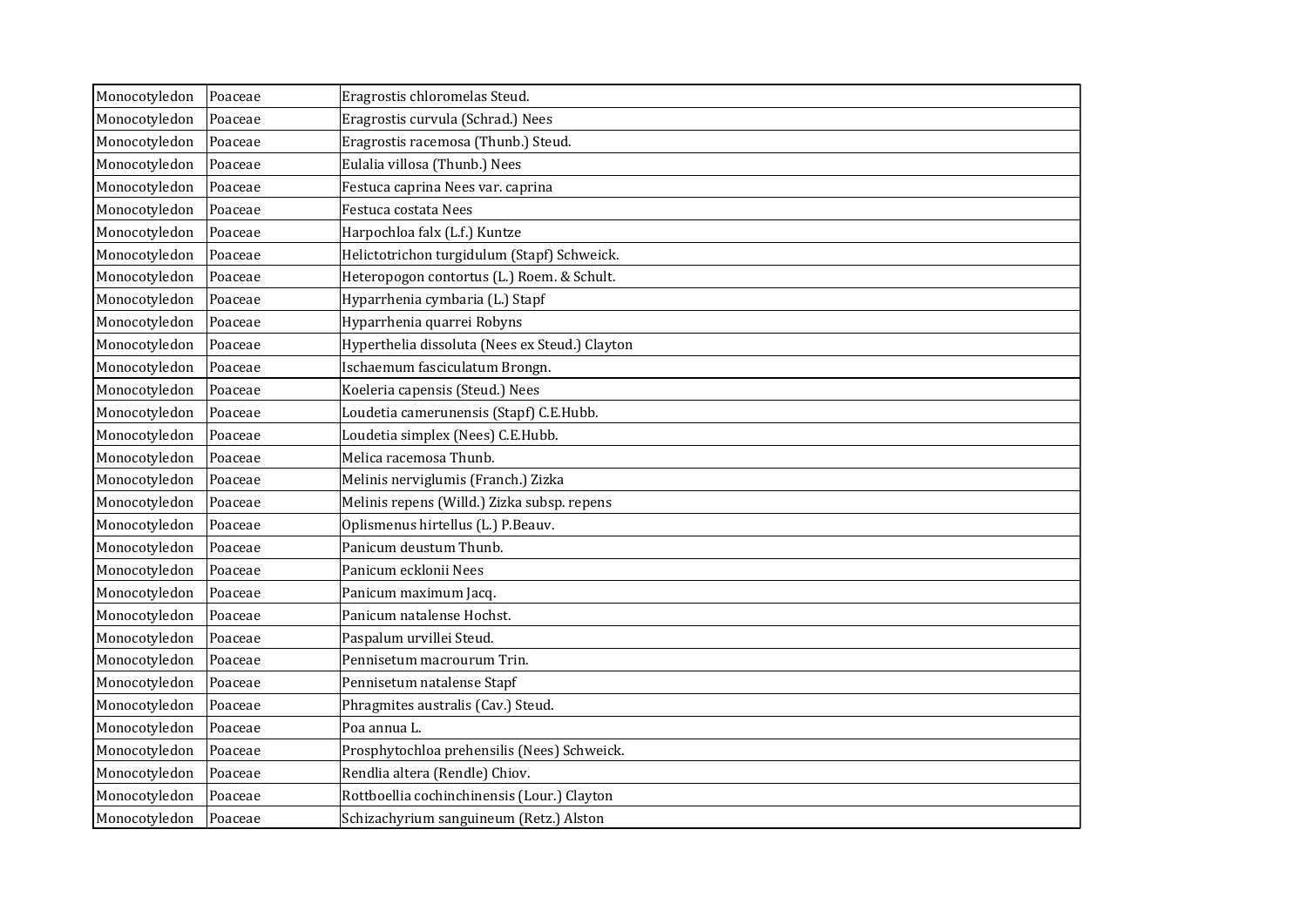| Monocotyledon | Poaceae | Eragrostis chloromelas Steud. |
|---|---|---|
| Monocotyledon | Poaceae | Eragrostis curvula (Schrad.) Nees |
| Monocotyledon | Poaceae | Eragrostis racemosa (Thunb.) Steud. |
| Monocotyledon | Poaceae | Eulalia villosa (Thunb.) Nees |
| Monocotyledon | Poaceae | Festuca caprina Nees var. caprina |
| Monocotyledon | Poaceae | Festuca costata Nees |
| Monocotyledon | Poaceae | Harpochloa falx (L.f.) Kuntze |
| Monocotyledon | Poaceae | Helictotrichon turgidulum (Stapf) Schweick. |
| Monocotyledon | Poaceae | Heteropogon contortus (L.) Roem. & Schult. |
| Monocotyledon | Poaceae | Hyparrhenia cymbaria (L.) Stapf |
| Monocotyledon | Poaceae | Hyparrhenia quarrei Robyns |
| Monocotyledon | Poaceae | Hyperthelia dissoluta (Nees ex Steud.) Clayton |
| Monocotyledon | Poaceae | Ischaemum fasciculatum Brongn. |
| Monocotyledon | Poaceae | Koeleria capensis (Steud.) Nees |
| Monocotyledon | Poaceae | Loudetia camerunensis (Stapf) C.E.Hubb. |
| Monocotyledon | Poaceae | Loudetia simplex (Nees) C.E.Hubb. |
| Monocotyledon | Poaceae | Melica racemosa Thunb. |
| Monocotyledon | Poaceae | Melinis nerviglumis (Franch.) Zizka |
| Monocotyledon | Poaceae | Melinis repens (Willd.) Zizka subsp. repens |
| Monocotyledon | Poaceae | Oplismenus hirtellus (L.) P.Beauv. |
| Monocotyledon | Poaceae | Panicum deustum Thunb. |
| Monocotyledon | Poaceae | Panicum ecklonii Nees |
| Monocotyledon | Poaceae | Panicum maximum Jacq. |
| Monocotyledon | Poaceae | Panicum natalense Hochst. |
| Monocotyledon | Poaceae | Paspalum urvillei Steud. |
| Monocotyledon | Poaceae | Pennisetum macrourum Trin. |
| Monocotyledon | Poaceae | Pennisetum natalense Stapf |
| Monocotyledon | Poaceae | Phragmites australis (Cav.) Steud. |
| Monocotyledon | Poaceae | Poa annua L. |
| Monocotyledon | Poaceae | Prosphytochloa prehensilis (Nees) Schweick. |
| Monocotyledon | Poaceae | Rendlia altera (Rendle) Chiov. |
| Monocotyledon | Poaceae | Rottboellia cochinchinensis (Lour.) Clayton |
| Monocotyledon | Poaceae | Schizachyrium sanguineum (Retz.) Alston |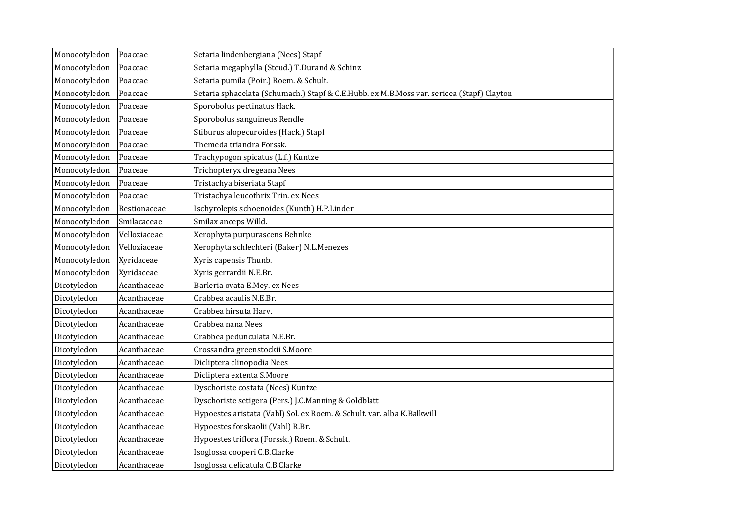| | | |
|---|---|---|
| Monocotyledon | Poaceae | Setaria lindenbergiana (Nees) Stapf |
| Monocotyledon | Poaceae | Setaria megaphylla (Steud.) T.Durand & Schinz |
| Monocotyledon | Poaceae | Setaria pumila (Poir.) Roem. & Schult. |
| Monocotyledon | Poaceae | Setaria sphacelata (Schumach.) Stapf & C.E.Hubb. ex M.B.Moss var. sericea (Stapf) Clayton |
| Monocotyledon | Poaceae | Sporobolus pectinatus Hack. |
| Monocotyledon | Poaceae | Sporobolus sanguineus Rendle |
| Monocotyledon | Poaceae | Stiburus alopecuroides (Hack.) Stapf |
| Monocotyledon | Poaceae | Themeda triandra Forssk. |
| Monocotyledon | Poaceae | Trachypogon spicatus (L.f.) Kuntze |
| Monocotyledon | Poaceae | Trichopteryx dregeana Nees |
| Monocotyledon | Poaceae | Tristachya biseriata Stapf |
| Monocotyledon | Poaceae | Tristachya leucothrix Trin. ex Nees |
| Monocotyledon | Restionaceae | Ischyrolepis schoenoides (Kunth) H.P.Linder |
| Monocotyledon | Smilacaceae | Smilax anceps Willd. |
| Monocotyledon | Velloziaceae | Xerophyta purpurascens Behnke |
| Monocotyledon | Velloziaceae | Xerophyta schlechteri (Baker) N.L.Menezes |
| Monocotyledon | Xyridaceae | Xyris capensis Thunb. |
| Monocotyledon | Xyridaceae | Xyris gerrardii N.E.Br. |
| Dicotyledon | Acanthaceae | Barleria ovata E.Mey. ex Nees |
| Dicotyledon | Acanthaceae | Crabbea acaulis N.E.Br. |
| Dicotyledon | Acanthaceae | Crabbea hirsuta Harv. |
| Dicotyledon | Acanthaceae | Crabbea nana Nees |
| Dicotyledon | Acanthaceae | Crabbea pedunculata N.E.Br. |
| Dicotyledon | Acanthaceae | Crossandra greenstockii S.Moore |
| Dicotyledon | Acanthaceae | Dicliptera clinopodia Nees |
| Dicotyledon | Acanthaceae | Dicliptera extenta S.Moore |
| Dicotyledon | Acanthaceae | Dyschoriste costata (Nees) Kuntze |
| Dicotyledon | Acanthaceae | Dyschoriste setigera (Pers.) J.C.Manning & Goldblatt |
| Dicotyledon | Acanthaceae | Hypoestes aristata (Vahl) Sol. ex Roem. & Schult. var. alba K.Balkwill |
| Dicotyledon | Acanthaceae | Hypoestes forskaolii (Vahl) R.Br. |
| Dicotyledon | Acanthaceae | Hypoestes triflora (Forssk.) Roem. & Schult. |
| Dicotyledon | Acanthaceae | Isoglossa cooperi C.B.Clarke |
| Dicotyledon | Acanthaceae | Isoglossa delicatula C.B.Clarke |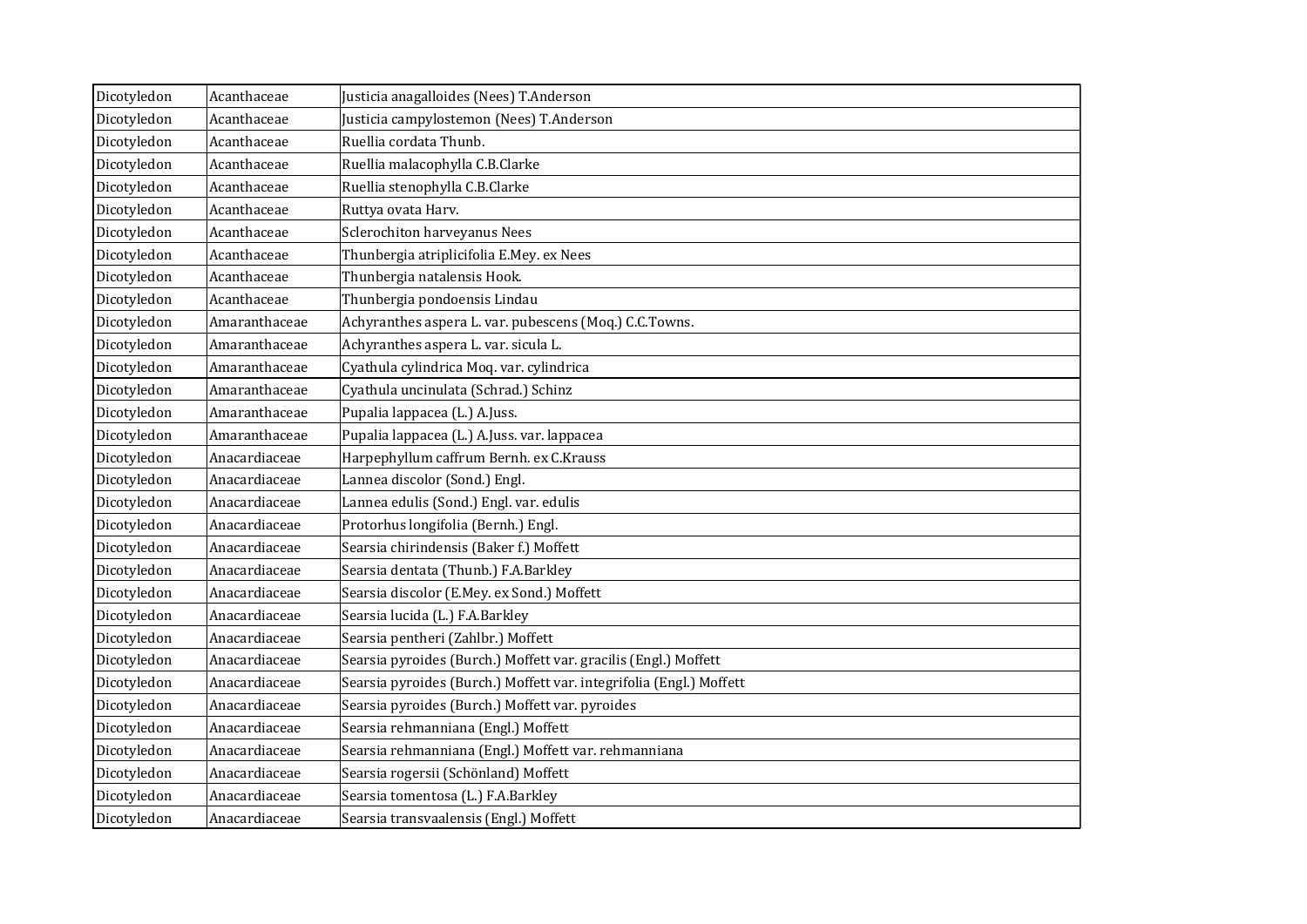| | | |
|---|---|---|
| Dicotyledon | Acanthaceae | Justicia anagalloides (Nees) T.Anderson |
| Dicotyledon | Acanthaceae | Justicia campylostemon (Nees) T.Anderson |
| Dicotyledon | Acanthaceae | Ruellia cordata Thunb. |
| Dicotyledon | Acanthaceae | Ruellia malacophylla C.B.Clarke |
| Dicotyledon | Acanthaceae | Ruellia stenophylla C.B.Clarke |
| Dicotyledon | Acanthaceae | Ruttya ovata Harv. |
| Dicotyledon | Acanthaceae | Sclerochiton harveyanus Nees |
| Dicotyledon | Acanthaceae | Thunbergia atriplicifolia E.Mey. ex Nees |
| Dicotyledon | Acanthaceae | Thunbergia natalensis Hook. |
| Dicotyledon | Acanthaceae | Thunbergia pondoensis Lindau |
| Dicotyledon | Amaranthaceae | Achyranthes aspera L. var. pubescens (Moq.) C.C.Towns. |
| Dicotyledon | Amaranthaceae | Achyranthes aspera L. var. sicula L. |
| Dicotyledon | Amaranthaceae | Cyathula cylindrica Moq. var. cylindrica |
| Dicotyledon | Amaranthaceae | Cyathula uncinulata (Schrad.) Schinz |
| Dicotyledon | Amaranthaceae | Pupalia lappacea (L.) A.Juss. |
| Dicotyledon | Amaranthaceae | Pupalia lappacea (L.) A.Juss. var. lappacea |
| Dicotyledon | Anacardiaceae | Harpephyllum caffrum Bernh. ex C.Krauss |
| Dicotyledon | Anacardiaceae | Lannea discolor (Sond.) Engl. |
| Dicotyledon | Anacardiaceae | Lannea edulis (Sond.) Engl. var. edulis |
| Dicotyledon | Anacardiaceae | Protorhus longifolia (Bernh.) Engl. |
| Dicotyledon | Anacardiaceae | Searsia chirindensis (Baker f.) Moffett |
| Dicotyledon | Anacardiaceae | Searsia dentata (Thunb.) F.A.Barkley |
| Dicotyledon | Anacardiaceae | Searsia discolor (E.Mey. ex Sond.) Moffett |
| Dicotyledon | Anacardiaceae | Searsia lucida (L.) F.A.Barkley |
| Dicotyledon | Anacardiaceae | Searsia pentheri (Zahlbr.) Moffett |
| Dicotyledon | Anacardiaceae | Searsia pyroides (Burch.) Moffett var. gracilis (Engl.) Moffett |
| Dicotyledon | Anacardiaceae | Searsia pyroides (Burch.) Moffett var. integrifolia (Engl.) Moffett |
| Dicotyledon | Anacardiaceae | Searsia pyroides (Burch.) Moffett var. pyroides |
| Dicotyledon | Anacardiaceae | Searsia rehmanniana (Engl.) Moffett |
| Dicotyledon | Anacardiaceae | Searsia rehmanniana (Engl.) Moffett var. rehmanniana |
| Dicotyledon | Anacardiaceae | Searsia rogersii (Schönland) Moffett |
| Dicotyledon | Anacardiaceae | Searsia tomentosa (L.) F.A.Barkley |
| Dicotyledon | Anacardiaceae | Searsia transvaalensis (Engl.) Moffett |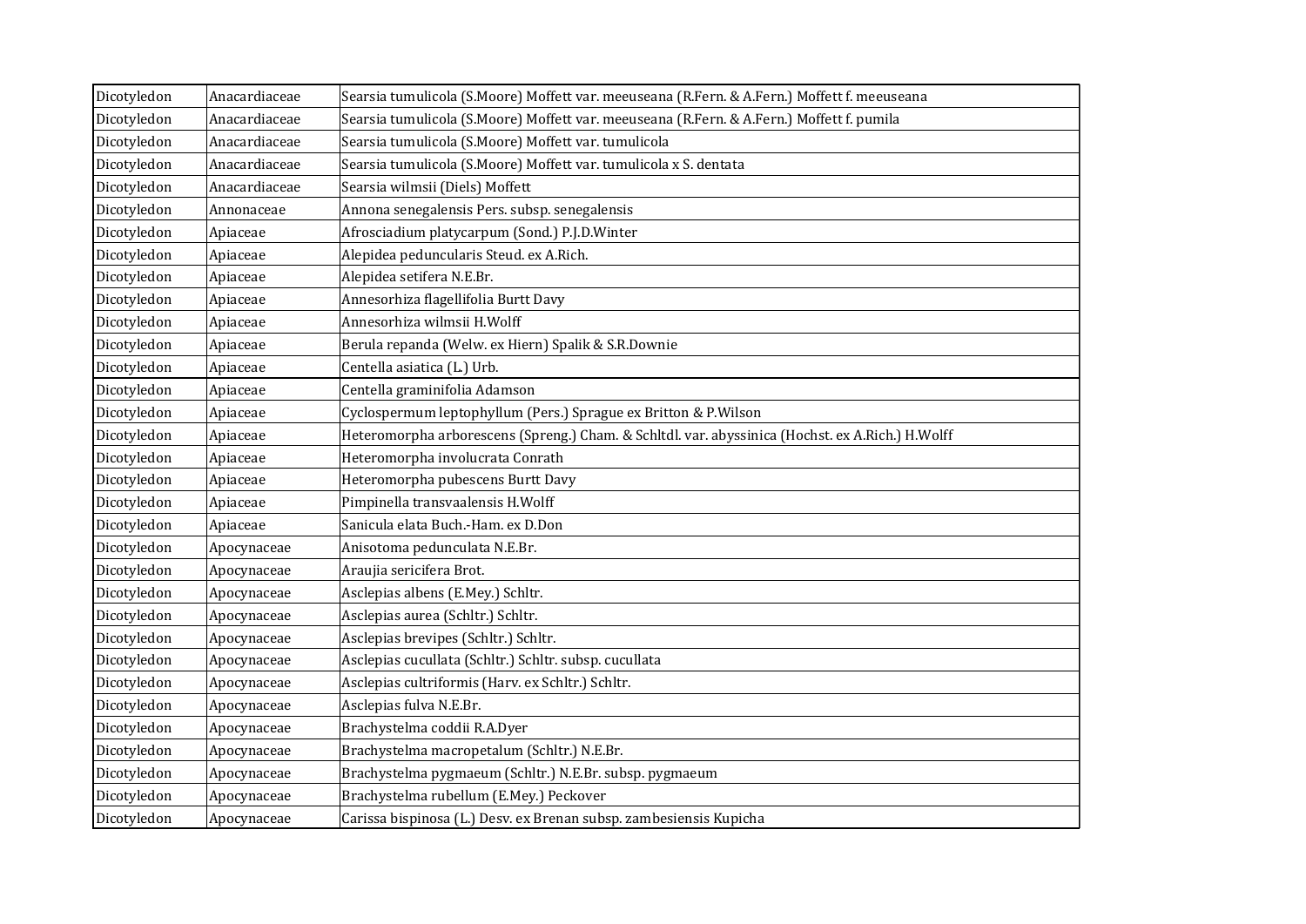| Dicotyledon | Anacardiaceae | Searsia tumulicola (S.Moore) Moffett var. meeuseana (R.Fern. & A.Fern.) Moffett f. meeuseana |
|---|---|---|
| Dicotyledon | Anacardiaceae | Searsia tumulicola (S.Moore) Moffett var. meeuseana (R.Fern. & A.Fern.) Moffett f. pumila |
| Dicotyledon | Anacardiaceae | Searsia tumulicola (S.Moore) Moffett var. tumulicola |
| Dicotyledon | Anacardiaceae | Searsia tumulicola (S.Moore) Moffett var. tumulicola x S. dentata |
| Dicotyledon | Anacardiaceae | Searsia wilmsii (Diels) Moffett |
| Dicotyledon | Annonaceae | Annona senegalensis Pers. subsp. senegalensis |
| Dicotyledon | Apiaceae | Afrosciadium platycarpum (Sond.) P.J.D.Winter |
| Dicotyledon | Apiaceae | Alepidea peduncularis Steud. ex A.Rich. |
| Dicotyledon | Apiaceae | Alepidea setifera N.E.Br. |
| Dicotyledon | Apiaceae | Annesorhiza flagellifolia Burtt Davy |
| Dicotyledon | Apiaceae | Annesorhiza wilmsii H.Wolff |
| Dicotyledon | Apiaceae | Berula repanda (Welw. ex Hiern) Spalik & S.R.Downie |
| Dicotyledon | Apiaceae | Centella asiatica (L.) Urb. |
| Dicotyledon | Apiaceae | Centella graminifolia Adamson |
| Dicotyledon | Apiaceae | Cyclospermum leptophyllum (Pers.) Sprague ex Britton & P.Wilson |
| Dicotyledon | Apiaceae | Heteromorpha arborescens (Spreng.) Cham. & Schltdl. var. abyssinica (Hochst. ex A.Rich.) H.Wolff |
| Dicotyledon | Apiaceae | Heteromorpha involucrata Conrath |
| Dicotyledon | Apiaceae | Heteromorpha pubescens Burtt Davy |
| Dicotyledon | Apiaceae | Pimpinella transvaalensis H.Wolff |
| Dicotyledon | Apiaceae | Sanicula elata Buch.-Ham. ex D.Don |
| Dicotyledon | Apocynaceae | Anisotoma pedunculata N.E.Br. |
| Dicotyledon | Apocynaceae | Araujia sericifera Brot. |
| Dicotyledon | Apocynaceae | Asclepias albens (E.Mey.) Schltr. |
| Dicotyledon | Apocynaceae | Asclepias aurea (Schltr.) Schltr. |
| Dicotyledon | Apocynaceae | Asclepias brevipes (Schltr.) Schltr. |
| Dicotyledon | Apocynaceae | Asclepias cucullata (Schltr.) Schltr. subsp. cucullata |
| Dicotyledon | Apocynaceae | Asclepias cultriformis (Harv. ex Schltr.) Schltr. |
| Dicotyledon | Apocynaceae | Asclepias fulva N.E.Br. |
| Dicotyledon | Apocynaceae | Brachystelma coddii R.A.Dyer |
| Dicotyledon | Apocynaceae | Brachystelma macropetalum (Schltr.) N.E.Br. |
| Dicotyledon | Apocynaceae | Brachystelma pygmaeum (Schltr.) N.E.Br. subsp. pygmaeum |
| Dicotyledon | Apocynaceae | Brachystelma rubellum (E.Mey.) Peckover |
| Dicotyledon | Apocynaceae | Carissa bispinosa (L.) Desv. ex Brenan subsp. zambesiensis Kupicha |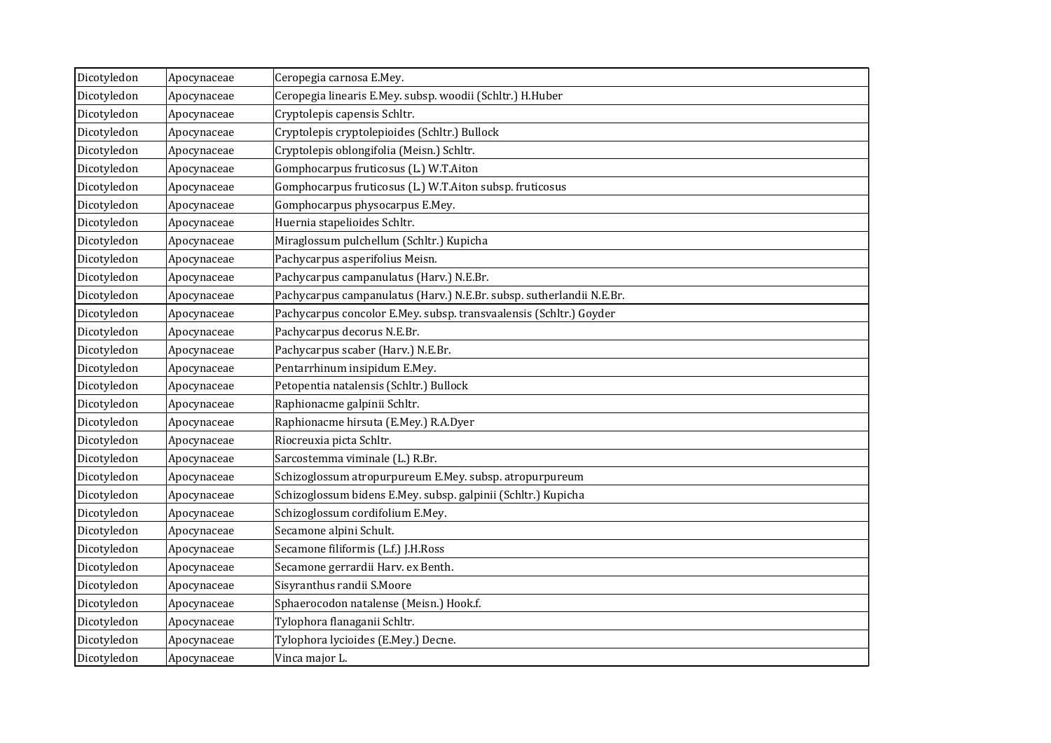| | | |
|---|---|---|
| Dicotyledon | Apocynaceae | Ceropegia carnosa E.Mey. |
| Dicotyledon | Apocynaceae | Ceropegia linearis E.Mey. subsp. woodii (Schltr.) H.Huber |
| Dicotyledon | Apocynaceae | Cryptolepis capensis Schltr. |
| Dicotyledon | Apocynaceae | Cryptolepis cryptolepioides (Schltr.) Bullock |
| Dicotyledon | Apocynaceae | Cryptolepis oblongifolia (Meisn.) Schltr. |
| Dicotyledon | Apocynaceae | Gomphocarpus fruticosus (L.) W.T.Aiton |
| Dicotyledon | Apocynaceae | Gomphocarpus fruticosus (L.) W.T.Aiton subsp. fruticosus |
| Dicotyledon | Apocynaceae | Gomphocarpus physocarpus E.Mey. |
| Dicotyledon | Apocynaceae | Huernia stapelioides Schltr. |
| Dicotyledon | Apocynaceae | Miraglossum pulchellum (Schltr.) Kupicha |
| Dicotyledon | Apocynaceae | Pachycarpus asperifolius Meisn. |
| Dicotyledon | Apocynaceae | Pachycarpus campanulatus (Harv.) N.E.Br. |
| Dicotyledon | Apocynaceae | Pachycarpus campanulatus (Harv.) N.E.Br. subsp. sutherlandii N.E.Br. |
| Dicotyledon | Apocynaceae | Pachycarpus concolor E.Mey. subsp. transvaalensis (Schltr.) Goyder |
| Dicotyledon | Apocynaceae | Pachycarpus decorus N.E.Br. |
| Dicotyledon | Apocynaceae | Pachycarpus scaber (Harv.) N.E.Br. |
| Dicotyledon | Apocynaceae | Pentarrhinum insipidum E.Mey. |
| Dicotyledon | Apocynaceae | Petopentia natalensis (Schltr.) Bullock |
| Dicotyledon | Apocynaceae | Raphionacme galpinii Schltr. |
| Dicotyledon | Apocynaceae | Raphionacme hirsuta (E.Mey.) R.A.Dyer |
| Dicotyledon | Apocynaceae | Riocreuxia picta Schltr. |
| Dicotyledon | Apocynaceae | Sarcostemma viminale (L.) R.Br. |
| Dicotyledon | Apocynaceae | Schizoglossum atropurpureum E.Mey. subsp. atropurpureum |
| Dicotyledon | Apocynaceae | Schizoglossum bidens E.Mey. subsp. galpinii (Schltr.) Kupicha |
| Dicotyledon | Apocynaceae | Schizoglossum cordifolium E.Mey. |
| Dicotyledon | Apocynaceae | Secamone alpini Schult. |
| Dicotyledon | Apocynaceae | Secamone filiformis (L.f.) J.H.Ross |
| Dicotyledon | Apocynaceae | Secamone gerrardii Harv. ex Benth. |
| Dicotyledon | Apocynaceae | Sisyranthus randii S.Moore |
| Dicotyledon | Apocynaceae | Sphaerocodon natalense (Meisn.) Hook.f. |
| Dicotyledon | Apocynaceae | Tylophora flanaganii Schltr. |
| Dicotyledon | Apocynaceae | Tylophora lycioides (E.Mey.) Decne. |
| Dicotyledon | Apocynaceae | Vinca major L. |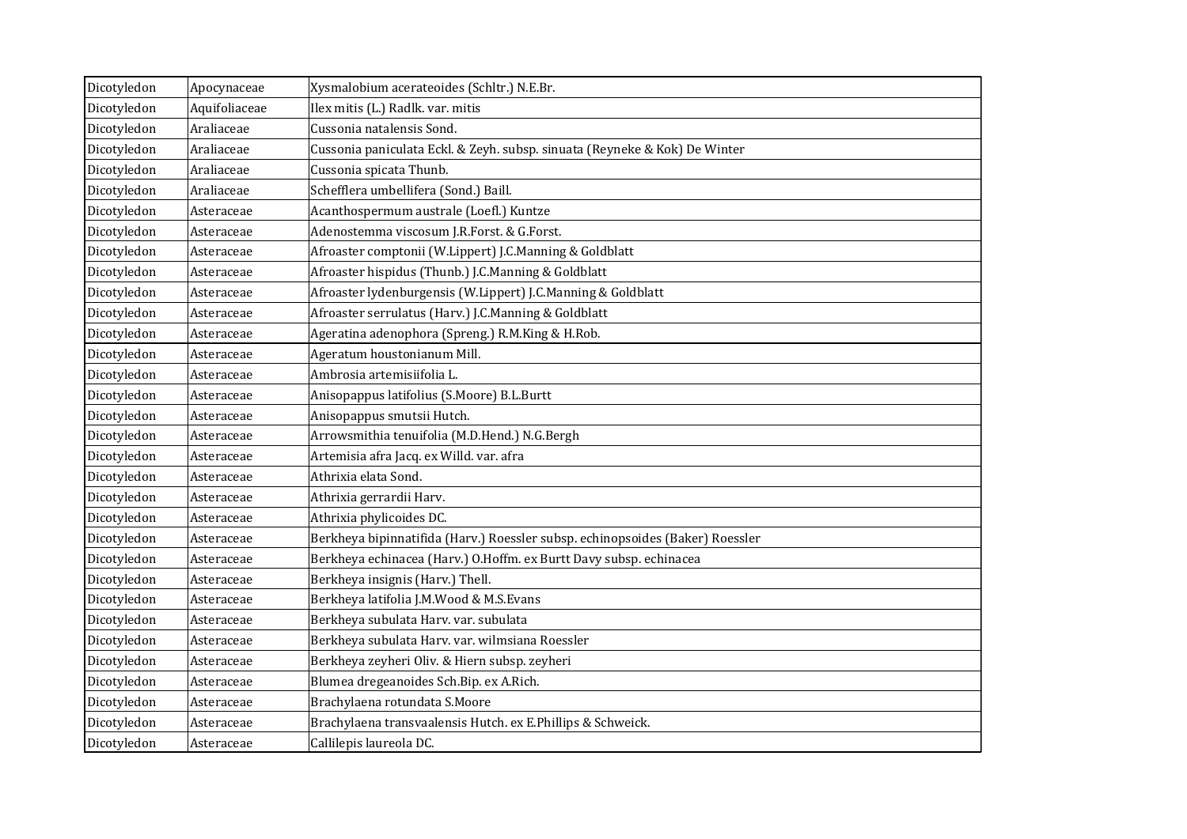| Dicotyledon | Apocynaceae | Xysmalobium acerateoides (Schltr.) N.E.Br. |
|---|---|---|
| Dicotyledon | Aquifoliaceae | Ilex mitis (L.) Radlk. var. mitis |
| Dicotyledon | Araliaceae | Cussonia natalensis Sond. |
| Dicotyledon | Araliaceae | Cussonia paniculata Eckl. & Zeyh. subsp. sinuata (Reyneke & Kok) De Winter |
| Dicotyledon | Araliaceae | Cussonia spicata Thunb. |
| Dicotyledon | Araliaceae | Schefflera umbellifera (Sond.) Baill. |
| Dicotyledon | Asteraceae | Acanthospermum australe (Loefl.) Kuntze |
| Dicotyledon | Asteraceae | Adenostemma viscosum J.R.Forst. & G.Forst. |
| Dicotyledon | Asteraceae | Afroaster comptonii (W.Lippert) J.C.Manning & Goldblatt |
| Dicotyledon | Asteraceae | Afroaster hispidus (Thunb.) J.C.Manning & Goldblatt |
| Dicotyledon | Asteraceae | Afroaster lydenburgensis (W.Lippert) J.C.Manning & Goldblatt |
| Dicotyledon | Asteraceae | Afroaster serrulatus (Harv.) J.C.Manning & Goldblatt |
| Dicotyledon | Asteraceae | Ageratina adenophora (Spreng.) R.M.King & H.Rob. |
| Dicotyledon | Asteraceae | Ageratum houstonianum Mill. |
| Dicotyledon | Asteraceae | Ambrosia artemisiifolia L. |
| Dicotyledon | Asteraceae | Anisopappus latifolius (S.Moore) B.L.Burtt |
| Dicotyledon | Asteraceae | Anisopappus smutsii Hutch. |
| Dicotyledon | Asteraceae | Arrowsmithia tenuifolia (M.D.Hend.) N.G.Bergh |
| Dicotyledon | Asteraceae | Artemisia afra Jacq. ex Willd. var. afra |
| Dicotyledon | Asteraceae | Athrixia elata Sond. |
| Dicotyledon | Asteraceae | Athrixia gerrardii Harv. |
| Dicotyledon | Asteraceae | Athrixia phylicoides DC. |
| Dicotyledon | Asteraceae | Berkheya bipinnatifida (Harv.) Roessler subsp. echinopsoides (Baker) Roessler |
| Dicotyledon | Asteraceae | Berkheya echinacea (Harv.) O.Hoffm. ex Burtt Davy subsp. echinacea |
| Dicotyledon | Asteraceae | Berkheya insignis (Harv.) Thell. |
| Dicotyledon | Asteraceae | Berkheya latifolia J.M.Wood & M.S.Evans |
| Dicotyledon | Asteraceae | Berkheya subulata Harv. var. subulata |
| Dicotyledon | Asteraceae | Berkheya subulata Harv. var. wilmsiana Roessler |
| Dicotyledon | Asteraceae | Berkheya zeyheri Oliv. & Hiern subsp. zeyheri |
| Dicotyledon | Asteraceae | Blumea dregeanoides Sch.Bip. ex A.Rich. |
| Dicotyledon | Asteraceae | Brachylaena rotundata S.Moore |
| Dicotyledon | Asteraceae | Brachylaena transvaalensis Hutch. ex E.Phillips & Schweick. |
| Dicotyledon | Asteraceae | Callilepis laureola DC. |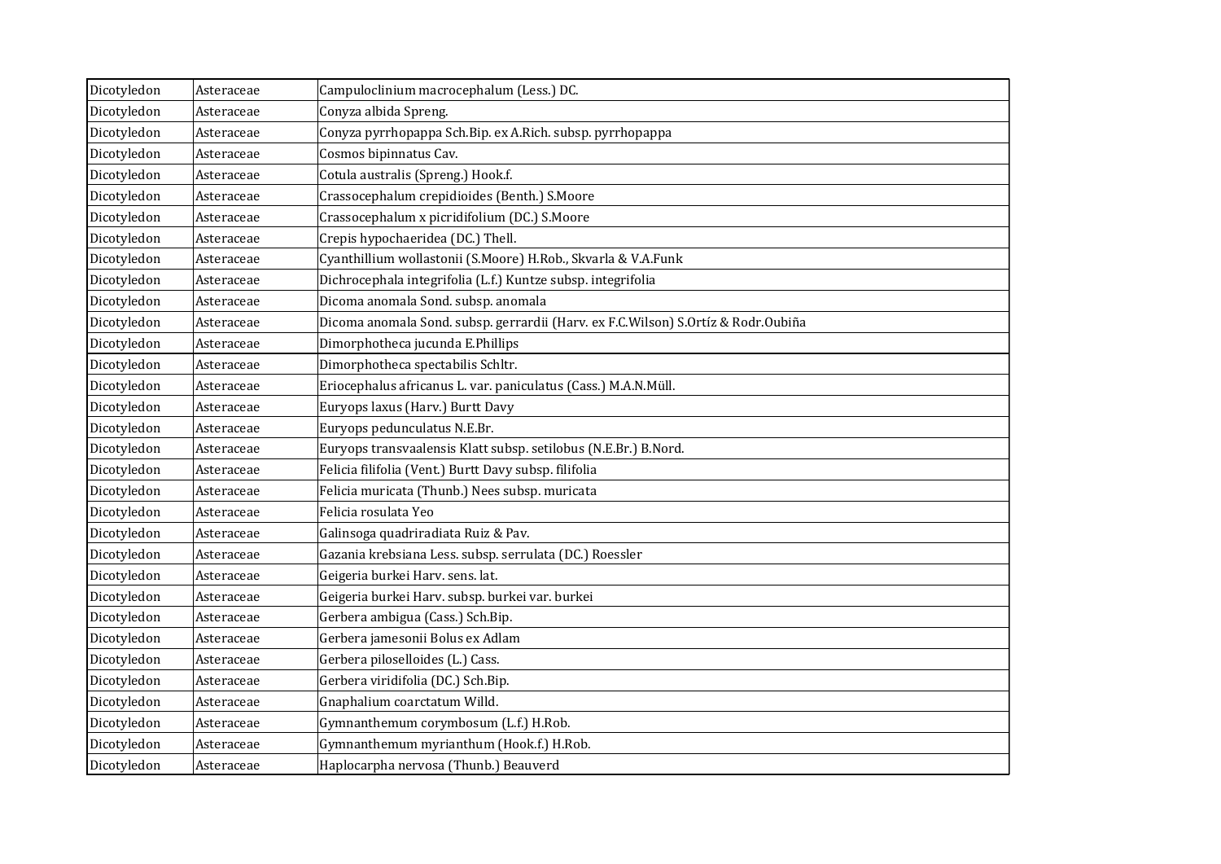| | | |
|---|---|---|
| Dicotyledon | Asteraceae | Campuloclinium macrocephalum (Less.) DC. |
| Dicotyledon | Asteraceae | Conyza albida Spreng. |
| Dicotyledon | Asteraceae | Conyza pyrrhopappa Sch.Bip. ex A.Rich. subsp. pyrrhopappa |
| Dicotyledon | Asteraceae | Cosmos bipinnatus Cav. |
| Dicotyledon | Asteraceae | Cotula australis (Spreng.) Hook.f. |
| Dicotyledon | Asteraceae | Crassocephalum crepidioides (Benth.) S.Moore |
| Dicotyledon | Asteraceae | Crassocephalum x picridifolium (DC.) S.Moore |
| Dicotyledon | Asteraceae | Crepis hypochaeridea (DC.) Thell. |
| Dicotyledon | Asteraceae | Cyanthillium wollastonii (S.Moore) H.Rob., Skvarla & V.A.Funk |
| Dicotyledon | Asteraceae | Dichrocephala integrifolia (L.f.) Kuntze subsp. integrifolia |
| Dicotyledon | Asteraceae | Dicoma anomala Sond. subsp. anomala |
| Dicotyledon | Asteraceae | Dicoma anomala Sond. subsp. gerrardii (Harv. ex F.C.Wilson) S.Ortíz & Rodr.Oubiña |
| Dicotyledon | Asteraceae | Dimorphotheca jucunda E.Phillips |
| Dicotyledon | Asteraceae | Dimorphotheca spectabilis Schltr. |
| Dicotyledon | Asteraceae | Eriocephalus africanus L. var. paniculatus (Cass.) M.A.N.Müll. |
| Dicotyledon | Asteraceae | Euryops laxus (Harv.) Burtt Davy |
| Dicotyledon | Asteraceae | Euryops pedunculatus N.E.Br. |
| Dicotyledon | Asteraceae | Euryops transvaalensis Klatt subsp. setilobus (N.E.Br.) B.Nord. |
| Dicotyledon | Asteraceae | Felicia filifolia (Vent.) Burtt Davy subsp. filifolia |
| Dicotyledon | Asteraceae | Felicia muricata (Thunb.) Nees subsp. muricata |
| Dicotyledon | Asteraceae | Felicia rosulata Yeo |
| Dicotyledon | Asteraceae | Galinsoga quadriradiata Ruiz & Pav. |
| Dicotyledon | Asteraceae | Gazania krebsiana Less. subsp. serrulata (DC.) Roessler |
| Dicotyledon | Asteraceae | Geigeria burkei Harv. sens. lat. |
| Dicotyledon | Asteraceae | Geigeria burkei Harv. subsp. burkei var. burkei |
| Dicotyledon | Asteraceae | Gerbera ambigua (Cass.) Sch.Bip. |
| Dicotyledon | Asteraceae | Gerbera jamesonii Bolus ex Adlam |
| Dicotyledon | Asteraceae | Gerbera piloselloides (L.) Cass. |
| Dicotyledon | Asteraceae | Gerbera viridifolia (DC.) Sch.Bip. |
| Dicotyledon | Asteraceae | Gnaphalium coarctatum Willd. |
| Dicotyledon | Asteraceae | Gymnanthemum corymbosum (L.f.) H.Rob. |
| Dicotyledon | Asteraceae | Gymnanthemum myrianthum (Hook.f.) H.Rob. |
| Dicotyledon | Asteraceae | Haplocarpha nervosa (Thunb.) Beauverd |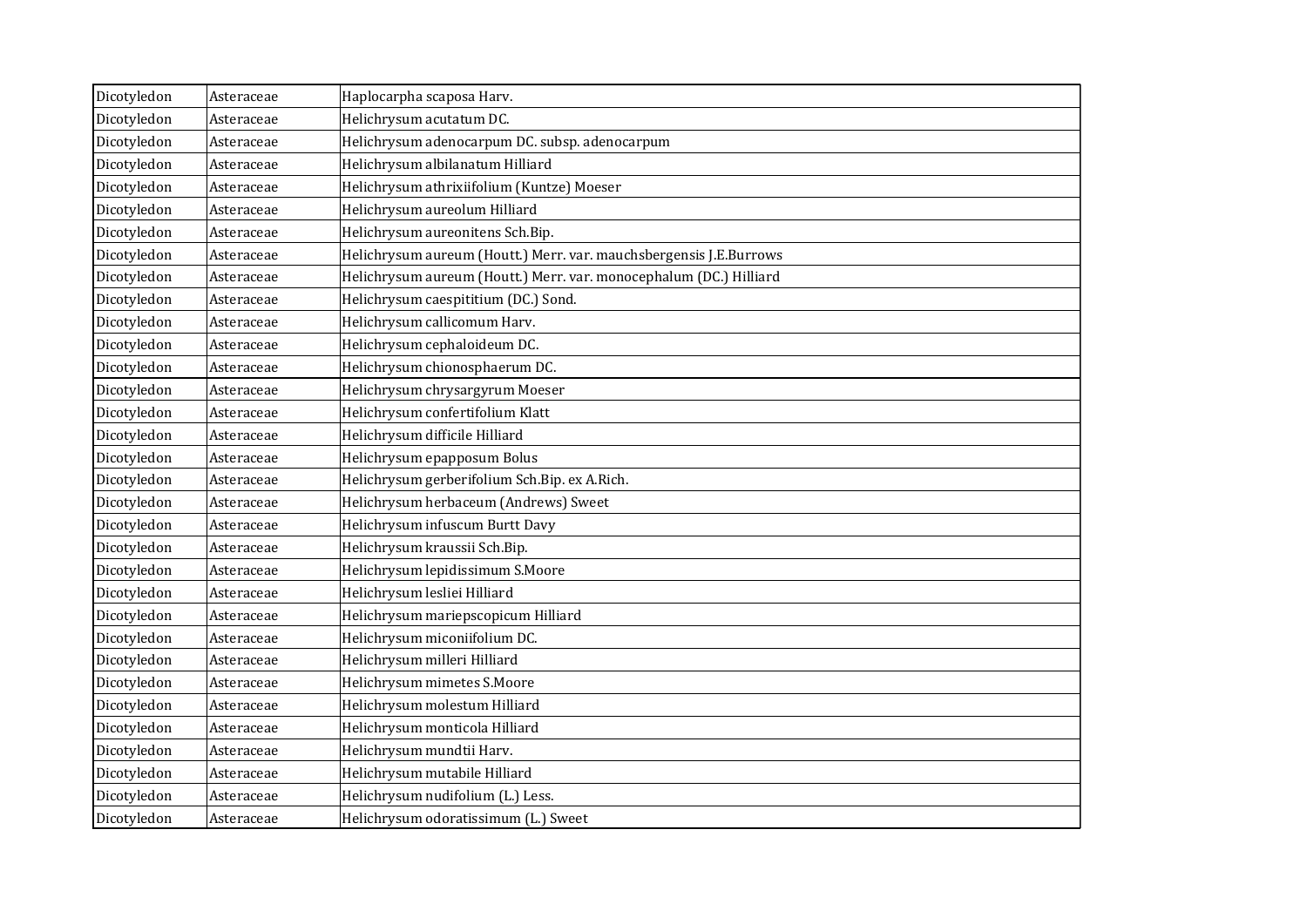| | | |
|---|---|---|
| Dicotyledon | Asteraceae | Haplocarpha scaposa Harv. |
| Dicotyledon | Asteraceae | Helichrysum acutatum DC. |
| Dicotyledon | Asteraceae | Helichrysum adenocarpum DC. subsp. adenocarpum |
| Dicotyledon | Asteraceae | Helichrysum albilanatum Hilliard |
| Dicotyledon | Asteraceae | Helichrysum athrixiifolium (Kuntze) Moeser |
| Dicotyledon | Asteraceae | Helichrysum aureolum Hilliard |
| Dicotyledon | Asteraceae | Helichrysum aureonitens Sch.Bip. |
| Dicotyledon | Asteraceae | Helichrysum aureum (Houtt.) Merr. var. mauchsbergensis J.E.Burrows |
| Dicotyledon | Asteraceae | Helichrysum aureum (Houtt.) Merr. var. monocephalum (DC.) Hilliard |
| Dicotyledon | Asteraceae | Helichrysum caespititium (DC.) Sond. |
| Dicotyledon | Asteraceae | Helichrysum callicomum Harv. |
| Dicotyledon | Asteraceae | Helichrysum cephaloideum DC. |
| Dicotyledon | Asteraceae | Helichrysum chionosphaerum DC. |
| Dicotyledon | Asteraceae | Helichrysum chrysargyrum Moeser |
| Dicotyledon | Asteraceae | Helichrysum confertifolium Klatt |
| Dicotyledon | Asteraceae | Helichrysum difficile Hilliard |
| Dicotyledon | Asteraceae | Helichrysum epapposum Bolus |
| Dicotyledon | Asteraceae | Helichrysum gerberifolium Sch.Bip. ex A.Rich. |
| Dicotyledon | Asteraceae | Helichrysum herbaceum (Andrews) Sweet |
| Dicotyledon | Asteraceae | Helichrysum infuscum Burtt Davy |
| Dicotyledon | Asteraceae | Helichrysum kraussii Sch.Bip. |
| Dicotyledon | Asteraceae | Helichrysum lepidissimum S.Moore |
| Dicotyledon | Asteraceae | Helichrysum lesliei Hilliard |
| Dicotyledon | Asteraceae | Helichrysum mariepscopicum Hilliard |
| Dicotyledon | Asteraceae | Helichrysum miconiifolium DC. |
| Dicotyledon | Asteraceae | Helichrysum milleri Hilliard |
| Dicotyledon | Asteraceae | Helichrysum mimetes S.Moore |
| Dicotyledon | Asteraceae | Helichrysum molestum Hilliard |
| Dicotyledon | Asteraceae | Helichrysum monticola Hilliard |
| Dicotyledon | Asteraceae | Helichrysum mundtii Harv. |
| Dicotyledon | Asteraceae | Helichrysum mutabile Hilliard |
| Dicotyledon | Asteraceae | Helichrysum nudifolium (L.) Less. |
| Dicotyledon | Asteraceae | Helichrysum odoratissimum (L.) Sweet |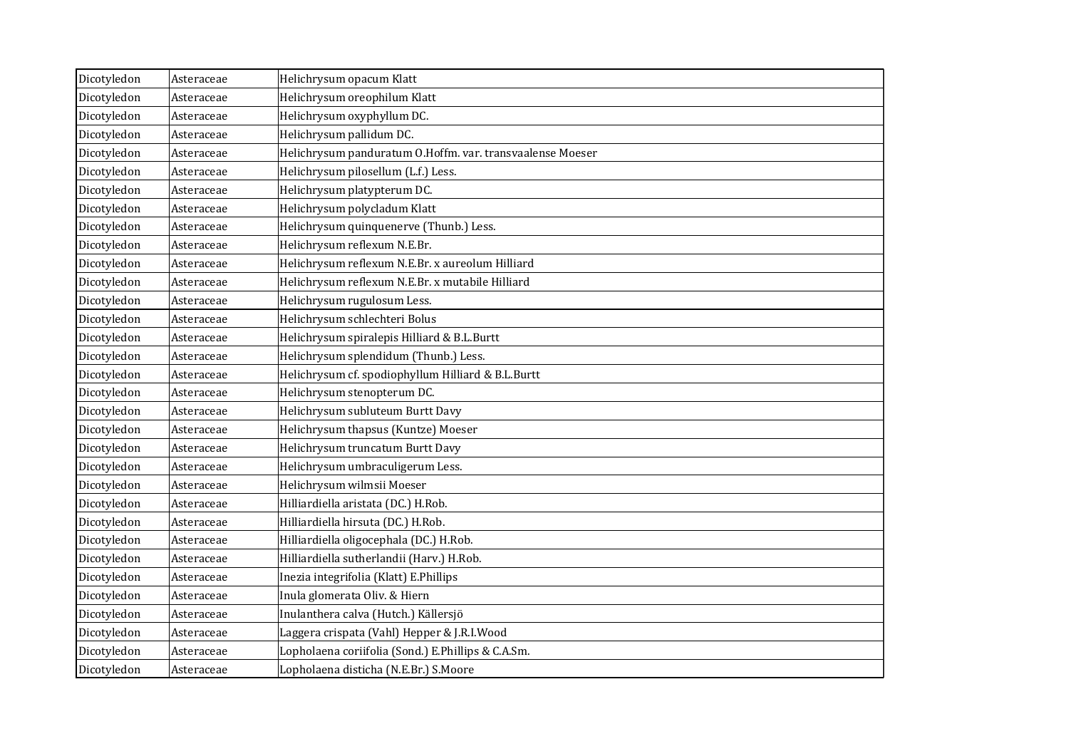| Dicotyledon | Asteraceae | Helichrysum opacum Klatt |
|---|---|---|
| Dicotyledon | Asteraceae | Helichrysum oreophilum Klatt |
| Dicotyledon | Asteraceae | Helichrysum oxyphyllum DC. |
| Dicotyledon | Asteraceae | Helichrysum pallidum DC. |
| Dicotyledon | Asteraceae | Helichrysum panduratum O.Hoffm. var. transvaalense Moeser |
| Dicotyledon | Asteraceae | Helichrysum pilosellum (L.f.) Less. |
| Dicotyledon | Asteraceae | Helichrysum platypterum DC. |
| Dicotyledon | Asteraceae | Helichrysum polycladum Klatt |
| Dicotyledon | Asteraceae | Helichrysum quinquenerve (Thunb.) Less. |
| Dicotyledon | Asteraceae | Helichrysum reflexum N.E.Br. |
| Dicotyledon | Asteraceae | Helichrysum reflexum N.E.Br. x aureolum Hilliard |
| Dicotyledon | Asteraceae | Helichrysum reflexum N.E.Br. x mutabile Hilliard |
| Dicotyledon | Asteraceae | Helichrysum rugulosum Less. |
| Dicotyledon | Asteraceae | Helichrysum schlechteri Bolus |
| Dicotyledon | Asteraceae | Helichrysum spiralepis Hilliard & B.L.Burtt |
| Dicotyledon | Asteraceae | Helichrysum splendidum (Thunb.) Less. |
| Dicotyledon | Asteraceae | Helichrysum cf. spodiophyllum Hilliard & B.L.Burtt |
| Dicotyledon | Asteraceae | Helichrysum stenopterum DC. |
| Dicotyledon | Asteraceae | Helichrysum subluteum Burtt Davy |
| Dicotyledon | Asteraceae | Helichrysum thapsus (Kuntze) Moeser |
| Dicotyledon | Asteraceae | Helichrysum truncatum Burtt Davy |
| Dicotyledon | Asteraceae | Helichrysum umbraculigerum Less. |
| Dicotyledon | Asteraceae | Helichrysum wilmsii Moeser |
| Dicotyledon | Asteraceae | Hilliardiella aristata (DC.) H.Rob. |
| Dicotyledon | Asteraceae | Hilliardiella hirsuta (DC.) H.Rob. |
| Dicotyledon | Asteraceae | Hilliardiella oligocephala (DC.) H.Rob. |
| Dicotyledon | Asteraceae | Hilliardiella sutherlandii (Harv.) H.Rob. |
| Dicotyledon | Asteraceae | Inezia integrifolia (Klatt) E.Phillips |
| Dicotyledon | Asteraceae | Inula glomerata Oliv. & Hiern |
| Dicotyledon | Asteraceae | Inulanthera calva (Hutch.) Källersjö |
| Dicotyledon | Asteraceae | Laggera crispata (Vahl) Hepper & J.R.I.Wood |
| Dicotyledon | Asteraceae | Lopholaena coriifolia (Sond.) E.Phillips & C.A.Sm. |
| Dicotyledon | Asteraceae | Lopholaena disticha (N.E.Br.) S.Moore |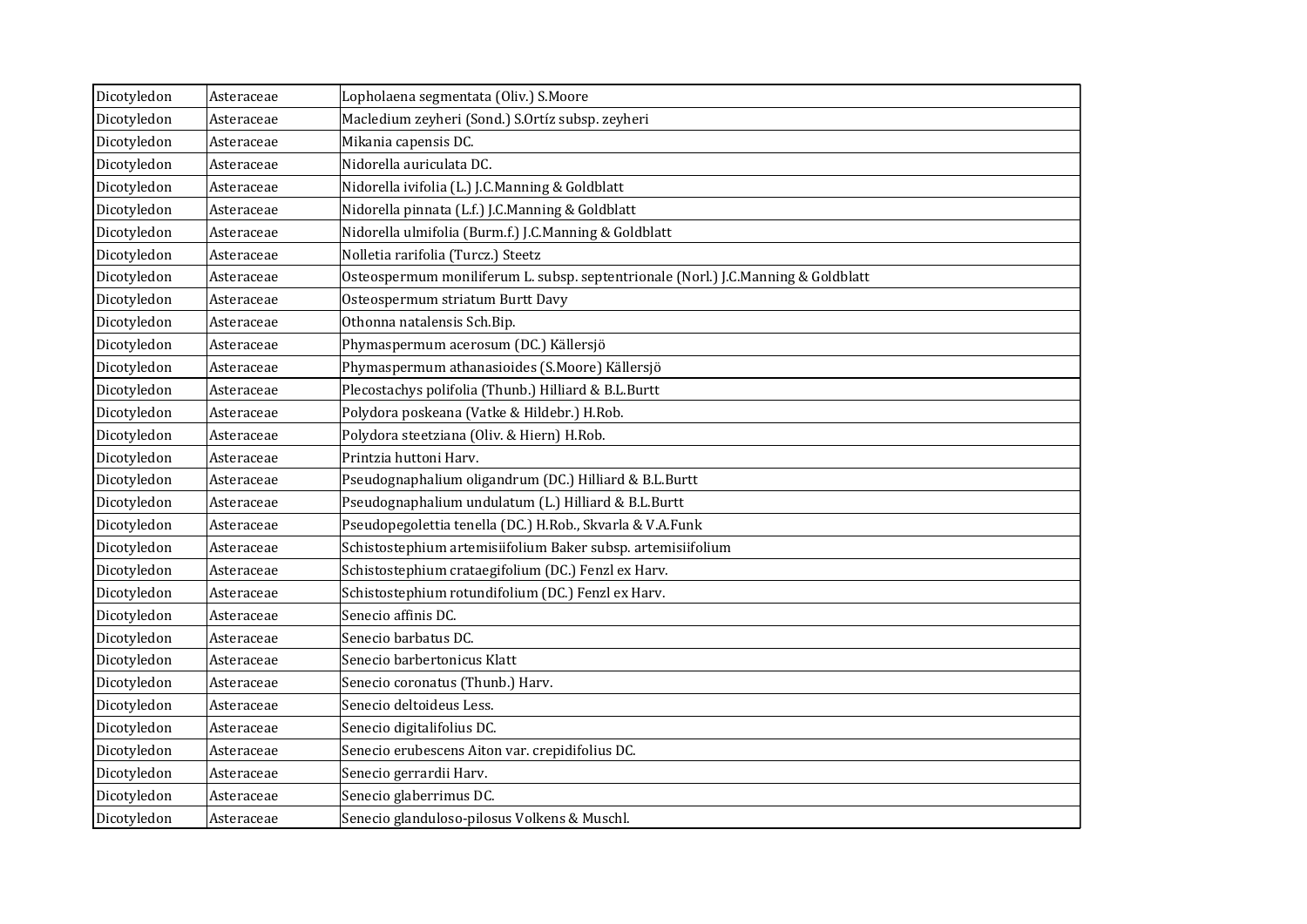| Dicotyledon | Asteraceae | Lopholaena segmentata (Oliv.) S.Moore |
|---|---|---|
| Dicotyledon | Asteraceae | Macledium zeyheri (Sond.) S.Ortíz subsp. zeyheri |
| Dicotyledon | Asteraceae | Mikania capensis DC. |
| Dicotyledon | Asteraceae | Nidorella auriculata DC. |
| Dicotyledon | Asteraceae | Nidorella ivifolia (L.) J.C.Manning & Goldblatt |
| Dicotyledon | Asteraceae | Nidorella pinnata (L.f.) J.C.Manning & Goldblatt |
| Dicotyledon | Asteraceae | Nidorella ulmifolia (Burm.f.) J.C.Manning & Goldblatt |
| Dicotyledon | Asteraceae | Nolletia rarifolia (Turcz.) Steetz |
| Dicotyledon | Asteraceae | Osteospermum moniliferum L. subsp. septentrionale (Norl.) J.C.Manning & Goldblatt |
| Dicotyledon | Asteraceae | Osteospermum striatum Burtt Davy |
| Dicotyledon | Asteraceae | Othonna natalensis Sch.Bip. |
| Dicotyledon | Asteraceae | Phymaspermum acerosum (DC.) Källersjö |
| Dicotyledon | Asteraceae | Phymaspermum athanasioides (S.Moore) Källersjö |
| Dicotyledon | Asteraceae | Plecostachys polifolia (Thunb.) Hilliard & B.L.Burtt |
| Dicotyledon | Asteraceae | Polydora poskeana (Vatke & Hildebr.) H.Rob. |
| Dicotyledon | Asteraceae | Polydora steetziana (Oliv. & Hiern) H.Rob. |
| Dicotyledon | Asteraceae | Printzia huttoni Harv. |
| Dicotyledon | Asteraceae | Pseudognaphalium oligandrum (DC.) Hilliard & B.L.Burtt |
| Dicotyledon | Asteraceae | Pseudognaphalium undulatum (L.) Hilliard & B.L.Burtt |
| Dicotyledon | Asteraceae | Pseudopegolettia tenella (DC.) H.Rob., Skvarla & V.A.Funk |
| Dicotyledon | Asteraceae | Schistostephium artemisiifolium Baker subsp. artemisiifolium |
| Dicotyledon | Asteraceae | Schistostephium crataegifolium (DC.) Fenzl ex Harv. |
| Dicotyledon | Asteraceae | Schistostephium rotundifolium (DC.) Fenzl ex Harv. |
| Dicotyledon | Asteraceae | Senecio affinis DC. |
| Dicotyledon | Asteraceae | Senecio barbatus DC. |
| Dicotyledon | Asteraceae | Senecio barbertonicus Klatt |
| Dicotyledon | Asteraceae | Senecio coronatus (Thunb.) Harv. |
| Dicotyledon | Asteraceae | Senecio deltoideus Less. |
| Dicotyledon | Asteraceae | Senecio digitalifolius DC. |
| Dicotyledon | Asteraceae | Senecio erubescens Aiton var. crepidifolius DC. |
| Dicotyledon | Asteraceae | Senecio gerrardii Harv. |
| Dicotyledon | Asteraceae | Senecio glaberrimus DC. |
| Dicotyledon | Asteraceae | Senecio glanduloso-pilosus Volkens & Muschl. |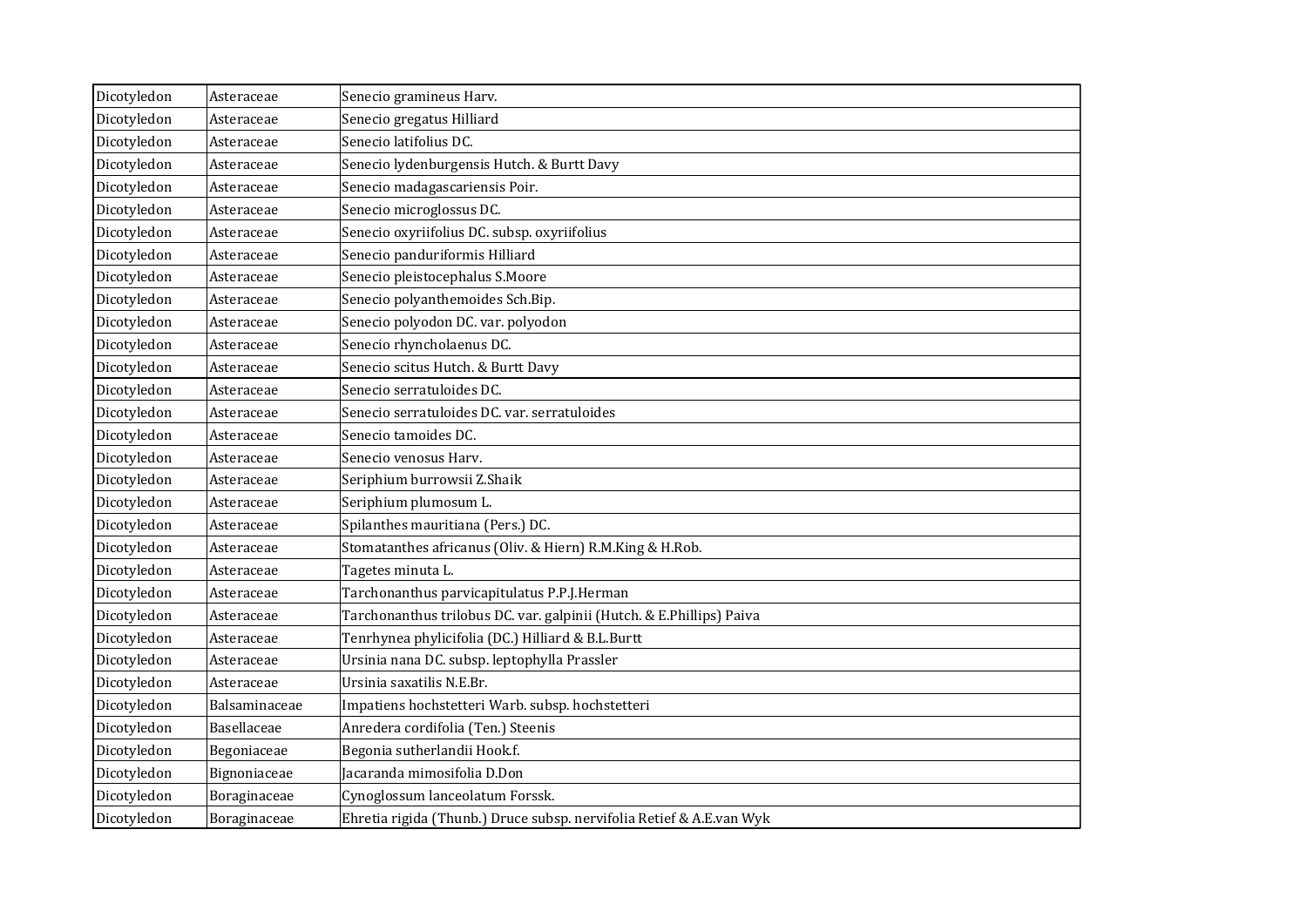| Dicotyledon | Asteraceae | Senecio gramineus Harv. |
|---|---|---|
| Dicotyledon | Asteraceae | Senecio gregatus Hilliard |
| Dicotyledon | Asteraceae | Senecio latifolius DC. |
| Dicotyledon | Asteraceae | Senecio lydenburgensis Hutch. & Burtt Davy |
| Dicotyledon | Asteraceae | Senecio madagascariensis Poir. |
| Dicotyledon | Asteraceae | Senecio microglossus DC. |
| Dicotyledon | Asteraceae | Senecio oxyriifolius DC. subsp. oxyriifolius |
| Dicotyledon | Asteraceae | Senecio panduriformis Hilliard |
| Dicotyledon | Asteraceae | Senecio pleistocephalus S.Moore |
| Dicotyledon | Asteraceae | Senecio polyanthemoides Sch.Bip. |
| Dicotyledon | Asteraceae | Senecio polyodon DC. var. polyodon |
| Dicotyledon | Asteraceae | Senecio rhyncholaenus DC. |
| Dicotyledon | Asteraceae | Senecio scitus Hutch. & Burtt Davy |
| Dicotyledon | Asteraceae | Senecio serratuloides DC. |
| Dicotyledon | Asteraceae | Senecio serratuloides DC. var. serratuloides |
| Dicotyledon | Asteraceae | Senecio tamoides DC. |
| Dicotyledon | Asteraceae | Senecio venosus Harv. |
| Dicotyledon | Asteraceae | Seriphium burrowsii Z.Shaik |
| Dicotyledon | Asteraceae | Seriphium plumosum L. |
| Dicotyledon | Asteraceae | Spilanthes mauritiana (Pers.) DC. |
| Dicotyledon | Asteraceae | Stomatanthes africanus (Oliv. & Hiern) R.M.King & H.Rob. |
| Dicotyledon | Asteraceae | Tagetes minuta L. |
| Dicotyledon | Asteraceae | Tarchonanthus parvicapitulatus P.P.J.Herman |
| Dicotyledon | Asteraceae | Tarchonanthus trilobus DC. var. galpinii (Hutch. & E.Phillips) Paiva |
| Dicotyledon | Asteraceae | Tenrhynea phylicifolia (DC.) Hilliard & B.L.Burtt |
| Dicotyledon | Asteraceae | Ursinia nana DC. subsp. leptophylla Prassler |
| Dicotyledon | Asteraceae | Ursinia saxatilis N.E.Br. |
| Dicotyledon | Balsaminaceae | Impatiens hochstetteri Warb. subsp. hochstetteri |
| Dicotyledon | Basellaceae | Anredera cordifolia (Ten.) Steenis |
| Dicotyledon | Begoniaceae | Begonia sutherlandii Hook.f. |
| Dicotyledon | Bignoniaceae | Jacaranda mimosifolia D.Don |
| Dicotyledon | Boraginaceae | Cynoglossum lanceolatum Forssk. |
| Dicotyledon | Boraginaceae | Ehretia rigida (Thunb.) Druce subsp. nervifolia Retief & A.E.van Wyk |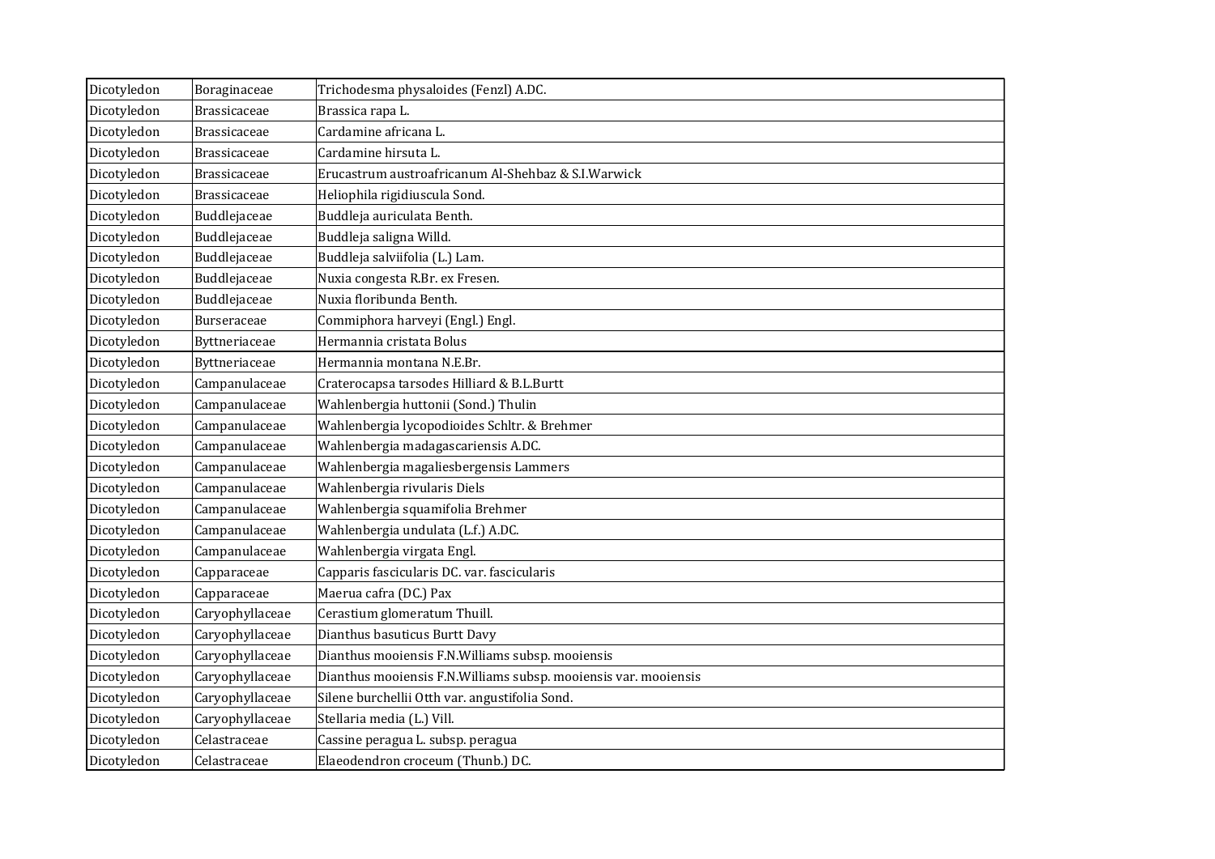| Dicotyledon | Boraginaceae | Trichodesma physaloides (Fenzl) A.DC. |
|---|---|---|
| Dicotyledon | Brassicaceae | Brassica rapa L. |
| Dicotyledon | Brassicaceae | Cardamine africana L. |
| Dicotyledon | Brassicaceae | Cardamine hirsuta L. |
| Dicotyledon | Brassicaceae | Erucastrum austroafricanum Al-Shehbaz & S.I.Warwick |
| Dicotyledon | Brassicaceae | Heliophila rigidiuscula Sond. |
| Dicotyledon | Buddlejaceae | Buddleja auriculata Benth. |
| Dicotyledon | Buddlejaceae | Buddleja saligna Willd. |
| Dicotyledon | Buddlejaceae | Buddleja salviifolia (L.) Lam. |
| Dicotyledon | Buddlejaceae | Nuxia congesta R.Br. ex Fresen. |
| Dicotyledon | Buddlejaceae | Nuxia floribunda Benth. |
| Dicotyledon | Burseraceae | Commiphora harveyi (Engl.) Engl. |
| Dicotyledon | Byttneriaceae | Hermannia cristata Bolus |
| Dicotyledon | Byttneriaceae | Hermannia montana N.E.Br. |
| Dicotyledon | Campanulaceae | Craterocapsa tarsodes Hilliard & B.L.Burtt |
| Dicotyledon | Campanulaceae | Wahlenbergia huttonii (Sond.) Thulin |
| Dicotyledon | Campanulaceae | Wahlenbergia lycopodioides Schltr. & Brehmer |
| Dicotyledon | Campanulaceae | Wahlenbergia madagascariensis A.DC. |
| Dicotyledon | Campanulaceae | Wahlenbergia magaliesbergensis Lammers |
| Dicotyledon | Campanulaceae | Wahlenbergia rivularis Diels |
| Dicotyledon | Campanulaceae | Wahlenbergia squamifolia Brehmer |
| Dicotyledon | Campanulaceae | Wahlenbergia undulata (L.f.) A.DC. |
| Dicotyledon | Campanulaceae | Wahlenbergia virgata Engl. |
| Dicotyledon | Capparaceae | Capparis fascicularis DC. var. fascicularis |
| Dicotyledon | Capparaceae | Maerua cafra (DC.) Pax |
| Dicotyledon | Caryophyllaceae | Cerastium glomeratum Thuill. |
| Dicotyledon | Caryophyllaceae | Dianthus basuticus Burtt Davy |
| Dicotyledon | Caryophyllaceae | Dianthus mooiensis F.N.Williams subsp. mooiensis |
| Dicotyledon | Caryophyllaceae | Dianthus mooiensis F.N.Williams subsp. mooiensis var. mooiensis |
| Dicotyledon | Caryophyllaceae | Silene burchellii Otth var. angustifolia Sond. |
| Dicotyledon | Caryophyllaceae | Stellaria media (L.) Vill. |
| Dicotyledon | Celastraceae | Cassine peragua L. subsp. peragua |
| Dicotyledon | Celastraceae | Elaeodendron croceum (Thunb.) DC. |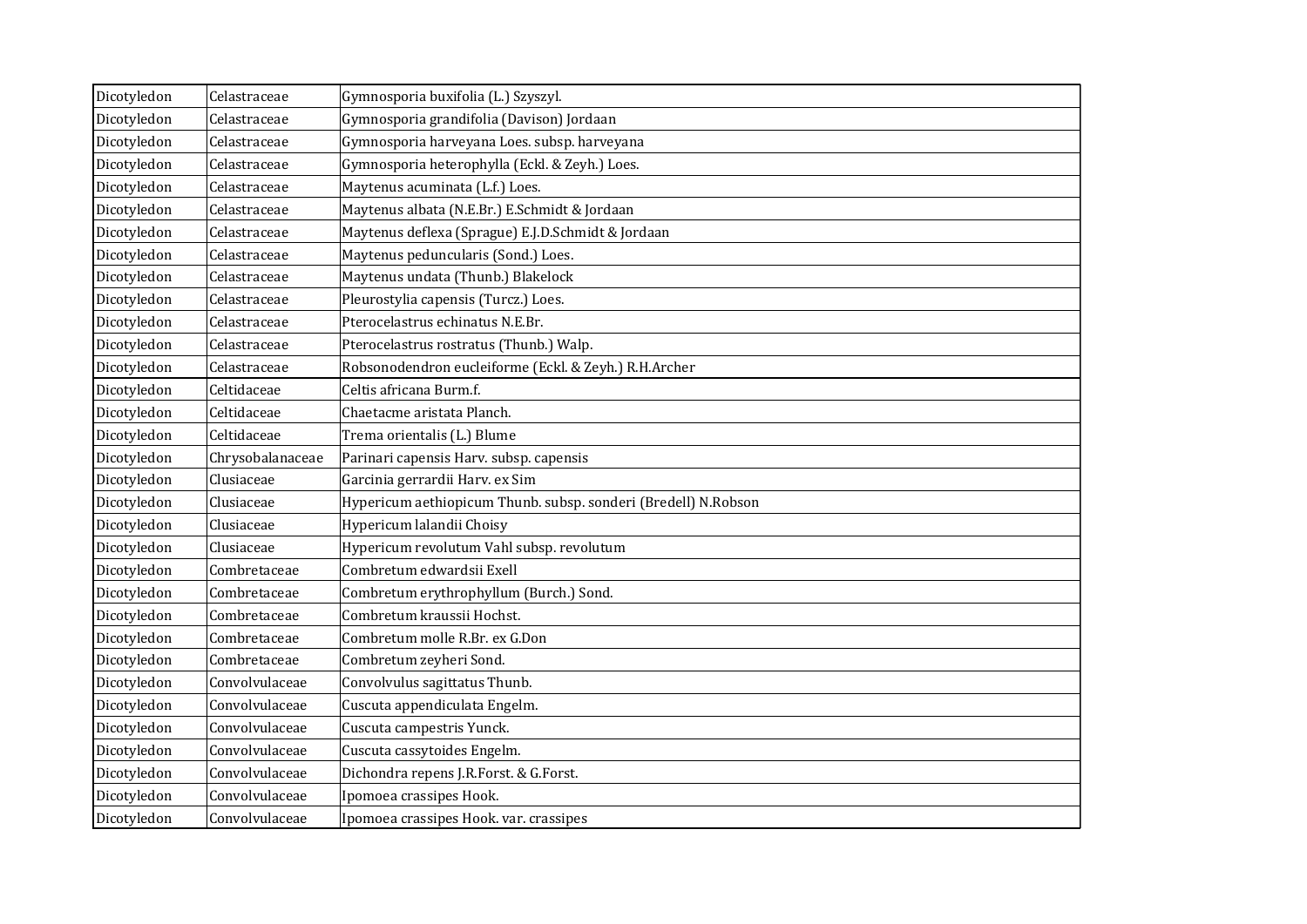| | | |
|---|---|---|
| Dicotyledon | Celastraceae | Gymnosporia buxifolia (L.) Szyszyl. |
| Dicotyledon | Celastraceae | Gymnosporia grandifolia (Davison) Jordaan |
| Dicotyledon | Celastraceae | Gymnosporia harveyana Loes. subsp. harveyana |
| Dicotyledon | Celastraceae | Gymnosporia heterophylla (Eckl. & Zeyh.) Loes. |
| Dicotyledon | Celastraceae | Maytenus acuminata (L.f.) Loes. |
| Dicotyledon | Celastraceae | Maytenus albata (N.E.Br.) E.Schmidt & Jordaan |
| Dicotyledon | Celastraceae | Maytenus deflexa (Sprague) E.J.D.Schmidt & Jordaan |
| Dicotyledon | Celastraceae | Maytenus peduncularis (Sond.) Loes. |
| Dicotyledon | Celastraceae | Maytenus undata (Thunb.) Blakelock |
| Dicotyledon | Celastraceae | Pleurostylia capensis (Turcz.) Loes. |
| Dicotyledon | Celastraceae | Pterocelastrus echinatus N.E.Br. |
| Dicotyledon | Celastraceae | Pterocelastrus rostratus (Thunb.) Walp. |
| Dicotyledon | Celastraceae | Robsonodendron eucleiforme (Eckl. & Zeyh.) R.H.Archer |
| Dicotyledon | Celtidaceae | Celtis africana Burm.f. |
| Dicotyledon | Celtidaceae | Chaetacme aristata Planch. |
| Dicotyledon | Celtidaceae | Trema orientalis (L.) Blume |
| Dicotyledon | Chrysobalanaceae | Parinari capensis Harv. subsp. capensis |
| Dicotyledon | Clusiaceae | Garcinia gerrardii Harv. ex Sim |
| Dicotyledon | Clusiaceae | Hypericum aethiopicum Thunb. subsp. sonderi (Bredell) N.Robson |
| Dicotyledon | Clusiaceae | Hypericum lalandii Choisy |
| Dicotyledon | Clusiaceae | Hypericum revolutum Vahl subsp. revolutum |
| Dicotyledon | Combretaceae | Combretum edwardsii Exell |
| Dicotyledon | Combretaceae | Combretum erythrophyllum (Burch.) Sond. |
| Dicotyledon | Combretaceae | Combretum kraussii Hochst. |
| Dicotyledon | Combretaceae | Combretum molle R.Br. ex G.Don |
| Dicotyledon | Combretaceae | Combretum zeyheri Sond. |
| Dicotyledon | Convolvulaceae | Convolvulus sagittatus Thunb. |
| Dicotyledon | Convolvulaceae | Cuscuta appendiculata Engelm. |
| Dicotyledon | Convolvulaceae | Cuscuta campestris Yunck. |
| Dicotyledon | Convolvulaceae | Cuscuta cassytoides Engelm. |
| Dicotyledon | Convolvulaceae | Dichondra repens J.R.Forst. & G.Forst. |
| Dicotyledon | Convolvulaceae | Ipomoea crassipes Hook. |
| Dicotyledon | Convolvulaceae | Ipomoea crassipes Hook. var. crassipes |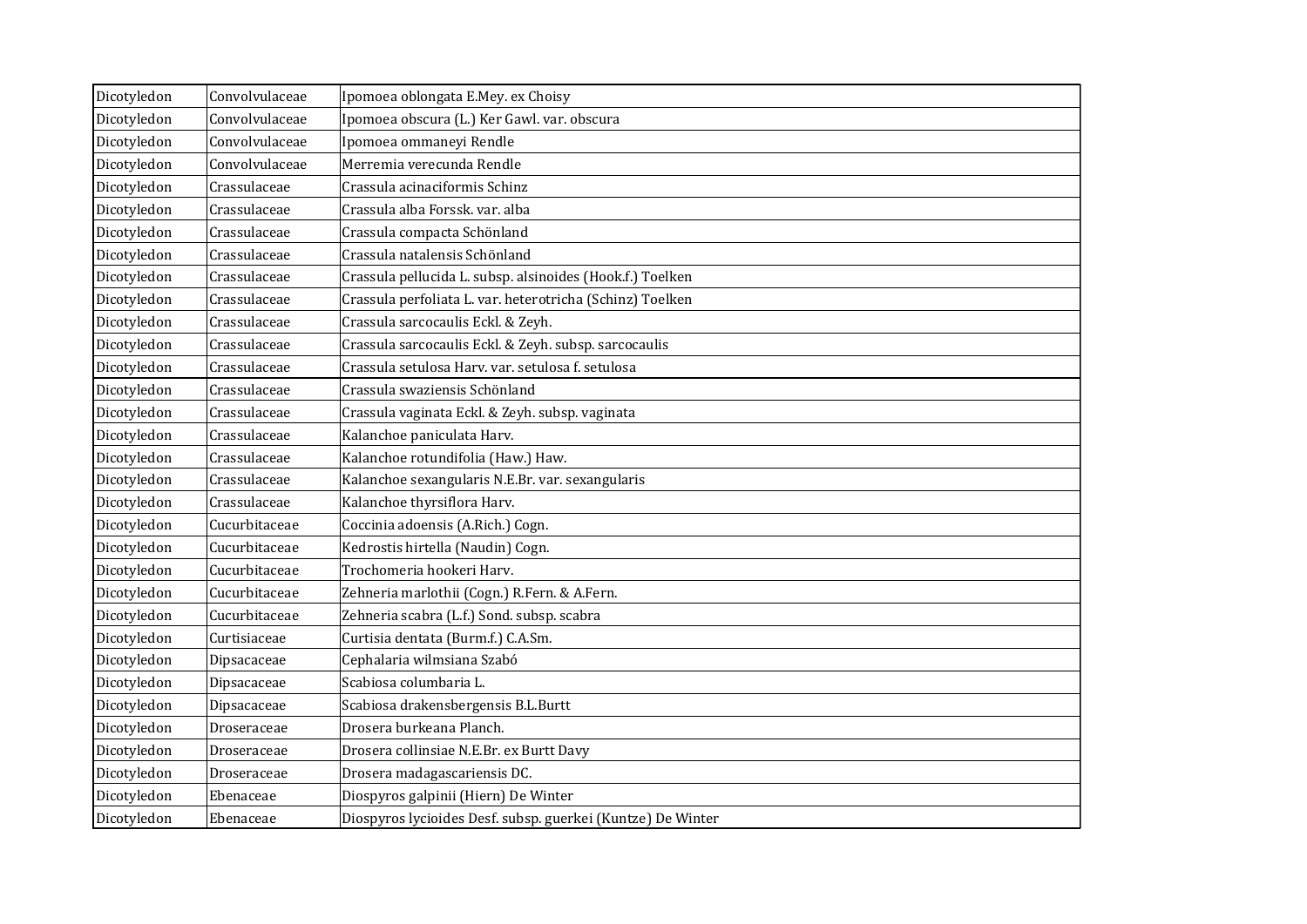| Dicotyledon | Convolvulaceae | Ipomoea oblongata E.Mey. ex Choisy |
|---|---|---|
| Dicotyledon | Convolvulaceae | Ipomoea obscura (L.) Ker Gawl. var. obscura |
| Dicotyledon | Convolvulaceae | Ipomoea ommaneyi Rendle |
| Dicotyledon | Convolvulaceae | Merremia verecunda Rendle |
| Dicotyledon | Crassulaceae | Crassula acinaciformis Schinz |
| Dicotyledon | Crassulaceae | Crassula alba Forssk. var. alba |
| Dicotyledon | Crassulaceae | Crassula compacta Schönland |
| Dicotyledon | Crassulaceae | Crassula natalensis Schönland |
| Dicotyledon | Crassulaceae | Crassula pellucida L. subsp. alsinoides (Hook.f.) Toelken |
| Dicotyledon | Crassulaceae | Crassula perfoliata L. var. heterotricha (Schinz) Toelken |
| Dicotyledon | Crassulaceae | Crassula sarcocaulis Eckl. & Zeyh. |
| Dicotyledon | Crassulaceae | Crassula sarcocaulis Eckl. & Zeyh. subsp. sarcocaulis |
| Dicotyledon | Crassulaceae | Crassula setulosa Harv. var. setulosa f. setulosa |
| Dicotyledon | Crassulaceae | Crassula swaziensis Schönland |
| Dicotyledon | Crassulaceae | Crassula vaginata Eckl. & Zeyh. subsp. vaginata |
| Dicotyledon | Crassulaceae | Kalanchoe paniculata Harv. |
| Dicotyledon | Crassulaceae | Kalanchoe rotundifolia (Haw.) Haw. |
| Dicotyledon | Crassulaceae | Kalanchoe sexangularis N.E.Br. var. sexangularis |
| Dicotyledon | Crassulaceae | Kalanchoe thyrsiflora Harv. |
| Dicotyledon | Cucurbitaceae | Coccinia adoensis (A.Rich.) Cogn. |
| Dicotyledon | Cucurbitaceae | Kedrostis hirtella (Naudin) Cogn. |
| Dicotyledon | Cucurbitaceae | Trochomeria hookeri Harv. |
| Dicotyledon | Cucurbitaceae | Zehneria marlothii (Cogn.) R.Fern. & A.Fern. |
| Dicotyledon | Cucurbitaceae | Zehneria scabra (L.f.) Sond. subsp. scabra |
| Dicotyledon | Curtisiaceae | Curtisia dentata (Burm.f.) C.A.Sm. |
| Dicotyledon | Dipsacaceae | Cephalaria wilmsiana Szabó |
| Dicotyledon | Dipsacaceae | Scabiosa columbaria L. |
| Dicotyledon | Dipsacaceae | Scabiosa drakensbergensis B.L.Burtt |
| Dicotyledon | Droseraceae | Drosera burkeana Planch. |
| Dicotyledon | Droseraceae | Drosera collinsiae N.E.Br. ex Burtt Davy |
| Dicotyledon | Droseraceae | Drosera madagascariensis DC. |
| Dicotyledon | Ebenaceae | Diospyros galpinii (Hiern) De Winter |
| Dicotyledon | Ebenaceae | Diospyros lycioides Desf. subsp. guerkei (Kuntze) De Winter |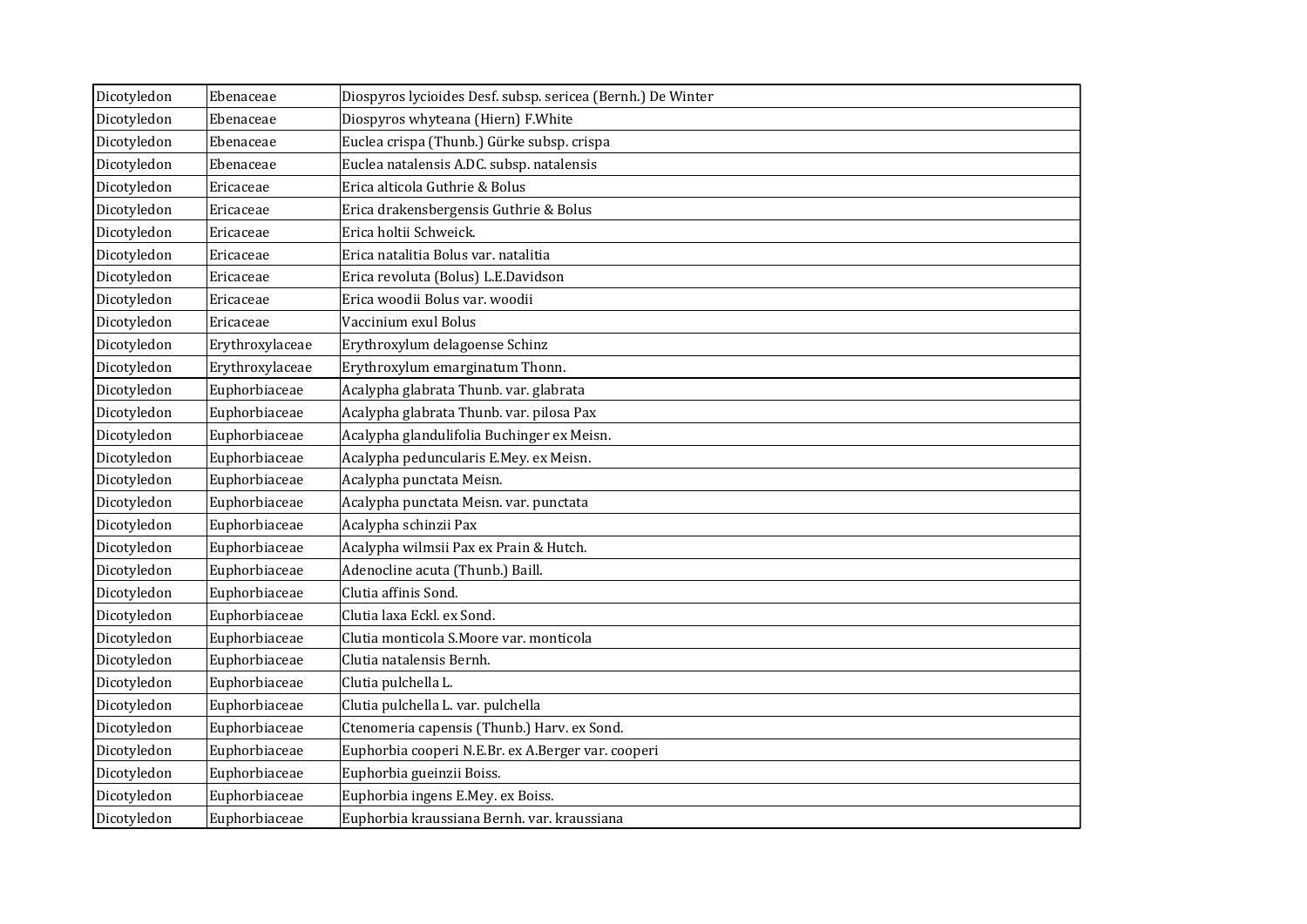| | | |
|---|---|---|
| Dicotyledon | Ebenaceae | Diospyros lycioides Desf. subsp. sericea (Bernh.) De Winter |
| Dicotyledon | Ebenaceae | Diospyros whyteana (Hiern) F.White |
| Dicotyledon | Ebenaceae | Euclea crispa (Thunb.) Gürke subsp. crispa |
| Dicotyledon | Ebenaceae | Euclea natalensis A.DC. subsp. natalensis |
| Dicotyledon | Ericaceae | Erica alticola Guthrie & Bolus |
| Dicotyledon | Ericaceae | Erica drakensbergensis Guthrie & Bolus |
| Dicotyledon | Ericaceae | Erica holtii Schweick. |
| Dicotyledon | Ericaceae | Erica natalitia Bolus var. natalitia |
| Dicotyledon | Ericaceae | Erica revoluta (Bolus) L.E.Davidson |
| Dicotyledon | Ericaceae | Erica woodii Bolus var. woodii |
| Dicotyledon | Ericaceae | Vaccinium exul Bolus |
| Dicotyledon | Erythroxylaceae | Erythroxylum delagoense Schinz |
| Dicotyledon | Erythroxylaceae | Erythroxylum emarginatum Thonn. |
| Dicotyledon | Euphorbiaceae | Acalypha glabrata Thunb. var. glabrata |
| Dicotyledon | Euphorbiaceae | Acalypha glabrata Thunb. var. pilosa Pax |
| Dicotyledon | Euphorbiaceae | Acalypha glandulifolia Buchinger ex Meisn. |
| Dicotyledon | Euphorbiaceae | Acalypha peduncularis E.Mey. ex Meisn. |
| Dicotyledon | Euphorbiaceae | Acalypha punctata Meisn. |
| Dicotyledon | Euphorbiaceae | Acalypha punctata Meisn. var. punctata |
| Dicotyledon | Euphorbiaceae | Acalypha schinzii Pax |
| Dicotyledon | Euphorbiaceae | Acalypha wilmsii Pax ex Prain & Hutch. |
| Dicotyledon | Euphorbiaceae | Adenocline acuta (Thunb.) Baill. |
| Dicotyledon | Euphorbiaceae | Clutia affinis Sond. |
| Dicotyledon | Euphorbiaceae | Clutia laxa Eckl. ex Sond. |
| Dicotyledon | Euphorbiaceae | Clutia monticola S.Moore var. monticola |
| Dicotyledon | Euphorbiaceae | Clutia natalensis Bernh. |
| Dicotyledon | Euphorbiaceae | Clutia pulchella L. |
| Dicotyledon | Euphorbiaceae | Clutia pulchella L. var. pulchella |
| Dicotyledon | Euphorbiaceae | Ctenomeria capensis (Thunb.) Harv. ex Sond. |
| Dicotyledon | Euphorbiaceae | Euphorbia cooperi N.E.Br. ex A.Berger var. cooperi |
| Dicotyledon | Euphorbiaceae | Euphorbia gueinzii Boiss. |
| Dicotyledon | Euphorbiaceae | Euphorbia ingens E.Mey. ex Boiss. |
| Dicotyledon | Euphorbiaceae | Euphorbia kraussiana Bernh. var. kraussiana |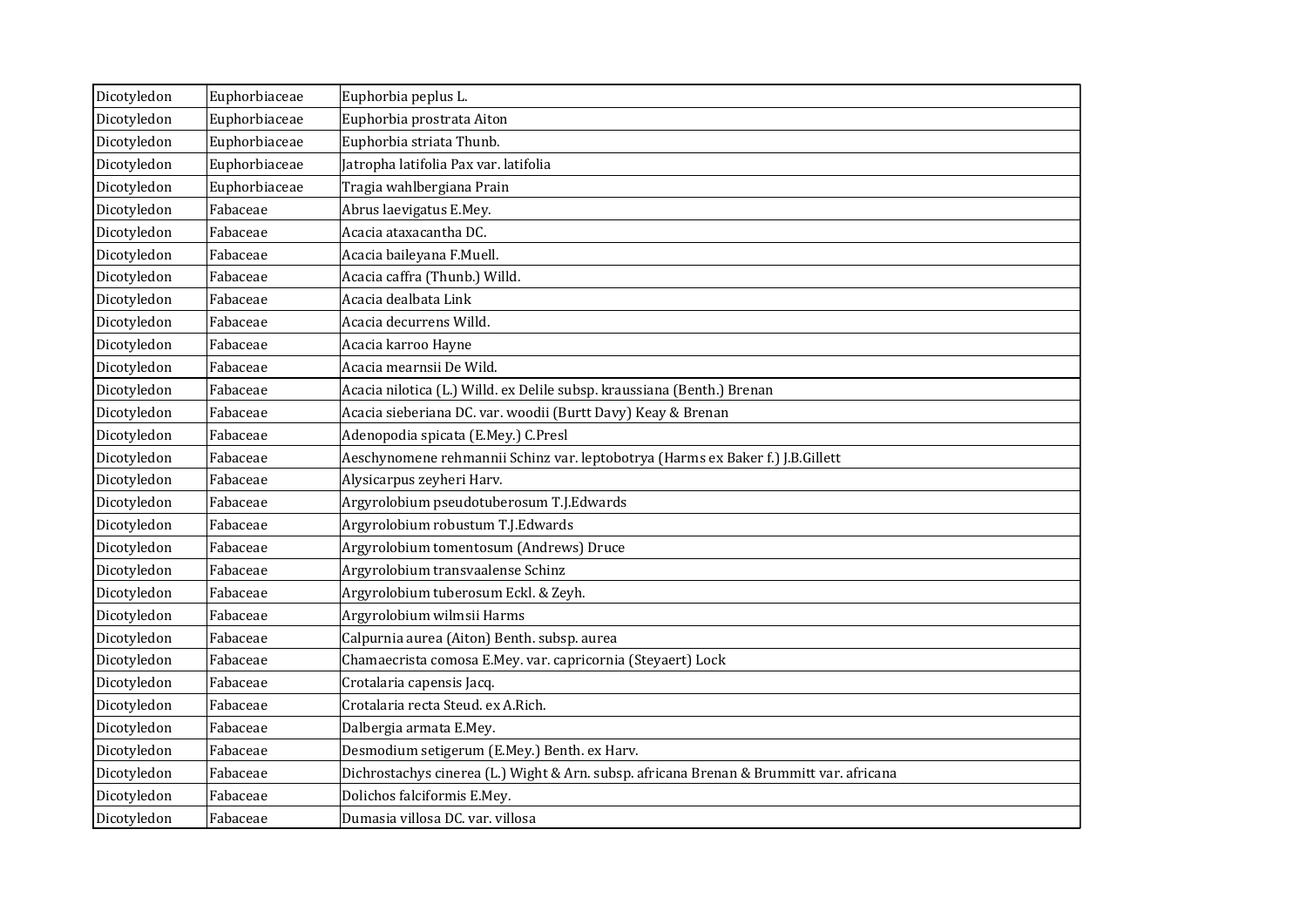| | | |
|---|---|---|
| Dicotyledon | Euphorbiaceae | Euphorbia peplus L. |
| Dicotyledon | Euphorbiaceae | Euphorbia prostrata Aiton |
| Dicotyledon | Euphorbiaceae | Euphorbia striata Thunb. |
| Dicotyledon | Euphorbiaceae | Jatropha latifolia Pax var. latifolia |
| Dicotyledon | Euphorbiaceae | Tragia wahlbergiana Prain |
| Dicotyledon | Fabaceae | Abrus laevigatus E.Mey. |
| Dicotyledon | Fabaceae | Acacia ataxacantha DC. |
| Dicotyledon | Fabaceae | Acacia baileyana F.Muell. |
| Dicotyledon | Fabaceae | Acacia caffra (Thunb.) Willd. |
| Dicotyledon | Fabaceae | Acacia dealbata Link |
| Dicotyledon | Fabaceae | Acacia decurrens Willd. |
| Dicotyledon | Fabaceae | Acacia karroo Hayne |
| Dicotyledon | Fabaceae | Acacia mearnsii De Wild. |
| Dicotyledon | Fabaceae | Acacia nilotica (L.) Willd. ex Delile subsp. kraussiana (Benth.) Brenan |
| Dicotyledon | Fabaceae | Acacia sieberiana DC. var. woodii (Burtt Davy) Keay & Brenan |
| Dicotyledon | Fabaceae | Adenopodia spicata (E.Mey.) C.Presl |
| Dicotyledon | Fabaceae | Aeschynomene rehmannii Schinz var. leptobotrya (Harms ex Baker f.) J.B.Gillett |
| Dicotyledon | Fabaceae | Alysicarpus zeyheri Harv. |
| Dicotyledon | Fabaceae | Argyrolobium pseudotuberosum T.J.Edwards |
| Dicotyledon | Fabaceae | Argyrolobium robustum T.J.Edwards |
| Dicotyledon | Fabaceae | Argyrolobium tomentosum (Andrews) Druce |
| Dicotyledon | Fabaceae | Argyrolobium transvaalense Schinz |
| Dicotyledon | Fabaceae | Argyrolobium tuberosum Eckl. & Zeyh. |
| Dicotyledon | Fabaceae | Argyrolobium wilmsii Harms |
| Dicotyledon | Fabaceae | Calpurnia aurea (Aiton) Benth. subsp. aurea |
| Dicotyledon | Fabaceae | Chamaecrista comosa E.Mey. var. capricornia (Steyaert) Lock |
| Dicotyledon | Fabaceae | Crotalaria capensis Jacq. |
| Dicotyledon | Fabaceae | Crotalaria recta Steud. ex A.Rich. |
| Dicotyledon | Fabaceae | Dalbergia armata E.Mey. |
| Dicotyledon | Fabaceae | Desmodium setigerum (E.Mey.) Benth. ex Harv. |
| Dicotyledon | Fabaceae | Dichrostachys cinerea (L.) Wight & Arn. subsp. africana Brenan & Brummitt var. africana |
| Dicotyledon | Fabaceae | Dolichos falciformis E.Mey. |
| Dicotyledon | Fabaceae | Dumasia villosa DC. var. villosa |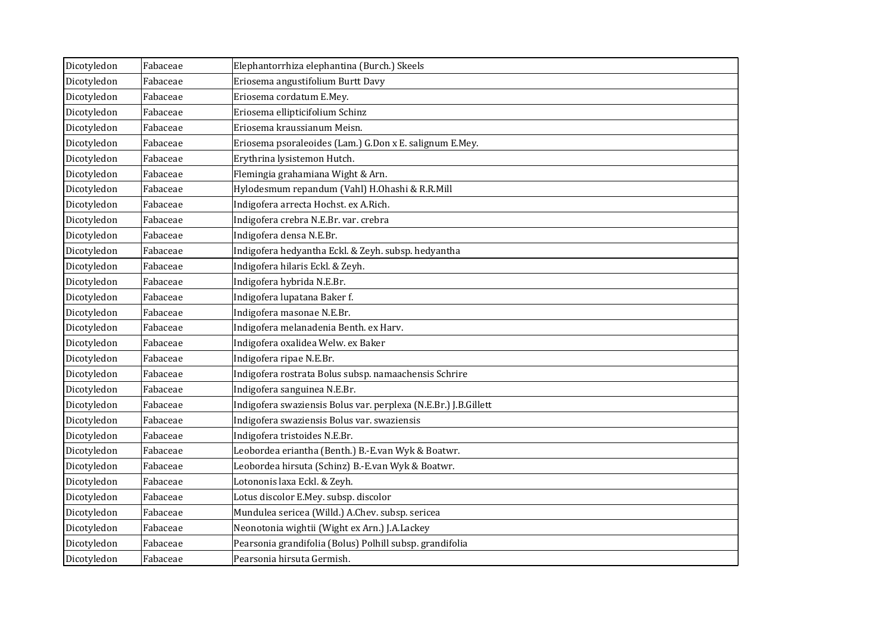| | | |
|---|---|---|
| Dicotyledon | Fabaceae | Elephantorrhiza elephantina (Burch.) Skeels |
| Dicotyledon | Fabaceae | Eriosema angustifolium Burtt Davy |
| Dicotyledon | Fabaceae | Eriosema cordatum E.Mey. |
| Dicotyledon | Fabaceae | Eriosema ellipticifolium Schinz |
| Dicotyledon | Fabaceae | Eriosema kraussianum Meisn. |
| Dicotyledon | Fabaceae | Eriosema psoraleoides (Lam.) G.Don x E. salignum E.Mey. |
| Dicotyledon | Fabaceae | Erythrina lysistemon Hutch. |
| Dicotyledon | Fabaceae | Flemingia grahamiana Wight & Arn. |
| Dicotyledon | Fabaceae | Hylodesmum repandum (Vahl) H.Ohashi & R.R.Mill |
| Dicotyledon | Fabaceae | Indigofera arrecta Hochst. ex A.Rich. |
| Dicotyledon | Fabaceae | Indigofera crebra N.E.Br. var. crebra |
| Dicotyledon | Fabaceae | Indigofera densa N.E.Br. |
| Dicotyledon | Fabaceae | Indigofera hedyantha Eckl. & Zeyh. subsp. hedyantha |
| Dicotyledon | Fabaceae | Indigofera hilaris Eckl. & Zeyh. |
| Dicotyledon | Fabaceae | Indigofera hybrida N.E.Br. |
| Dicotyledon | Fabaceae | Indigofera lupatana Baker f. |
| Dicotyledon | Fabaceae | Indigofera masonae N.E.Br. |
| Dicotyledon | Fabaceae | Indigofera melanadenia Benth. ex Harv. |
| Dicotyledon | Fabaceae | Indigofera oxalidea Welw. ex Baker |
| Dicotyledon | Fabaceae | Indigofera ripae N.E.Br. |
| Dicotyledon | Fabaceae | Indigofera rostrata Bolus subsp. namaachensis Schrire |
| Dicotyledon | Fabaceae | Indigofera sanguinea N.E.Br. |
| Dicotyledon | Fabaceae | Indigofera swaziensis Bolus var. perplexa (N.E.Br.) J.B.Gillett |
| Dicotyledon | Fabaceae | Indigofera swaziensis Bolus var. swaziensis |
| Dicotyledon | Fabaceae | Indigofera tristoides N.E.Br. |
| Dicotyledon | Fabaceae | Leobordea eriantha (Benth.) B.-E.van Wyk & Boatwr. |
| Dicotyledon | Fabaceae | Leobordea hirsuta (Schinz) B.-E.van Wyk & Boatwr. |
| Dicotyledon | Fabaceae | Lotononis laxa Eckl. & Zeyh. |
| Dicotyledon | Fabaceae | Lotus discolor E.Mey. subsp. discolor |
| Dicotyledon | Fabaceae | Mundulea sericea (Willd.) A.Chev. subsp. sericea |
| Dicotyledon | Fabaceae | Neonotonia wightii (Wight ex Arn.) J.A.Lackey |
| Dicotyledon | Fabaceae | Pearsonia grandifolia (Bolus) Polhill subsp. grandifolia |
| Dicotyledon | Fabaceae | Pearsonia hirsuta Germish. |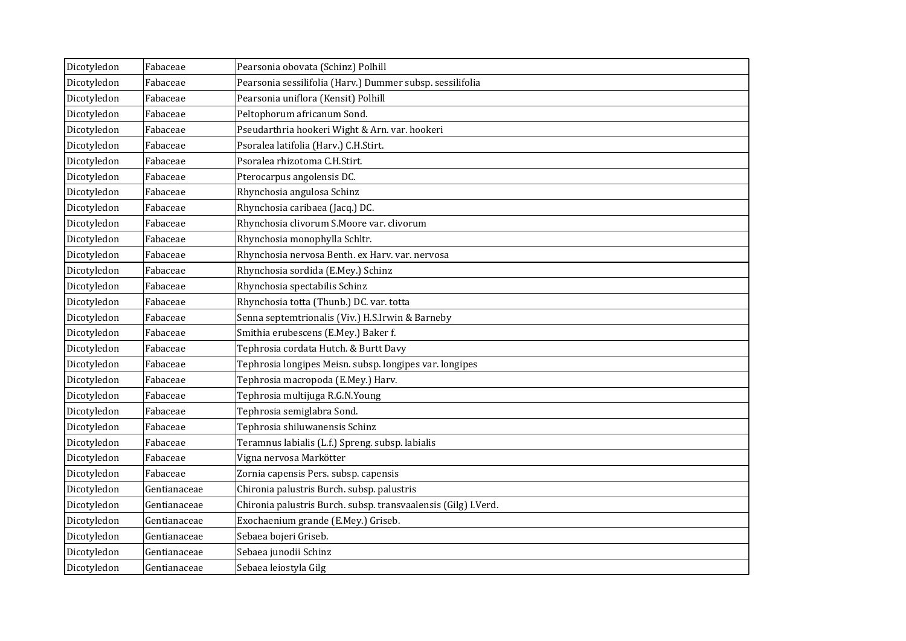| | | |
|---|---|---|
| Dicotyledon | Fabaceae | Pearsonia obovata (Schinz) Polhill |
| Dicotyledon | Fabaceae | Pearsonia sessilifolia (Harv.) Dummer subsp. sessilifolia |
| Dicotyledon | Fabaceae | Pearsonia uniflora (Kensit) Polhill |
| Dicotyledon | Fabaceae | Peltophorum africanum Sond. |
| Dicotyledon | Fabaceae | Pseudarthria hookeri Wight & Arn. var. hookeri |
| Dicotyledon | Fabaceae | Psoralea latifolia (Harv.) C.H.Stirt. |
| Dicotyledon | Fabaceae | Psoralea rhizotoma C.H.Stirt. |
| Dicotyledon | Fabaceae | Pterocarpus angolensis DC. |
| Dicotyledon | Fabaceae | Rhynchosia angulosa Schinz |
| Dicotyledon | Fabaceae | Rhynchosia caribaea (Jacq.) DC. |
| Dicotyledon | Fabaceae | Rhynchosia clivorum S.Moore var. clivorum |
| Dicotyledon | Fabaceae | Rhynchosia monophylla Schltr. |
| Dicotyledon | Fabaceae | Rhynchosia nervosa Benth. ex Harv. var. nervosa |
| Dicotyledon | Fabaceae | Rhynchosia sordida (E.Mey.) Schinz |
| Dicotyledon | Fabaceae | Rhynchosia spectabilis Schinz |
| Dicotyledon | Fabaceae | Rhynchosia totta (Thunb.) DC. var. totta |
| Dicotyledon | Fabaceae | Senna septemtrionalis (Viv.) H.S.Irwin & Barneby |
| Dicotyledon | Fabaceae | Smithia erubescens (E.Mey.) Baker f. |
| Dicotyledon | Fabaceae | Tephrosia cordata Hutch. & Burtt Davy |
| Dicotyledon | Fabaceae | Tephrosia longipes Meisn. subsp. longipes var. longipes |
| Dicotyledon | Fabaceae | Tephrosia macropoda (E.Mey.) Harv. |
| Dicotyledon | Fabaceae | Tephrosia multijuga R.G.N.Young |
| Dicotyledon | Fabaceae | Tephrosia semiglabra Sond. |
| Dicotyledon | Fabaceae | Tephrosia shiluwanensis Schinz |
| Dicotyledon | Fabaceae | Teramnus labialis (L.f.) Spreng. subsp. labialis |
| Dicotyledon | Fabaceae | Vigna nervosa Markötter |
| Dicotyledon | Fabaceae | Zornia capensis Pers. subsp. capensis |
| Dicotyledon | Gentianaceae | Chironia palustris Burch. subsp. palustris |
| Dicotyledon | Gentianaceae | Chironia palustris Burch. subsp. transvaalensis (Gilg) I.Verd. |
| Dicotyledon | Gentianaceae | Exochaenium grande (E.Mey.) Griseb. |
| Dicotyledon | Gentianaceae | Sebaea bojeri Griseb. |
| Dicotyledon | Gentianaceae | Sebaea junodii Schinz |
| Dicotyledon | Gentianaceae | Sebaea leiostyla Gilg |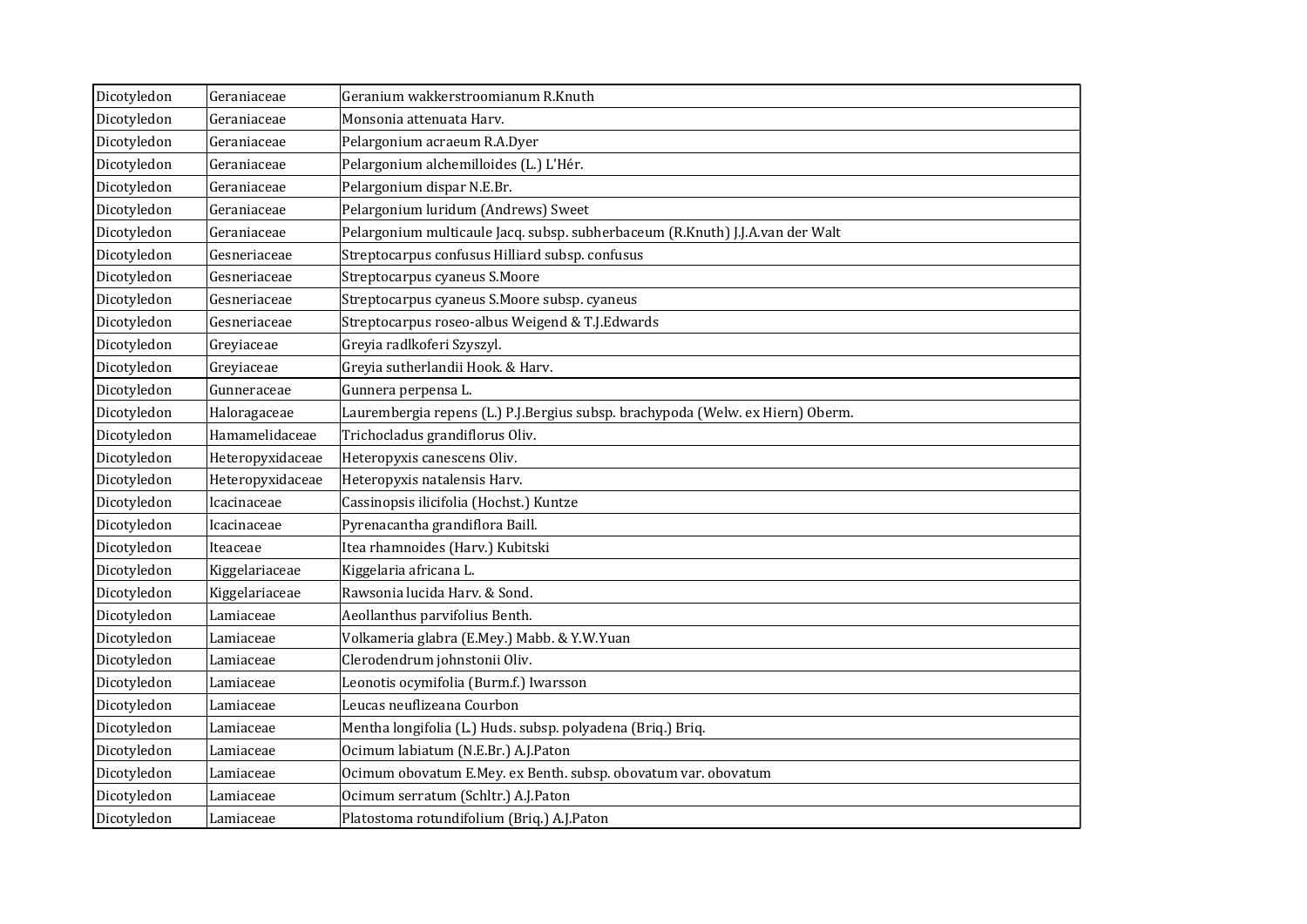| | | |
|---|---|---|
| Dicotyledon | Geraniaceae | Geranium wakkerstroomianum R.Knuth |
| Dicotyledon | Geraniaceae | Monsonia attenuata Harv. |
| Dicotyledon | Geraniaceae | Pelargonium acraeum R.A.Dyer |
| Dicotyledon | Geraniaceae | Pelargonium alchemilloides (L.) L'Hér. |
| Dicotyledon | Geraniaceae | Pelargonium dispar N.E.Br. |
| Dicotyledon | Geraniaceae | Pelargonium luridum (Andrews) Sweet |
| Dicotyledon | Geraniaceae | Pelargonium multicaule Jacq. subsp. subherbaceum (R.Knuth) J.J.A.van der Walt |
| Dicotyledon | Gesneriaceae | Streptocarpus confusus Hilliard subsp. confusus |
| Dicotyledon | Gesneriaceae | Streptocarpus cyaneus S.Moore |
| Dicotyledon | Gesneriaceae | Streptocarpus cyaneus S.Moore subsp. cyaneus |
| Dicotyledon | Gesneriaceae | Streptocarpus roseo-albus Weigend & T.J.Edwards |
| Dicotyledon | Greyiaceae | Greyia radlkoferi Szyszyl. |
| Dicotyledon | Greyiaceae | Greyia sutherlandii Hook. & Harv. |
| Dicotyledon | Gunneraceae | Gunnera perpensa L. |
| Dicotyledon | Haloragaceae | Laurembergia repens (L.) P.J.Bergius subsp. brachypoda (Welw. ex Hiern) Oberm. |
| Dicotyledon | Hamamelidaceae | Trichocladus grandiflorus Oliv. |
| Dicotyledon | Heteropyxidaceae | Heteropyxis canescens Oliv. |
| Dicotyledon | Heteropyxidaceae | Heteropyxis natalensis Harv. |
| Dicotyledon | Icacinaceae | Cassinopsis ilicifolia (Hochst.) Kuntze |
| Dicotyledon | Icacinaceae | Pyrenacantha grandiflora Baill. |
| Dicotyledon | Iteaceae | Itea rhamnoides (Harv.) Kubitski |
| Dicotyledon | Kiggelariaceae | Kiggelaria africana L. |
| Dicotyledon | Kiggelariaceae | Rawsonia lucida Harv. & Sond. |
| Dicotyledon | Lamiaceae | Aeollanthus parvifolius Benth. |
| Dicotyledon | Lamiaceae | Volkameria glabra (E.Mey.) Mabb. & Y.W.Yuan |
| Dicotyledon | Lamiaceae | Clerodendrum johnstonii Oliv. |
| Dicotyledon | Lamiaceae | Leonotis ocymifolia (Burm.f.) Iwarsson |
| Dicotyledon | Lamiaceae | Leucas neuflizeana Courbon |
| Dicotyledon | Lamiaceae | Mentha longifolia (L.) Huds. subsp. polyadena (Briq.) Briq. |
| Dicotyledon | Lamiaceae | Ocimum labiatum (N.E.Br.) A.J.Paton |
| Dicotyledon | Lamiaceae | Ocimum obovatum E.Mey. ex Benth. subsp. obovatum var. obovatum |
| Dicotyledon | Lamiaceae | Ocimum serratum (Schltr.) A.J.Paton |
| Dicotyledon | Lamiaceae | Platostoma rotundifolium (Briq.) A.J.Paton |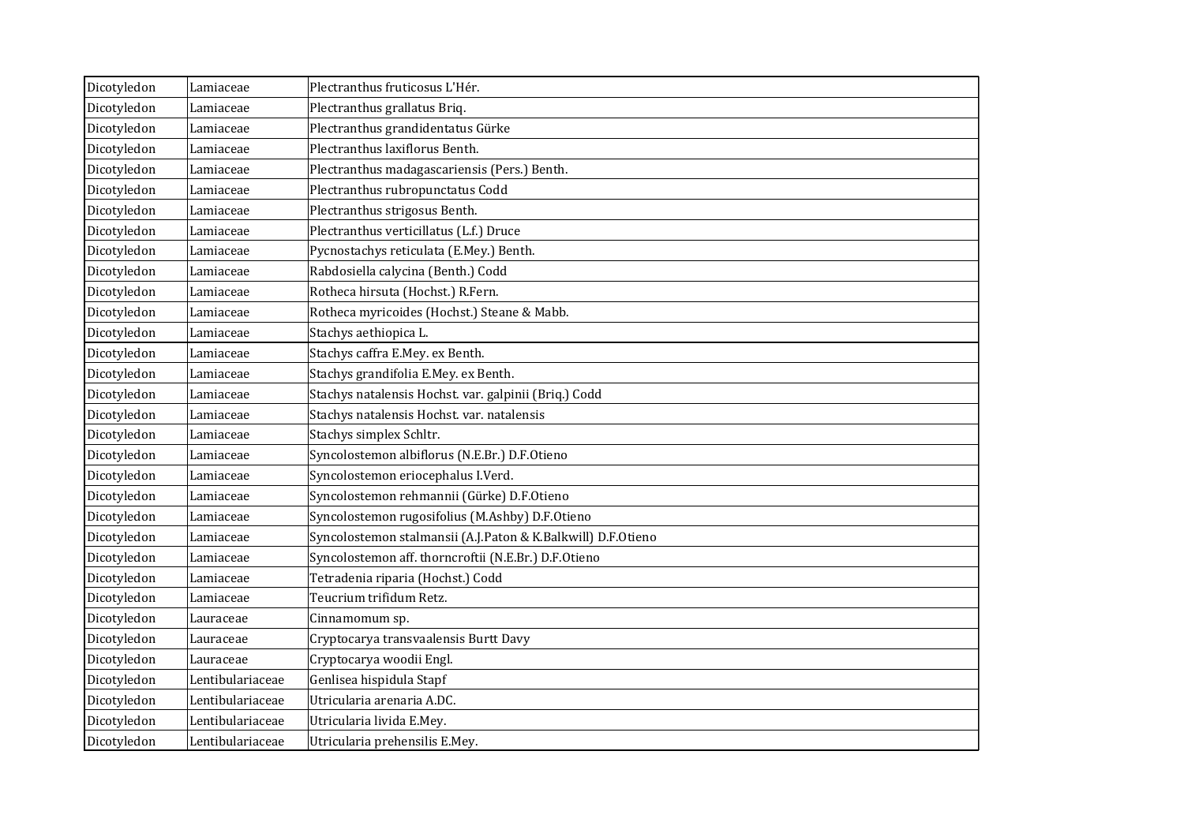| | | |
|---|---|---|
| Dicotyledon | Lamiaceae | Plectranthus fruticosus L'Hér. |
| Dicotyledon | Lamiaceae | Plectranthus grallatus Briq. |
| Dicotyledon | Lamiaceae | Plectranthus grandidentatus Gürke |
| Dicotyledon | Lamiaceae | Plectranthus laxiflorus Benth. |
| Dicotyledon | Lamiaceae | Plectranthus madagascariensis (Pers.) Benth. |
| Dicotyledon | Lamiaceae | Plectranthus rubropunctatus Codd |
| Dicotyledon | Lamiaceae | Plectranthus strigosus Benth. |
| Dicotyledon | Lamiaceae | Plectranthus verticillatus (L.f.) Druce |
| Dicotyledon | Lamiaceae | Pycnostachys reticulata (E.Mey.) Benth. |
| Dicotyledon | Lamiaceae | Rabdosiella calycina (Benth.) Codd |
| Dicotyledon | Lamiaceae | Rotheca hirsuta (Hochst.) R.Fern. |
| Dicotyledon | Lamiaceae | Rotheca myricoides (Hochst.) Steane & Mabb. |
| Dicotyledon | Lamiaceae | Stachys aethiopica L. |
| Dicotyledon | Lamiaceae | Stachys caffra E.Mey. ex Benth. |
| Dicotyledon | Lamiaceae | Stachys grandifolia E.Mey. ex Benth. |
| Dicotyledon | Lamiaceae | Stachys natalensis Hochst. var. galpinii (Briq.) Codd |
| Dicotyledon | Lamiaceae | Stachys natalensis Hochst. var. natalensis |
| Dicotyledon | Lamiaceae | Stachys simplex Schltr. |
| Dicotyledon | Lamiaceae | Syncolostemon albiflorus (N.E.Br.) D.F.Otieno |
| Dicotyledon | Lamiaceae | Syncolostemon eriocephalus I.Verd. |
| Dicotyledon | Lamiaceae | Syncolostemon rehmannii (Gürke) D.F.Otieno |
| Dicotyledon | Lamiaceae | Syncolostemon rugosifolius (M.Ashby) D.F.Otieno |
| Dicotyledon | Lamiaceae | Syncolostemon stalmansii (A.J.Paton & K.Balkwill) D.F.Otieno |
| Dicotyledon | Lamiaceae | Syncolostemon aff. thorncroftii (N.E.Br.) D.F.Otieno |
| Dicotyledon | Lamiaceae | Tetradenia riparia (Hochst.) Codd |
| Dicotyledon | Lamiaceae | Teucrium trifidum Retz. |
| Dicotyledon | Lauraceae | Cinnamomum sp. |
| Dicotyledon | Lauraceae | Cryptocarya transvaalensis Burtt Davy |
| Dicotyledon | Lauraceae | Cryptocarya woodii Engl. |
| Dicotyledon | Lentibulariaceae | Genlisea hispidula Stapf |
| Dicotyledon | Lentibulariaceae | Utricularia arenaria A.DC. |
| Dicotyledon | Lentibulariaceae | Utricularia livida E.Mey. |
| Dicotyledon | Lentibulariaceae | Utricularia prehensilis E.Mey. |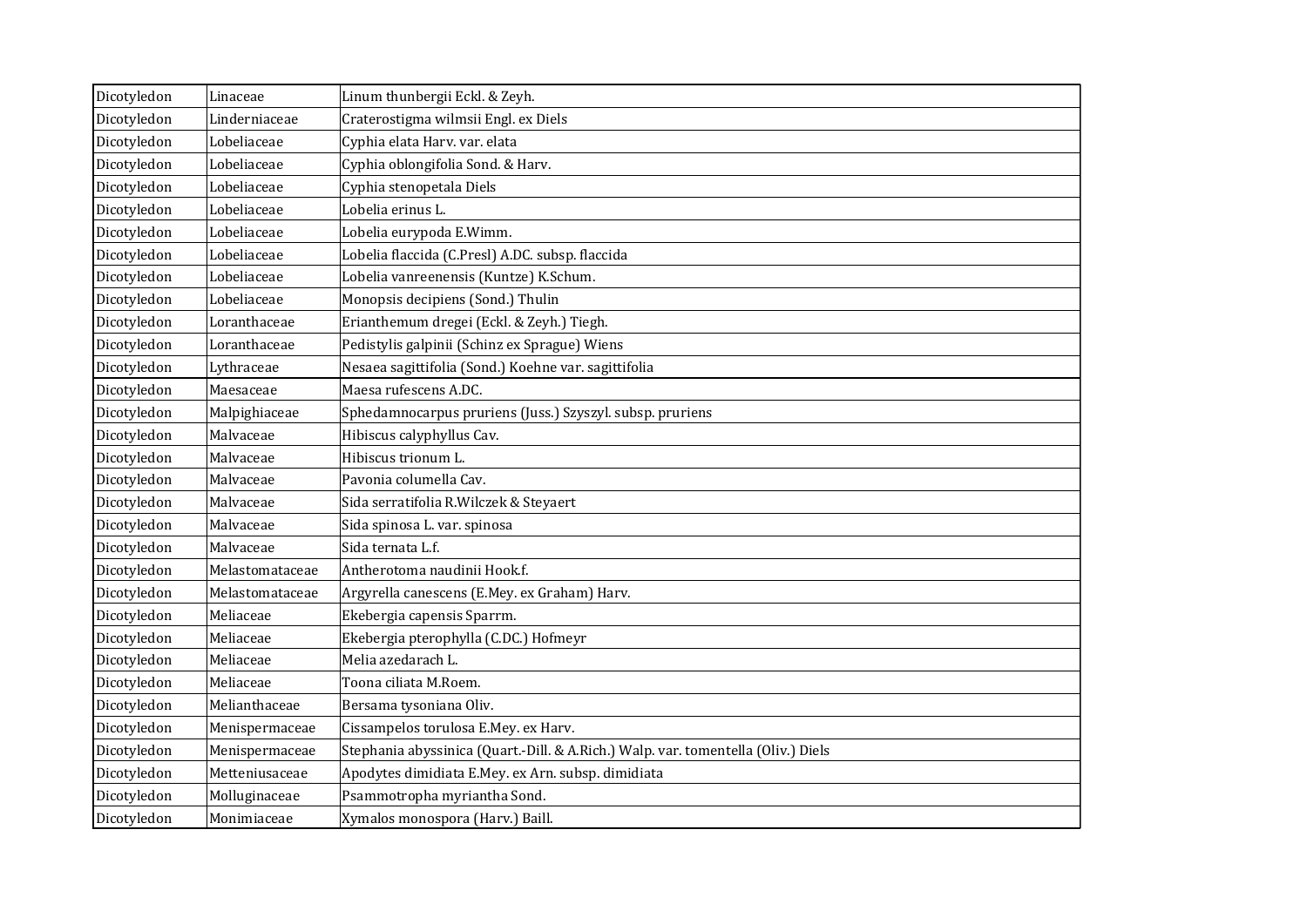| | | |
|---|---|---|
| Dicotyledon | Linaceae | Linum thunbergii Eckl. & Zeyh. |
| Dicotyledon | Linderniaceae | Craterostigma wilmsii Engl. ex Diels |
| Dicotyledon | Lobeliaceae | Cyphia elata Harv. var. elata |
| Dicotyledon | Lobeliaceae | Cyphia oblongifolia Sond. & Harv. |
| Dicotyledon | Lobeliaceae | Cyphia stenopetala Diels |
| Dicotyledon | Lobeliaceae | Lobelia erinus L. |
| Dicotyledon | Lobeliaceae | Lobelia eurypoda E.Wimm. |
| Dicotyledon | Lobeliaceae | Lobelia flaccida (C.Presl) A.DC. subsp. flaccida |
| Dicotyledon | Lobeliaceae | Lobelia vanreenensis (Kuntze) K.Schum. |
| Dicotyledon | Lobeliaceae | Monopsis decipiens (Sond.) Thulin |
| Dicotyledon | Loranthaceae | Erianthemum dregei (Eckl. & Zeyh.) Tiegh. |
| Dicotyledon | Loranthaceae | Pedistylis galpinii (Schinz ex Sprague) Wiens |
| Dicotyledon | Lythraceae | Nesaea sagittifolia (Sond.) Koehne var. sagittifolia |
| Dicotyledon | Maesaceae | Maesa rufescens A.DC. |
| Dicotyledon | Malpighiaceae | Sphedamnocarpus pruriens (Juss.) Szyszyl. subsp. pruriens |
| Dicotyledon | Malvaceae | Hibiscus calyphyllus Cav. |
| Dicotyledon | Malvaceae | Hibiscus trionum L. |
| Dicotyledon | Malvaceae | Pavonia columella Cav. |
| Dicotyledon | Malvaceae | Sida serratifolia R.Wilczek & Steyaert |
| Dicotyledon | Malvaceae | Sida spinosa L. var. spinosa |
| Dicotyledon | Malvaceae | Sida ternata L.f. |
| Dicotyledon | Melastomataceae | Antherotoma naudinii Hook.f. |
| Dicotyledon | Melastomataceae | Argyrella canescens (E.Mey. ex Graham) Harv. |
| Dicotyledon | Meliaceae | Ekebergia capensis Sparrm. |
| Dicotyledon | Meliaceae | Ekebergia pterophylla (C.DC.) Hofmeyr |
| Dicotyledon | Meliaceae | Melia azedarach L. |
| Dicotyledon | Meliaceae | Toona ciliata M.Roem. |
| Dicotyledon | Melianthaceae | Bersama tysoniana Oliv. |
| Dicotyledon | Menispermaceae | Cissampelos torulosa E.Mey. ex Harv. |
| Dicotyledon | Menispermaceae | Stephania abyssinica (Quart.-Dill. & A.Rich.) Walp. var. tomentella (Oliv.) Diels |
| Dicotyledon | Metteniusaceae | Apodytes dimidiata E.Mey. ex Arn. subsp. dimidiata |
| Dicotyledon | Molluginaceae | Psammotropha myriantha Sond. |
| Dicotyledon | Monimiaceae | Xymalos monospora (Harv.) Baill. |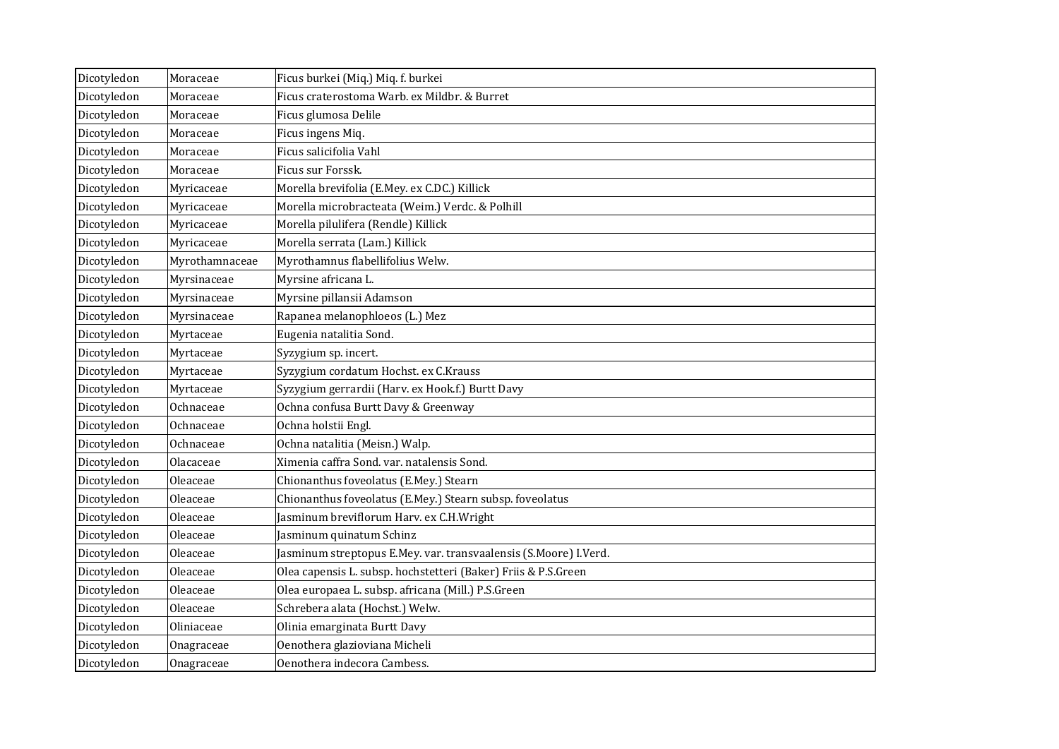| | | |
|---|---|---|
| Dicotyledon | Moraceae | Ficus burkei (Miq.) Miq. f. burkei |
| Dicotyledon | Moraceae | Ficus craterostoma Warb. ex Mildbr. & Burret |
| Dicotyledon | Moraceae | Ficus glumosa Delile |
| Dicotyledon | Moraceae | Ficus ingens Miq. |
| Dicotyledon | Moraceae | Ficus salicifolia Vahl |
| Dicotyledon | Moraceae | Ficus sur Forssk. |
| Dicotyledon | Myricaceae | Morella brevifolia (E.Mey. ex C.DC.) Killick |
| Dicotyledon | Myricaceae | Morella microbracteata (Weim.) Verdc. & Polhill |
| Dicotyledon | Myricaceae | Morella pilulifera (Rendle) Killick |
| Dicotyledon | Myricaceae | Morella serrata (Lam.) Killick |
| Dicotyledon | Myrothamnaceae | Myrothamnus flabellifolius Welw. |
| Dicotyledon | Myrsinaceae | Myrsine africana L. |
| Dicotyledon | Myrsinaceae | Myrsine pillansii Adamson |
| Dicotyledon | Myrsinaceae | Rapanea melanophloeos (L.) Mez |
| Dicotyledon | Myrtaceae | Eugenia natalitia Sond. |
| Dicotyledon | Myrtaceae | Syzygium sp. incert. |
| Dicotyledon | Myrtaceae | Syzygium cordatum Hochst. ex C.Krauss |
| Dicotyledon | Myrtaceae | Syzygium gerrardii (Harv. ex Hook.f.) Burtt Davy |
| Dicotyledon | Ochnaceae | Ochna confusa Burtt Davy & Greenway |
| Dicotyledon | Ochnaceae | Ochna holstii Engl. |
| Dicotyledon | Ochnaceae | Ochna natalitia (Meisn.) Walp. |
| Dicotyledon | Olacaceae | Ximenia caffra Sond. var. natalensis Sond. |
| Dicotyledon | Oleaceae | Chionanthus foveolatus (E.Mey.) Stearn |
| Dicotyledon | Oleaceae | Chionanthus foveolatus (E.Mey.) Stearn subsp. foveolatus |
| Dicotyledon | Oleaceae | Jasminum breviflorum Harv. ex C.H.Wright |
| Dicotyledon | Oleaceae | Jasminum quinatum Schinz |
| Dicotyledon | Oleaceae | Jasminum streptopus E.Mey. var. transvaalensis (S.Moore) I.Verd. |
| Dicotyledon | Oleaceae | Olea capensis L. subsp. hochstetteri (Baker) Friis & P.S.Green |
| Dicotyledon | Oleaceae | Olea europaea L. subsp. africana (Mill.) P.S.Green |
| Dicotyledon | Oleaceae | Schrebera alata (Hochst.) Welw. |
| Dicotyledon | Oliniaceae | Olinia emarginata Burtt Davy |
| Dicotyledon | Onagraceae | Oenothera glazioviana Micheli |
| Dicotyledon | Onagraceae | Oenothera indecora Cambess. |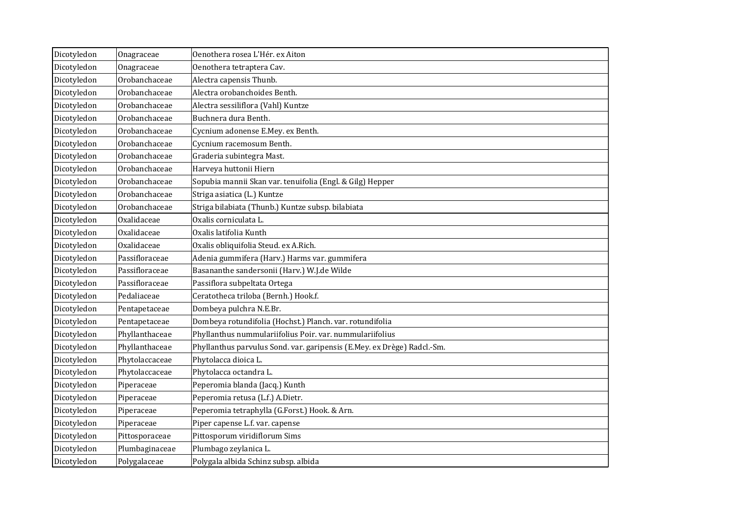| Dicotyledon | Onagraceae | Oenothera rosea L'Hér. ex Aiton |
|---|---|---|
| Dicotyledon | Onagraceae | Oenothera tetraptera Cav. |
| Dicotyledon | Orobanchaceae | Alectra capensis Thunb. |
| Dicotyledon | Orobanchaceae | Alectra orobanchoides Benth. |
| Dicotyledon | Orobanchaceae | Alectra sessiliflora (Vahl) Kuntze |
| Dicotyledon | Orobanchaceae | Buchnera dura Benth. |
| Dicotyledon | Orobanchaceae | Cycnium adonense E.Mey. ex Benth. |
| Dicotyledon | Orobanchaceae | Cycnium racemosum Benth. |
| Dicotyledon | Orobanchaceae | Graderia subintegra Mast. |
| Dicotyledon | Orobanchaceae | Harveya huttonii Hiern |
| Dicotyledon | Orobanchaceae | Sopubia mannii Skan var. tenuifolia (Engl. & Gilg) Hepper |
| Dicotyledon | Orobanchaceae | Striga asiatica (L.) Kuntze |
| Dicotyledon | Orobanchaceae | Striga bilabiata (Thunb.) Kuntze subsp. bilabiata |
| Dicotyledon | Oxalidaceae | Oxalis corniculata L. |
| Dicotyledon | Oxalidaceae | Oxalis latifolia Kunth |
| Dicotyledon | Oxalidaceae | Oxalis obliquifolia Steud. ex A.Rich. |
| Dicotyledon | Passifloraceae | Adenia gummifera (Harv.) Harms var. gummifera |
| Dicotyledon | Passifloraceae | Basananthe sandersonii (Harv.) W.J.de Wilde |
| Dicotyledon | Passifloraceae | Passiflora subpeltata Ortega |
| Dicotyledon | Pedaliaceae | Ceratotheca triloba (Bernh.) Hook.f. |
| Dicotyledon | Pentapetaceae | Dombeya pulchra N.E.Br. |
| Dicotyledon | Pentapetaceae | Dombeya rotundifolia (Hochst.) Planch. var. rotundifolia |
| Dicotyledon | Phyllanthaceae | Phyllanthus nummulariifolius Poir. var. nummulariifolius |
| Dicotyledon | Phyllanthaceae | Phyllanthus parvulus Sond. var. garipensis (E.Mey. ex Drège) Radcl.-Sm. |
| Dicotyledon | Phytolaccaceae | Phytolacca dioica L. |
| Dicotyledon | Phytolaccaceae | Phytolacca octandra L. |
| Dicotyledon | Piperaceae | Peperomia blanda (Jacq.) Kunth |
| Dicotyledon | Piperaceae | Peperomia retusa (L.f.) A.Dietr. |
| Dicotyledon | Piperaceae | Peperomia tetraphylla (G.Forst.) Hook. & Arn. |
| Dicotyledon | Piperaceae | Piper capense L.f. var. capense |
| Dicotyledon | Pittosporaceae | Pittosporum viridiflorum Sims |
| Dicotyledon | Plumbaginaceae | Plumbago zeylanica L. |
| Dicotyledon | Polygalaceae | Polygala albida Schinz subsp. albida |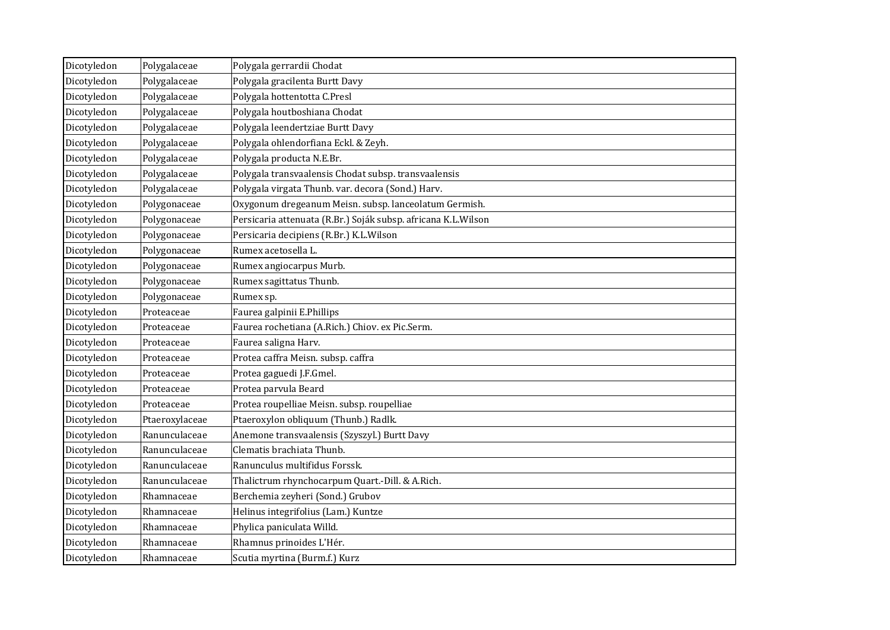| Dicotyledon | Polygalaceae | Polygala gerrardii Chodat |
|---|---|---|
| Dicotyledon | Polygalaceae | Polygala gracilenta Burtt Davy |
| Dicotyledon | Polygalaceae | Polygala hottentotta C.Presl |
| Dicotyledon | Polygalaceae | Polygala houtboshiana Chodat |
| Dicotyledon | Polygalaceae | Polygala leendertziae Burtt Davy |
| Dicotyledon | Polygalaceae | Polygala ohlendorfiana Eckl. & Zeyh. |
| Dicotyledon | Polygalaceae | Polygala producta N.E.Br. |
| Dicotyledon | Polygalaceae | Polygala transvaalensis Chodat subsp. transvaalensis |
| Dicotyledon | Polygalaceae | Polygala virgata Thunb. var. decora (Sond.) Harv. |
| Dicotyledon | Polygonaceae | Oxygonum dregeanum Meisn. subsp. lanceolatum Germish. |
| Dicotyledon | Polygonaceae | Persicaria attenuata (R.Br.) Soják subsp. africana K.L.Wilson |
| Dicotyledon | Polygonaceae | Persicaria decipiens (R.Br.) K.L.Wilson |
| Dicotyledon | Polygonaceae | Rumex acetosella L. |
| Dicotyledon | Polygonaceae | Rumex angiocarpus Murb. |
| Dicotyledon | Polygonaceae | Rumex sagittatus Thunb. |
| Dicotyledon | Polygonaceae | Rumex sp. |
| Dicotyledon | Proteaceae | Faurea galpinii E.Phillips |
| Dicotyledon | Proteaceae | Faurea rochetiana (A.Rich.) Chiov. ex Pic.Serm. |
| Dicotyledon | Proteaceae | Faurea saligna Harv. |
| Dicotyledon | Proteaceae | Protea caffra Meisn. subsp. caffra |
| Dicotyledon | Proteaceae | Protea gaguedi J.F.Gmel. |
| Dicotyledon | Proteaceae | Protea parvula Beard |
| Dicotyledon | Proteaceae | Protea roupelliae Meisn. subsp. roupelliae |
| Dicotyledon | Ptaeroxylaceae | Ptaeroxylon obliquum (Thunb.) Radlk. |
| Dicotyledon | Ranunculaceae | Anemone transvaalensis (Szyszyl.) Burtt Davy |
| Dicotyledon | Ranunculaceae | Clematis brachiata Thunb. |
| Dicotyledon | Ranunculaceae | Ranunculus multifidus Forssk. |
| Dicotyledon | Ranunculaceae | Thalictrum rhynchocarpum Quart.-Dill. & A.Rich. |
| Dicotyledon | Rhamnaceae | Berchemia zeyheri (Sond.) Grubov |
| Dicotyledon | Rhamnaceae | Helinus integrifolius (Lam.) Kuntze |
| Dicotyledon | Rhamnaceae | Phylica paniculata Willd. |
| Dicotyledon | Rhamnaceae | Rhamnus prinoides L'Hér. |
| Dicotyledon | Rhamnaceae | Scutia myrtina (Burm.f.) Kurz |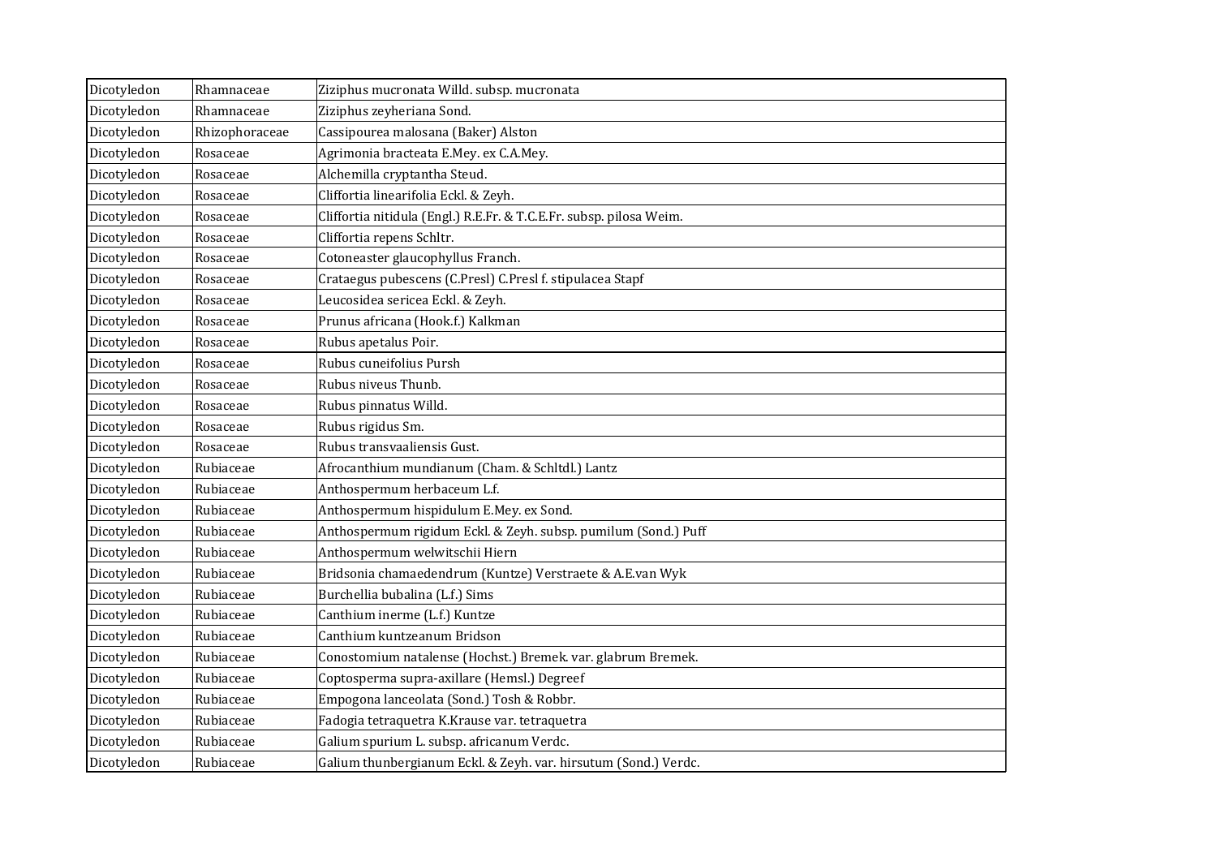| Dicotyledon | Rhamnaceae | Ziziphus mucronata Willd. subsp. mucronata |
|---|---|---|
| Dicotyledon | Rhamnaceae | Ziziphus zeyheriana Sond. |
| Dicotyledon | Rhizophoraceae | Cassipourea malosana (Baker) Alston |
| Dicotyledon | Rosaceae | Agrimonia bracteata E.Mey. ex C.A.Mey. |
| Dicotyledon | Rosaceae | Alchemilla cryptantha Steud. |
| Dicotyledon | Rosaceae | Cliffortia linearifolia Eckl. & Zeyh. |
| Dicotyledon | Rosaceae | Cliffortia nitidula (Engl.) R.E.Fr. & T.C.E.Fr. subsp. pilosa Weim. |
| Dicotyledon | Rosaceae | Cliffortia repens Schltr. |
| Dicotyledon | Rosaceae | Cotoneaster glaucophyllus Franch. |
| Dicotyledon | Rosaceae | Crataegus pubescens (C.Presl) C.Presl f. stipulacea Stapf |
| Dicotyledon | Rosaceae | Leucosidea sericea Eckl. & Zeyh. |
| Dicotyledon | Rosaceae | Prunus africana (Hook.f.) Kalkman |
| Dicotyledon | Rosaceae | Rubus apetalus Poir. |
| Dicotyledon | Rosaceae | Rubus cuneifolius Pursh |
| Dicotyledon | Rosaceae | Rubus niveus Thunb. |
| Dicotyledon | Rosaceae | Rubus pinnatus Willd. |
| Dicotyledon | Rosaceae | Rubus rigidus Sm. |
| Dicotyledon | Rosaceae | Rubus transvaaliensis Gust. |
| Dicotyledon | Rubiaceae | Afrocanthium mundianum (Cham. & Schltdl.) Lantz |
| Dicotyledon | Rubiaceae | Anthospermum herbaceum L.f. |
| Dicotyledon | Rubiaceae | Anthospermum hispidulum E.Mey. ex Sond. |
| Dicotyledon | Rubiaceae | Anthospermum rigidum Eckl. & Zeyh. subsp. pumilum (Sond.) Puff |
| Dicotyledon | Rubiaceae | Anthospermum welwitschii Hiern |
| Dicotyledon | Rubiaceae | Bridsonia chamaedendrum (Kuntze) Verstraete & A.E.van Wyk |
| Dicotyledon | Rubiaceae | Burchellia bubalina (L.f.) Sims |
| Dicotyledon | Rubiaceae | Canthium inerme (L.f.) Kuntze |
| Dicotyledon | Rubiaceae | Canthium kuntzeanum Bridson |
| Dicotyledon | Rubiaceae | Conostomium natalense (Hochst.) Bremek. var. glabrum Bremek. |
| Dicotyledon | Rubiaceae | Coptosperma supra-axillare (Hemsl.) Degreef |
| Dicotyledon | Rubiaceae | Empogona lanceolata (Sond.) Tosh & Robbr. |
| Dicotyledon | Rubiaceae | Fadogia tetraquetra K.Krause var. tetraquetra |
| Dicotyledon | Rubiaceae | Galium spurium L. subsp. africanum Verdc. |
| Dicotyledon | Rubiaceae | Galium thunbergianum Eckl. & Zeyh. var. hirsutum (Sond.) Verdc. |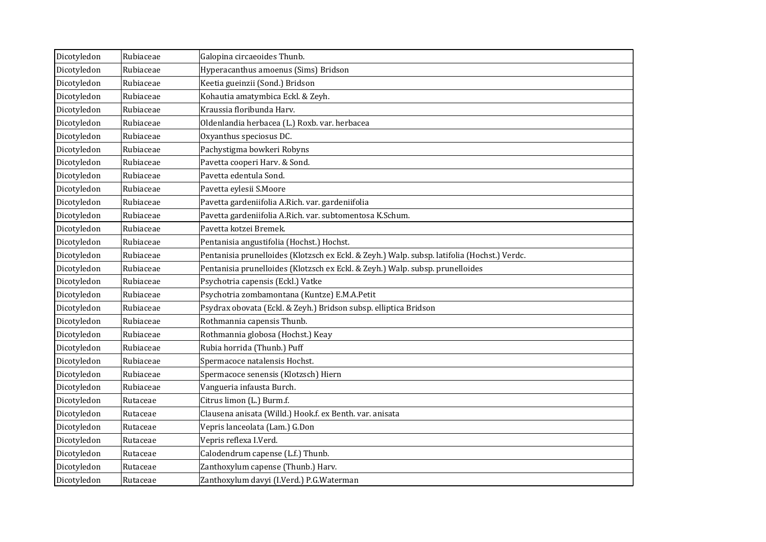| Dicotyledon | Rubiaceae | Galopina circaeoides Thunb. |
|---|---|---|
| Dicotyledon | Rubiaceae | Hyperacanthus amoenus (Sims) Bridson |
| Dicotyledon | Rubiaceae | Keetia gueinzii (Sond.) Bridson |
| Dicotyledon | Rubiaceae | Kohautia amatymbica Eckl. & Zeyh. |
| Dicotyledon | Rubiaceae | Kraussia floribunda Harv. |
| Dicotyledon | Rubiaceae | Oldenlandia herbacea (L.) Roxb. var. herbacea |
| Dicotyledon | Rubiaceae | Oxyanthus speciosus DC. |
| Dicotyledon | Rubiaceae | Pachystigma bowkeri Robyns |
| Dicotyledon | Rubiaceae | Pavetta cooperi Harv. & Sond. |
| Dicotyledon | Rubiaceae | Pavetta edentula Sond. |
| Dicotyledon | Rubiaceae | Pavetta eylesii S.Moore |
| Dicotyledon | Rubiaceae | Pavetta gardeniifolia A.Rich. var. gardeniifolia |
| Dicotyledon | Rubiaceae | Pavetta gardeniifolia A.Rich. var. subtomentosa K.Schum. |
| Dicotyledon | Rubiaceae | Pavetta kotzei Bremek. |
| Dicotyledon | Rubiaceae | Pentanisia angustifolia (Hochst.) Hochst. |
| Dicotyledon | Rubiaceae | Pentanisia prunelloides (Klotzsch ex Eckl. & Zeyh.) Walp. subsp. latifolia (Hochst.) Verdc. |
| Dicotyledon | Rubiaceae | Pentanisia prunelloides (Klotzsch ex Eckl. & Zeyh.) Walp. subsp. prunelloides |
| Dicotyledon | Rubiaceae | Psychotria capensis (Eckl.) Vatke |
| Dicotyledon | Rubiaceae | Psychotria zombamontana (Kuntze) E.M.A.Petit |
| Dicotyledon | Rubiaceae | Psydrax obovata (Eckl. & Zeyh.) Bridson subsp. elliptica Bridson |
| Dicotyledon | Rubiaceae | Rothmannia capensis Thunb. |
| Dicotyledon | Rubiaceae | Rothmannia globosa (Hochst.) Keay |
| Dicotyledon | Rubiaceae | Rubia horrida (Thunb.) Puff |
| Dicotyledon | Rubiaceae | Spermacoce natalensis Hochst. |
| Dicotyledon | Rubiaceae | Spermacoce senensis (Klotzsch) Hiern |
| Dicotyledon | Rubiaceae | Vangueria infausta Burch. |
| Dicotyledon | Rutaceae | Citrus limon (L.) Burm.f. |
| Dicotyledon | Rutaceae | Clausena anisata (Willd.) Hook.f. ex Benth. var. anisata |
| Dicotyledon | Rutaceae | Vepris lanceolata (Lam.) G.Don |
| Dicotyledon | Rutaceae | Vepris reflexa I.Verd. |
| Dicotyledon | Rutaceae | Calodendrum capense (L.f.) Thunb. |
| Dicotyledon | Rutaceae | Zanthoxylum capense (Thunb.) Harv. |
| Dicotyledon | Rutaceae | Zanthoxylum davyi (I.Verd.) P.G.Waterman |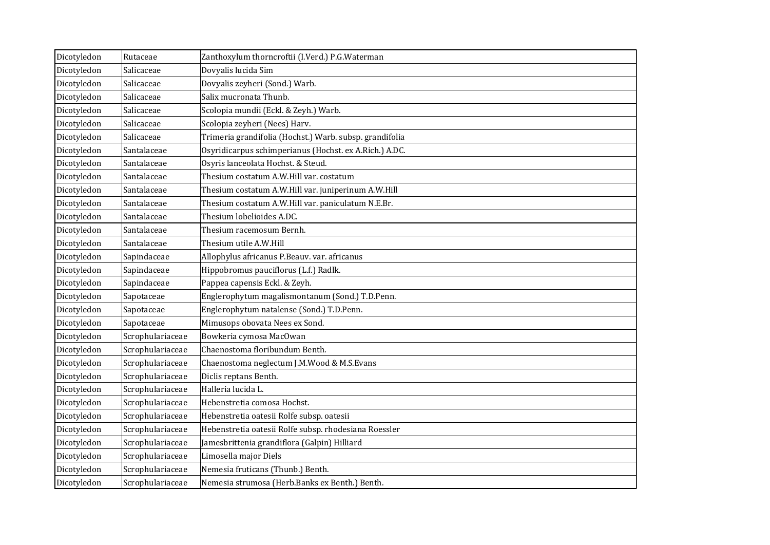| | | |
|---|---|---|
| Dicotyledon | Rutaceae | Zanthoxylum thorncroftii (I.Verd.) P.G.Waterman |
| Dicotyledon | Salicaceae | Dovyalis lucida Sim |
| Dicotyledon | Salicaceae | Dovyalis zeyheri (Sond.) Warb. |
| Dicotyledon | Salicaceae | Salix mucronata Thunb. |
| Dicotyledon | Salicaceae | Scolopia mundii (Eckl. & Zeyh.) Warb. |
| Dicotyledon | Salicaceae | Scolopia zeyheri (Nees) Harv. |
| Dicotyledon | Salicaceae | Trimeria grandifolia (Hochst.) Warb. subsp. grandifolia |
| Dicotyledon | Santalaceae | Osyridicarpus schimperianus (Hochst. ex A.Rich.) A.DC. |
| Dicotyledon | Santalaceae | Osyris lanceolata Hochst. & Steud. |
| Dicotyledon | Santalaceae | Thesium costatum A.W.Hill var. costatum |
| Dicotyledon | Santalaceae | Thesium costatum A.W.Hill var. juniperinum A.W.Hill |
| Dicotyledon | Santalaceae | Thesium costatum A.W.Hill var. paniculatum N.E.Br. |
| Dicotyledon | Santalaceae | Thesium lobelioides A.DC. |
| Dicotyledon | Santalaceae | Thesium racemosum Bernh. |
| Dicotyledon | Santalaceae | Thesium utile A.W.Hill |
| Dicotyledon | Sapindaceae | Allophylus africanus P.Beauv. var. africanus |
| Dicotyledon | Sapindaceae | Hippobromus pauciflorus (L.f.) Radlk. |
| Dicotyledon | Sapindaceae | Pappea capensis Eckl. & Zeyh. |
| Dicotyledon | Sapotaceae | Englerophytum magalismontanum (Sond.) T.D.Penn. |
| Dicotyledon | Sapotaceae | Englerophytum natalense (Sond.) T.D.Penn. |
| Dicotyledon | Sapotaceae | Mimusops obovata Nees ex Sond. |
| Dicotyledon | Scrophulariaceae | Bowkeria cymosa MacOwan |
| Dicotyledon | Scrophulariaceae | Chaenostoma floribundum Benth. |
| Dicotyledon | Scrophulariaceae | Chaenostoma neglectum J.M.Wood & M.S.Evans |
| Dicotyledon | Scrophulariaceae | Diclis reptans Benth. |
| Dicotyledon | Scrophulariaceae | Halleria lucida L. |
| Dicotyledon | Scrophulariaceae | Hebenstretia comosa Hochst. |
| Dicotyledon | Scrophulariaceae | Hebenstretia oatesii Rolfe subsp. oatesii |
| Dicotyledon | Scrophulariaceae | Hebenstretia oatesii Rolfe subsp. rhodesiana Roessler |
| Dicotyledon | Scrophulariaceae | Jamesbrittenia grandiflora (Galpin) Hilliard |
| Dicotyledon | Scrophulariaceae | Limosella major Diels |
| Dicotyledon | Scrophulariaceae | Nemesia fruticans (Thunb.) Benth. |
| Dicotyledon | Scrophulariaceae | Nemesia strumosa (Herb.Banks ex Benth.) Benth. |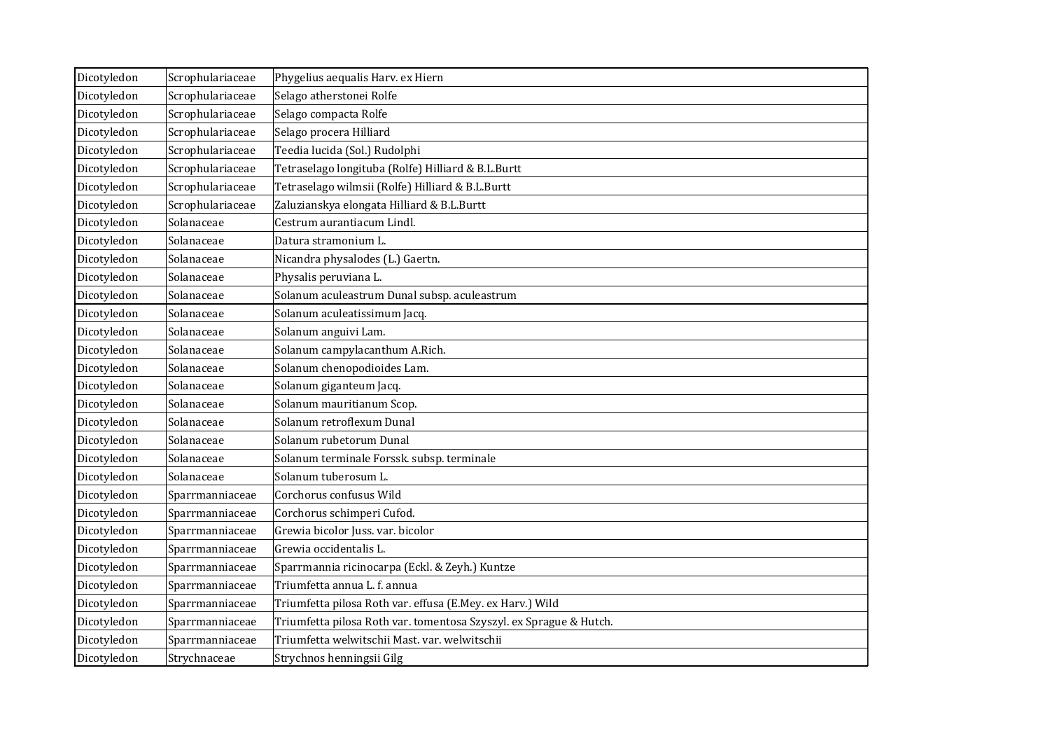| | | |
|---|---|---|
| Dicotyledon | Scrophulariaceae | Phygelius aequalis Harv. ex Hiern |
| Dicotyledon | Scrophulariaceae | Selago atherstonei Rolfe |
| Dicotyledon | Scrophulariaceae | Selago compacta Rolfe |
| Dicotyledon | Scrophulariaceae | Selago procera Hilliard |
| Dicotyledon | Scrophulariaceae | Teedia lucida (Sol.) Rudolphi |
| Dicotyledon | Scrophulariaceae | Tetraselago longituba (Rolfe) Hilliard & B.L.Burtt |
| Dicotyledon | Scrophulariaceae | Tetraselago wilmsii (Rolfe) Hilliard & B.L.Burtt |
| Dicotyledon | Scrophulariaceae | Zaluzianskya elongata Hilliard & B.L.Burtt |
| Dicotyledon | Solanaceae | Cestrum aurantiacum Lindl. |
| Dicotyledon | Solanaceae | Datura stramonium L. |
| Dicotyledon | Solanaceae | Nicandra physalodes (L.) Gaertn. |
| Dicotyledon | Solanaceae | Physalis peruviana L. |
| Dicotyledon | Solanaceae | Solanum aculeastrum Dunal subsp. aculeastrum |
| Dicotyledon | Solanaceae | Solanum aculeatissimum Jacq. |
| Dicotyledon | Solanaceae | Solanum anguivi Lam. |
| Dicotyledon | Solanaceae | Solanum campylacanthum A.Rich. |
| Dicotyledon | Solanaceae | Solanum chenopodioides Lam. |
| Dicotyledon | Solanaceae | Solanum giganteum Jacq. |
| Dicotyledon | Solanaceae | Solanum mauritianum Scop. |
| Dicotyledon | Solanaceae | Solanum retroflexum Dunal |
| Dicotyledon | Solanaceae | Solanum rubetorum Dunal |
| Dicotyledon | Solanaceae | Solanum terminale Forssk. subsp. terminale |
| Dicotyledon | Solanaceae | Solanum tuberosum L. |
| Dicotyledon | Sparrmanniaceae | Corchorus confusus Wild |
| Dicotyledon | Sparrmanniaceae | Corchorus schimperi Cufod. |
| Dicotyledon | Sparrmanniaceae | Grewia bicolor Juss. var. bicolor |
| Dicotyledon | Sparrmanniaceae | Grewia occidentalis L. |
| Dicotyledon | Sparrmanniaceae | Sparrmannia ricinocarpa (Eckl. & Zeyh.) Kuntze |
| Dicotyledon | Sparrmanniaceae | Triumfetta annua L. f. annua |
| Dicotyledon | Sparrmanniaceae | Triumfetta pilosa Roth var. effusa (E.Mey. ex Harv.) Wild |
| Dicotyledon | Sparrmanniaceae | Triumfetta pilosa Roth var. tomentosa Szyszyl. ex Sprague & Hutch. |
| Dicotyledon | Sparrmanniaceae | Triumfetta welwitschii Mast. var. welwitschii |
| Dicotyledon | Strychnaceae | Strychnos henningsii Gilg |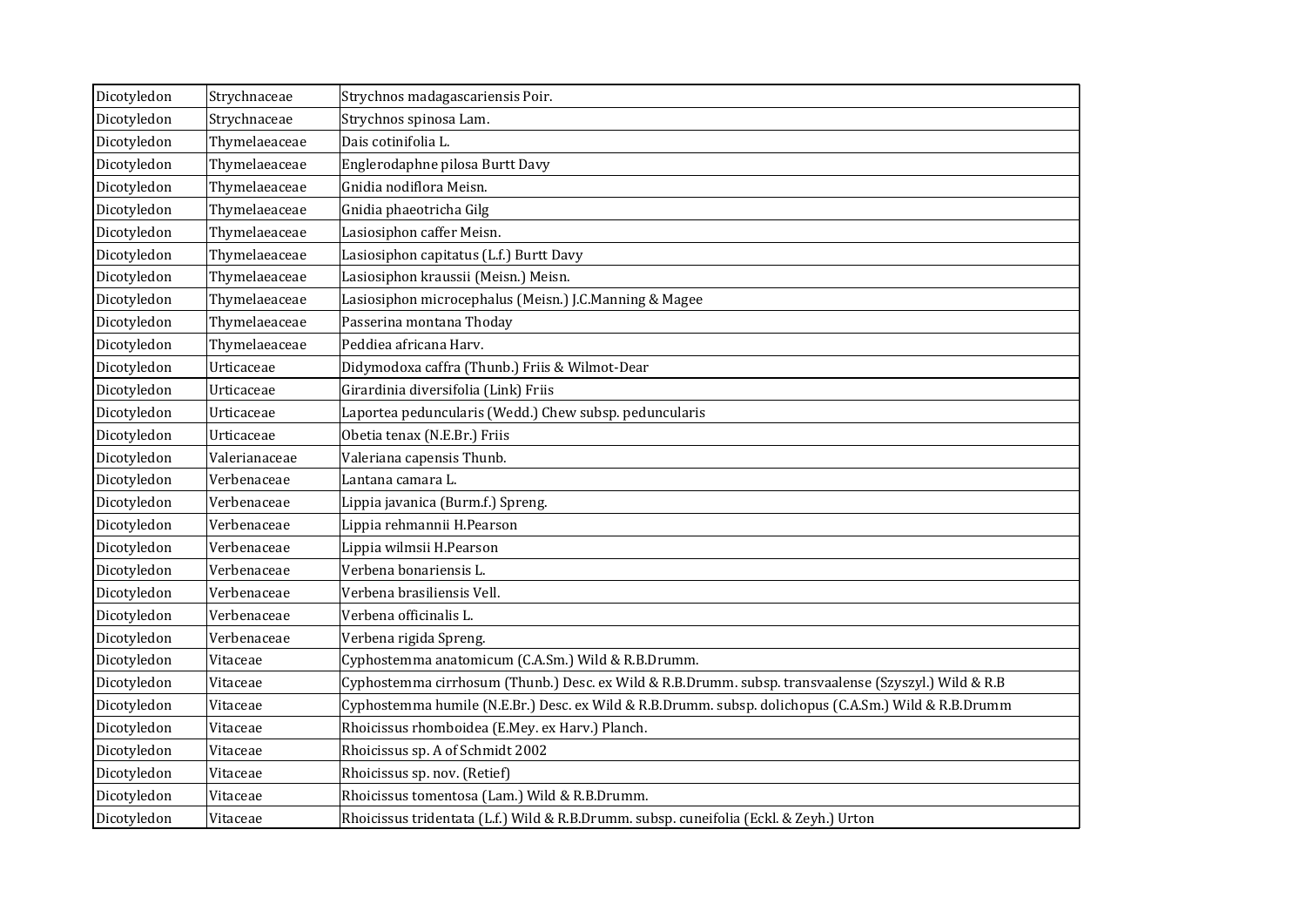| | | |
|---|---|---|
| Dicotyledon | Strychnaceae | Strychnos madagascariensis Poir. |
| Dicotyledon | Strychnaceae | Strychnos spinosa Lam. |
| Dicotyledon | Thymelaeaceae | Dais cotinifolia L. |
| Dicotyledon | Thymelaeaceae | Englerodaphne pilosa Burtt Davy |
| Dicotyledon | Thymelaeaceae | Gnidia nodiflora Meisn. |
| Dicotyledon | Thymelaeaceae | Gnidia phaeotricha Gilg |
| Dicotyledon | Thymelaeaceae | Lasiosiphon caffer Meisn. |
| Dicotyledon | Thymelaeaceae | Lasiosiphon capitatus (L.f.) Burtt Davy |
| Dicotyledon | Thymelaeaceae | Lasiosiphon kraussii (Meisn.) Meisn. |
| Dicotyledon | Thymelaeaceae | Lasiosiphon microcephalus (Meisn.) J.C.Manning & Magee |
| Dicotyledon | Thymelaeaceae | Passerina montana Thoday |
| Dicotyledon | Thymelaeaceae | Peddiea africana Harv. |
| Dicotyledon | Urticaceae | Didymodoxa caffra (Thunb.) Friis & Wilmot-Dear |
| Dicotyledon | Urticaceae | Girardinia diversifolia (Link) Friis |
| Dicotyledon | Urticaceae | Laportea peduncularis (Wedd.) Chew subsp. peduncularis |
| Dicotyledon | Urticaceae | Obetia tenax (N.E.Br.) Friis |
| Dicotyledon | Valerianaceae | Valeriana capensis Thunb. |
| Dicotyledon | Verbenaceae | Lantana camara L. |
| Dicotyledon | Verbenaceae | Lippia javanica (Burm.f.) Spreng. |
| Dicotyledon | Verbenaceae | Lippia rehmannii H.Pearson |
| Dicotyledon | Verbenaceae | Lippia wilmsii H.Pearson |
| Dicotyledon | Verbenaceae | Verbena bonariensis L. |
| Dicotyledon | Verbenaceae | Verbena brasiliensis Vell. |
| Dicotyledon | Verbenaceae | Verbena officinalis L. |
| Dicotyledon | Verbenaceae | Verbena rigida Spreng. |
| Dicotyledon | Vitaceae | Cyphostemma anatomicum (C.A.Sm.) Wild & R.B.Drumm. |
| Dicotyledon | Vitaceae | Cyphostemma cirrhosum (Thunb.) Desc. ex Wild & R.B.Drumm. subsp. transvaalense (Szyszyl.) Wild & R.B |
| Dicotyledon | Vitaceae | Cyphostemma humile (N.E.Br.) Desc. ex Wild & R.B.Drumm. subsp. dolichopus (C.A.Sm.) Wild & R.B.Drumm |
| Dicotyledon | Vitaceae | Rhoicissus rhomboidea (E.Mey. ex Harv.) Planch. |
| Dicotyledon | Vitaceae | Rhoicissus sp. A of Schmidt 2002 |
| Dicotyledon | Vitaceae | Rhoicissus sp. nov. (Retief) |
| Dicotyledon | Vitaceae | Rhoicissus tomentosa (Lam.) Wild & R.B.Drumm. |
| Dicotyledon | Vitaceae | Rhoicissus tridentata (L.f.) Wild & R.B.Drumm. subsp. cuneifolia (Eckl. & Zeyh.) Urton |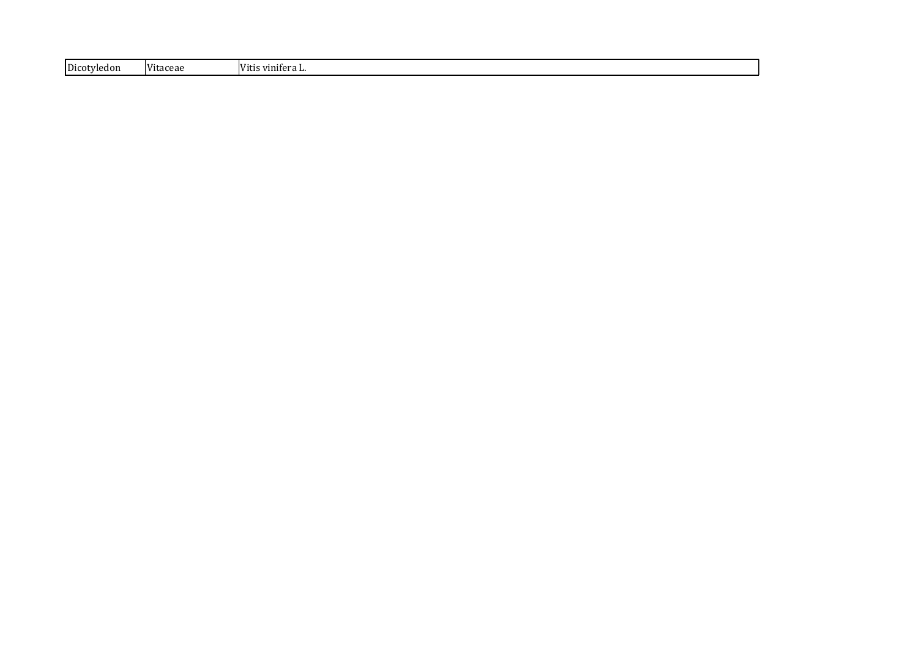| | | |
|---|---|---|
| Dicotyledon | Vitaceae | Vitis vinifera L. |